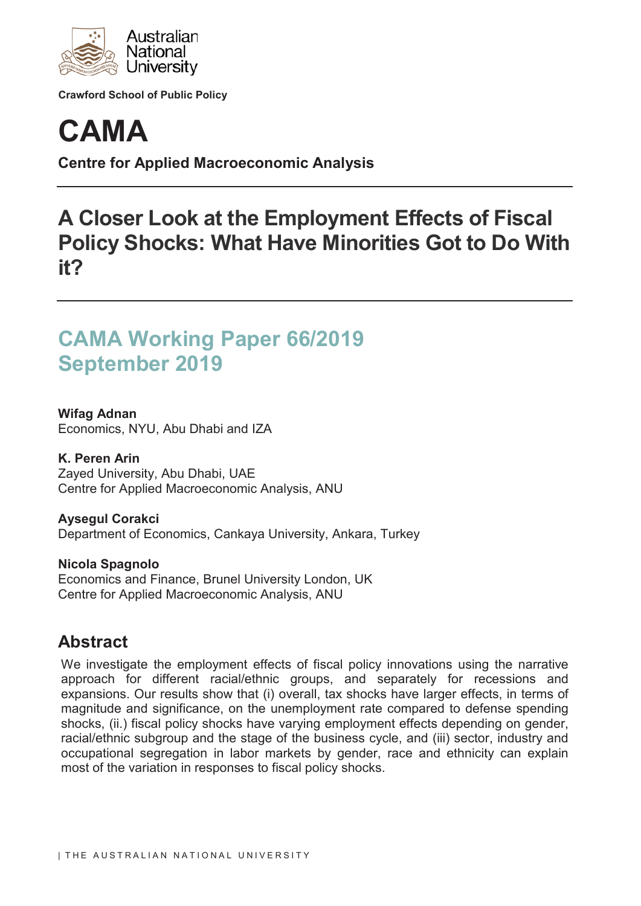Australian National University

**Crawford School of Public Policy**

# CAMA

**Centre for Applied Macroeconomic Analysis**

## A Closer Look at the Employment Effects of Fiscal Policy Shocks: What Have Minorities Got to Do With it?

## CAMA Working Paper 66/2019
## September 2019

**Wifag Adnan**
Economics, NYU, Abu Dhabi and IZA

**K. Peren Arin**
Zayed University, Abu Dhabi, UAE
Centre for Applied Macroeconomic Analysis, ANU

**Aysegul Corakci**
Department of Economics, Cankaya University, Ankara, Turkey

**Nicola Spagnolo**
Economics and Finance, Brunel University London, UK
Centre for Applied Macroeconomic Analysis, ANU

## Abstract

We investigate the employment effects of fiscal policy innovations using the narrative approach for different racial/ethnic groups, and separately for recessions and expansions. Our results show that (i) overall, tax shocks have larger effects, in terms of magnitude and significance, on the unemployment rate compared to defense spending shocks, (ii.) fiscal policy shocks have varying employment effects depending on gender, racial/ethnic subgroup and the stage of the business cycle, and (iii) sector, industry and occupational segregation in labor markets by gender, race and ethnicity can explain most of the variation in responses to fiscal policy shocks.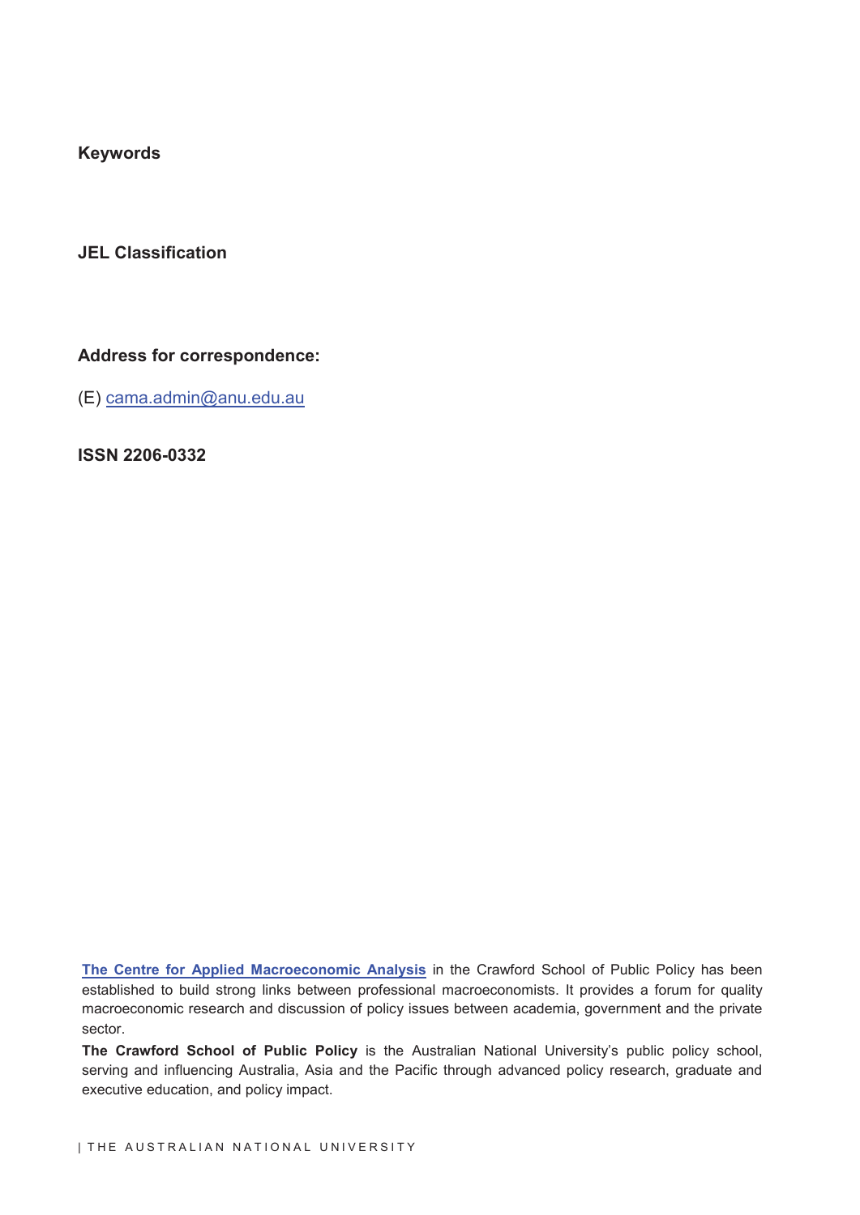**Keywords**

**JEL Classification**

**Address for correspondence:**

(E) cama.admin@anu.edu.au

**ISSN 2206-0332**

**The Centre for Applied Macroeconomic Analysis** in the Crawford School of Public Policy has been established to build strong links between professional macroeconomists. It provides a forum for quality macroeconomic research and discussion of policy issues between academia, government and the private sector.

**The Crawford School of Public Policy** is the Australian National University's public policy school, serving and influencing Australia, Asia and the Pacific through advanced policy research, graduate and executive education, and policy impact.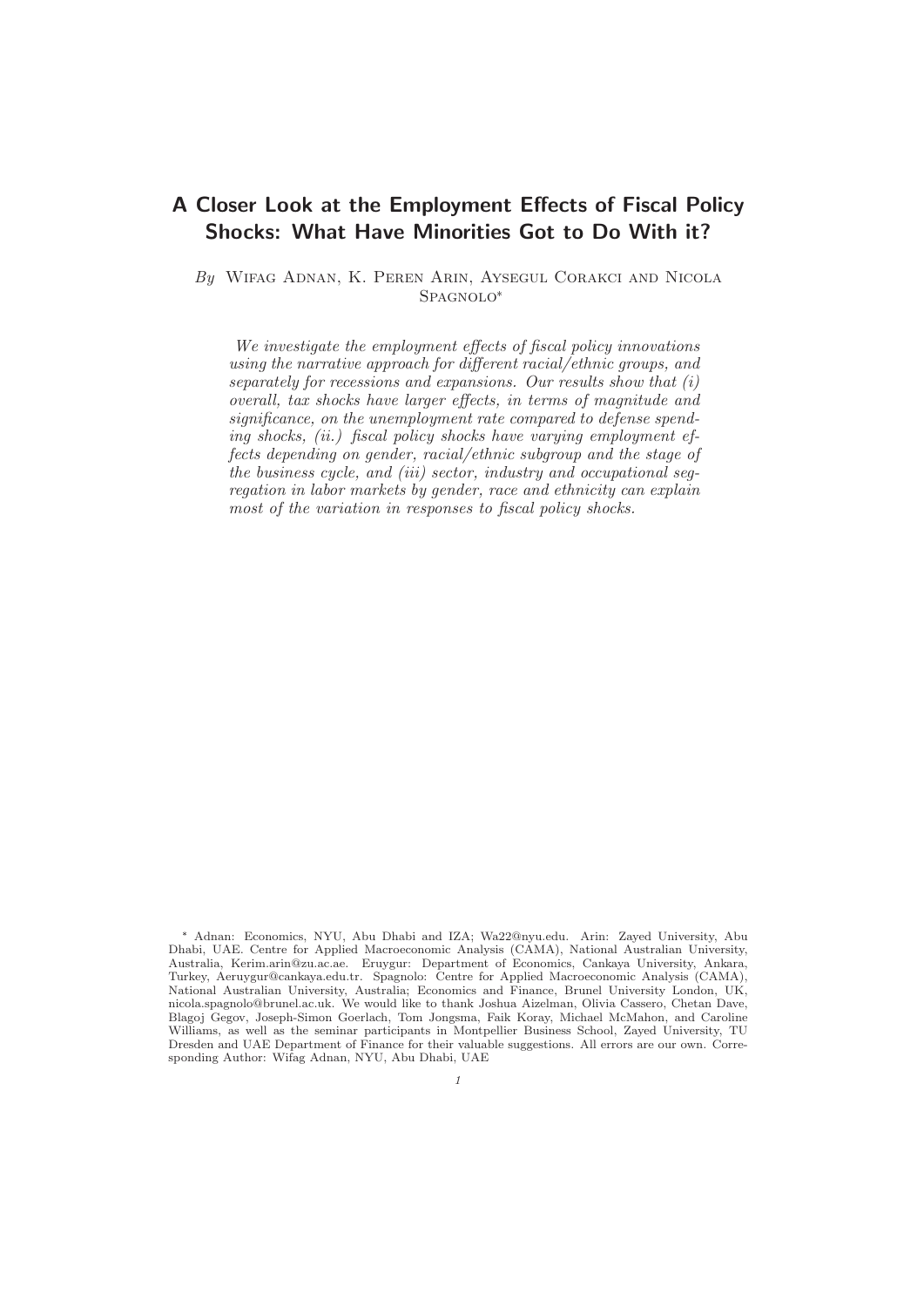# A Closer Look at the Employment Effects of Fiscal Policy Shocks: What Have Minorities Got to Do With it?

*By* Wifag Adnan, K. Peren Arin, Aysegul Corakci and Nicola Spagnolo*

*We investigate the employment effects of fiscal policy innovations using the narrative approach for different racial/ethnic groups, and separately for recessions and expansions. Our results show that (i) overall, tax shocks have larger effects, in terms of magnitude and significance, on the unemployment rate compared to defense spending shocks, (ii.) fiscal policy shocks have varying employment effects depending on gender, racial/ethnic subgroup and the stage of the business cycle, and (iii) sector, industry and occupational segregation in labor markets by gender, race and ethnicity can explain most of the variation in responses to fiscal policy shocks.*

\* Adnan: Economics, NYU, Abu Dhabi and IZA; Wa22@nyu.edu. Arin: Zayed University, Abu Dhabi, UAE. Centre for Applied Macroeconomic Analysis (CAMA), National Australian University, Australia, Kerim.arin@zu.ac.ae. Eruygur: Department of Economics, Cankaya University, Ankara, Turkey, Aeruygur@cankaya.edu.tr. Spagnolo: Centre for Applied Macroeconomic Analysis (CAMA), National Australian University, Australia; Economics and Finance, Brunel University London, UK, nicola.spagnolo@brunel.ac.uk. We would like to thank Joshua Aizelman, Olivia Cassero, Chetan Dave, Blagoj Gegov, Joseph-Simon Goerlach, Tom Jongsma, Faik Koray, Michael McMahon, and Caroline Williams, as well as the seminar participants in Montpellier Business School, Zayed University, TU Dresden and UAE Department of Finance for their valuable suggestions. All errors are our own. Corresponding Author: Wifag Adnan, NYU, Abu Dhabi, UAE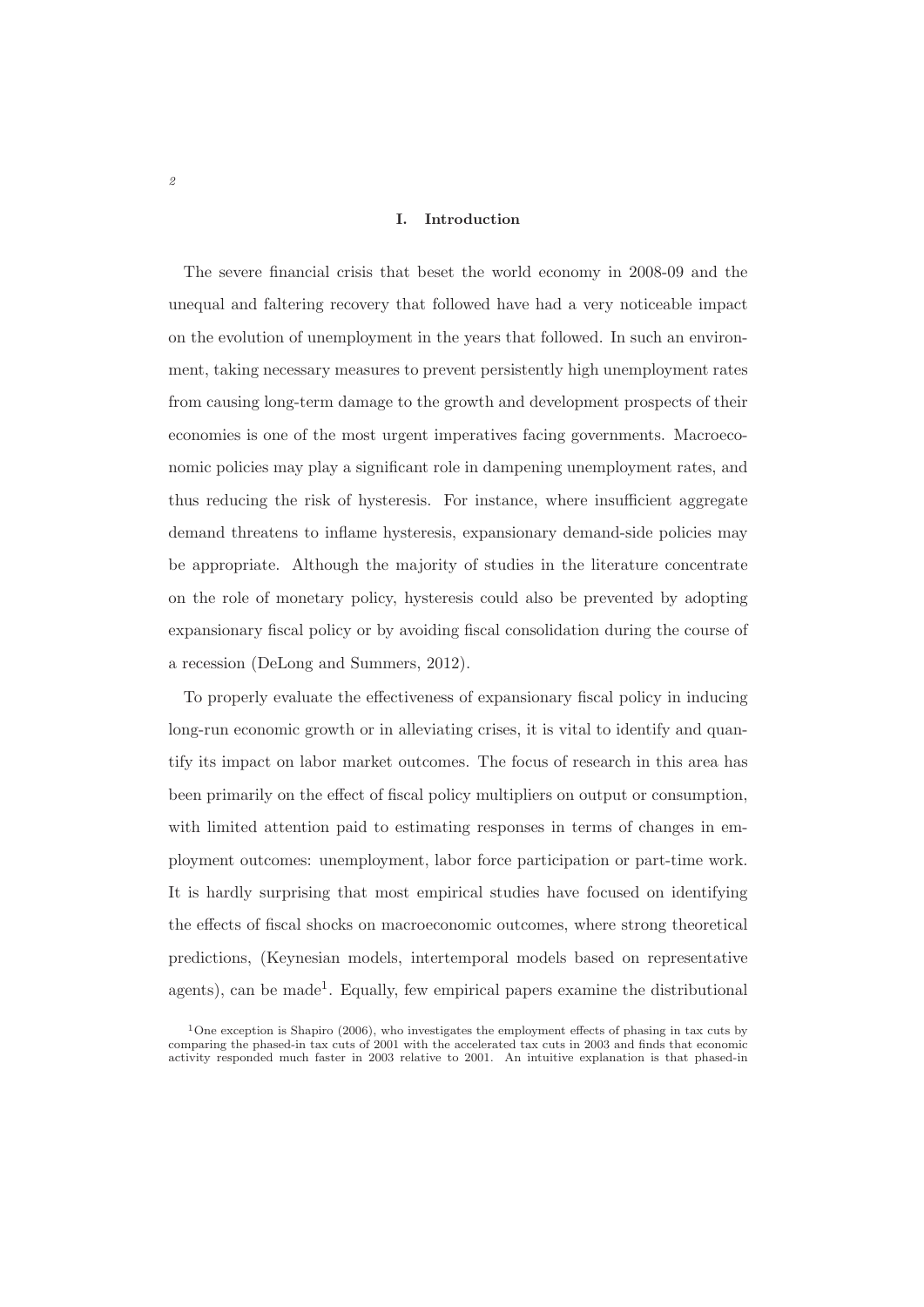## I. Introduction

The severe financial crisis that beset the world economy in 2008-09 and the unequal and faltering recovery that followed have had a very noticeable impact on the evolution of unemployment in the years that followed. In such an environment, taking necessary measures to prevent persistently high unemployment rates from causing long-term damage to the growth and development prospects of their economies is one of the most urgent imperatives facing governments. Macroeconomic policies may play a significant role in dampening unemployment rates, and thus reducing the risk of hysteresis. For instance, where insufficient aggregate demand threatens to inflame hysteresis, expansionary demand-side policies may be appropriate. Although the majority of studies in the literature concentrate on the role of monetary policy, hysteresis could also be prevented by adopting expansionary fiscal policy or by avoiding fiscal consolidation during the course of a recession (DeLong and Summers, 2012).

To properly evaluate the effectiveness of expansionary fiscal policy in inducing long-run economic growth or in alleviating crises, it is vital to identify and quantify its impact on labor market outcomes. The focus of research in this area has been primarily on the effect of fiscal policy multipliers on output or consumption, with limited attention paid to estimating responses in terms of changes in employment outcomes: unemployment, labor force participation or part-time work. It is hardly surprising that most empirical studies have focused on identifying the effects of fiscal shocks on macroeconomic outcomes, where strong theoretical predictions, (Keynesian models, intertemporal models based on representative agents), can be made[1]. Equally, few empirical papers examine the distributional

[1] One exception is Shapiro (2006), who investigates the employment effects of phasing in tax cuts by comparing the phased-in tax cuts of 2001 with the accelerated tax cuts in 2003 and finds that economic activity responded much faster in 2003 relative to 2001. An intuitive explanation is that phased-in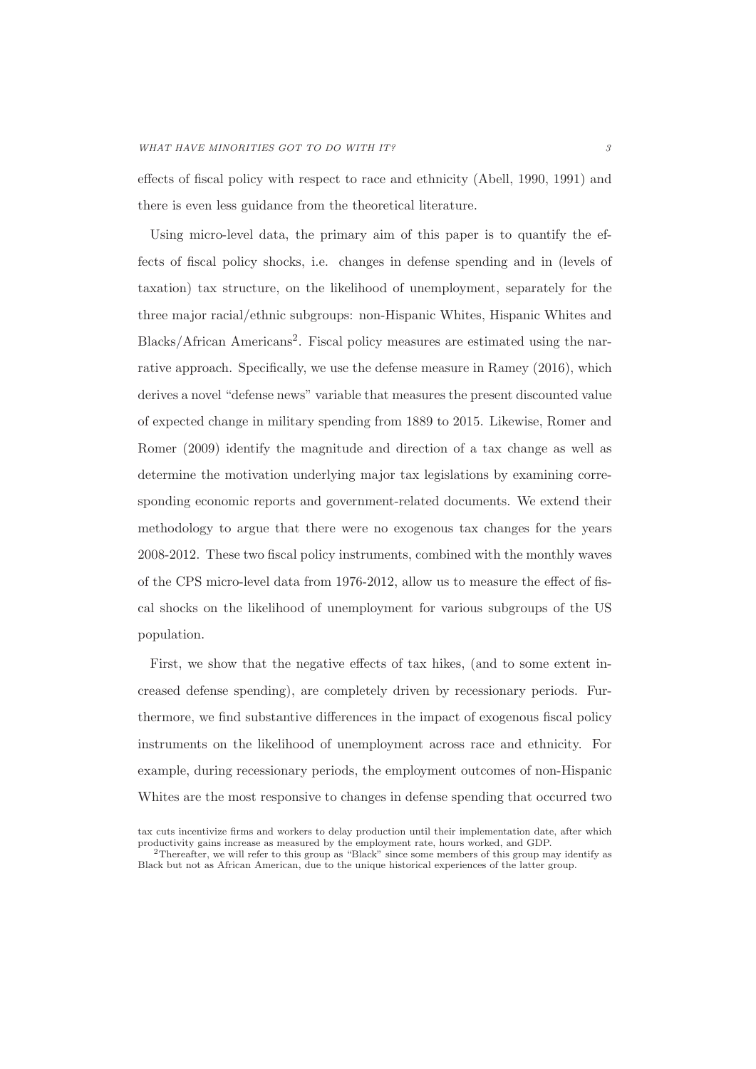effects of fiscal policy with respect to race and ethnicity (Abell, 1990, 1991) and there is even less guidance from the theoretical literature.

Using micro-level data, the primary aim of this paper is to quantify the effects of fiscal policy shocks, i.e. changes in defense spending and in (levels of taxation) tax structure, on the likelihood of unemployment, separately for the three major racial/ethnic subgroups: non-Hispanic Whites, Hispanic Whites and Blacks/African Americans[2]. Fiscal policy measures are estimated using the narrative approach. Specifically, we use the defense measure in Ramey (2016), which derives a novel "defense news" variable that measures the present discounted value of expected change in military spending from 1889 to 2015. Likewise, Romer and Romer (2009) identify the magnitude and direction of a tax change as well as determine the motivation underlying major tax legislations by examining corresponding economic reports and government-related documents. We extend their methodology to argue that there were no exogenous tax changes for the years 2008-2012. These two fiscal policy instruments, combined with the monthly waves of the CPS micro-level data from 1976-2012, allow us to measure the effect of fiscal shocks on the likelihood of unemployment for various subgroups of the US population.

First, we show that the negative effects of tax hikes, (and to some extent increased defense spending), are completely driven by recessionary periods. Furthermore, we find substantive differences in the impact of exogenous fiscal policy instruments on the likelihood of unemployment across race and ethnicity. For example, during recessionary periods, the employment outcomes of non-Hispanic Whites are the most responsive to changes in defense spending that occurred two

tax cuts incentivize firms and workers to delay production until their implementation date, after which productivity gains increase as measured by the employment rate, hours worked, and GDP.

[2] Thereafter, we will refer to this group as "Black" since some members of this group may identify as Black but not as African American, due to the unique historical experiences of the latter group.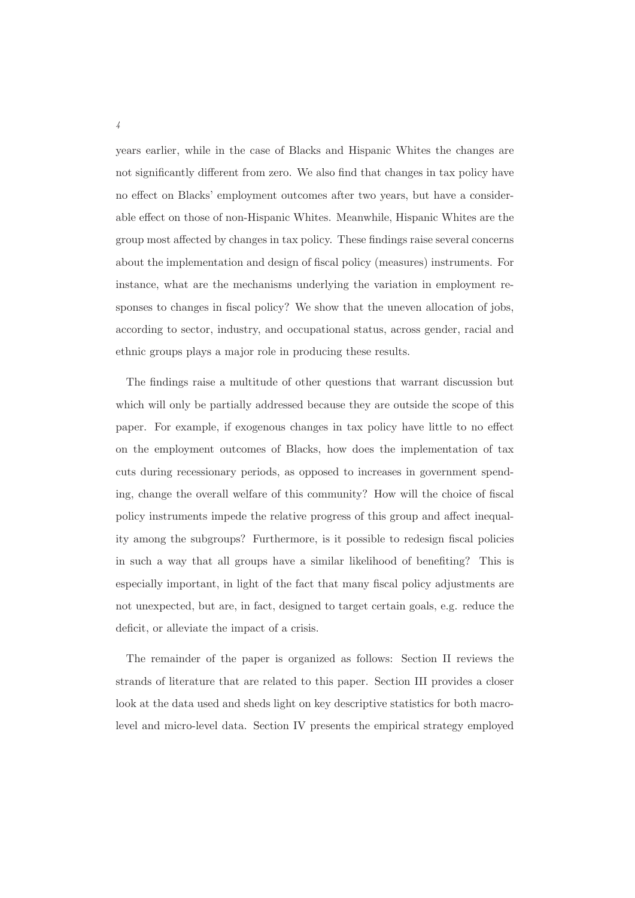years earlier, while in the case of Blacks and Hispanic Whites the changes are not significantly different from zero. We also find that changes in tax policy have no effect on Blacks' employment outcomes after two years, but have a considerable effect on those of non-Hispanic Whites. Meanwhile, Hispanic Whites are the group most affected by changes in tax policy. These findings raise several concerns about the implementation and design of fiscal policy (measures) instruments. For instance, what are the mechanisms underlying the variation in employment responses to changes in fiscal policy? We show that the uneven allocation of jobs, according to sector, industry, and occupational status, across gender, racial and ethnic groups plays a major role in producing these results.

The findings raise a multitude of other questions that warrant discussion but which will only be partially addressed because they are outside the scope of this paper. For example, if exogenous changes in tax policy have little to no effect on the employment outcomes of Blacks, how does the implementation of tax cuts during recessionary periods, as opposed to increases in government spending, change the overall welfare of this community? How will the choice of fiscal policy instruments impede the relative progress of this group and affect inequality among the subgroups? Furthermore, is it possible to redesign fiscal policies in such a way that all groups have a similar likelihood of benefiting? This is especially important, in light of the fact that many fiscal policy adjustments are not unexpected, but are, in fact, designed to target certain goals, e.g. reduce the deficit, or alleviate the impact of a crisis.

The remainder of the paper is organized as follows: Section II reviews the strands of literature that are related to this paper. Section III provides a closer look at the data used and sheds light on key descriptive statistics for both macro-level and micro-level data. Section IV presents the empirical strategy employed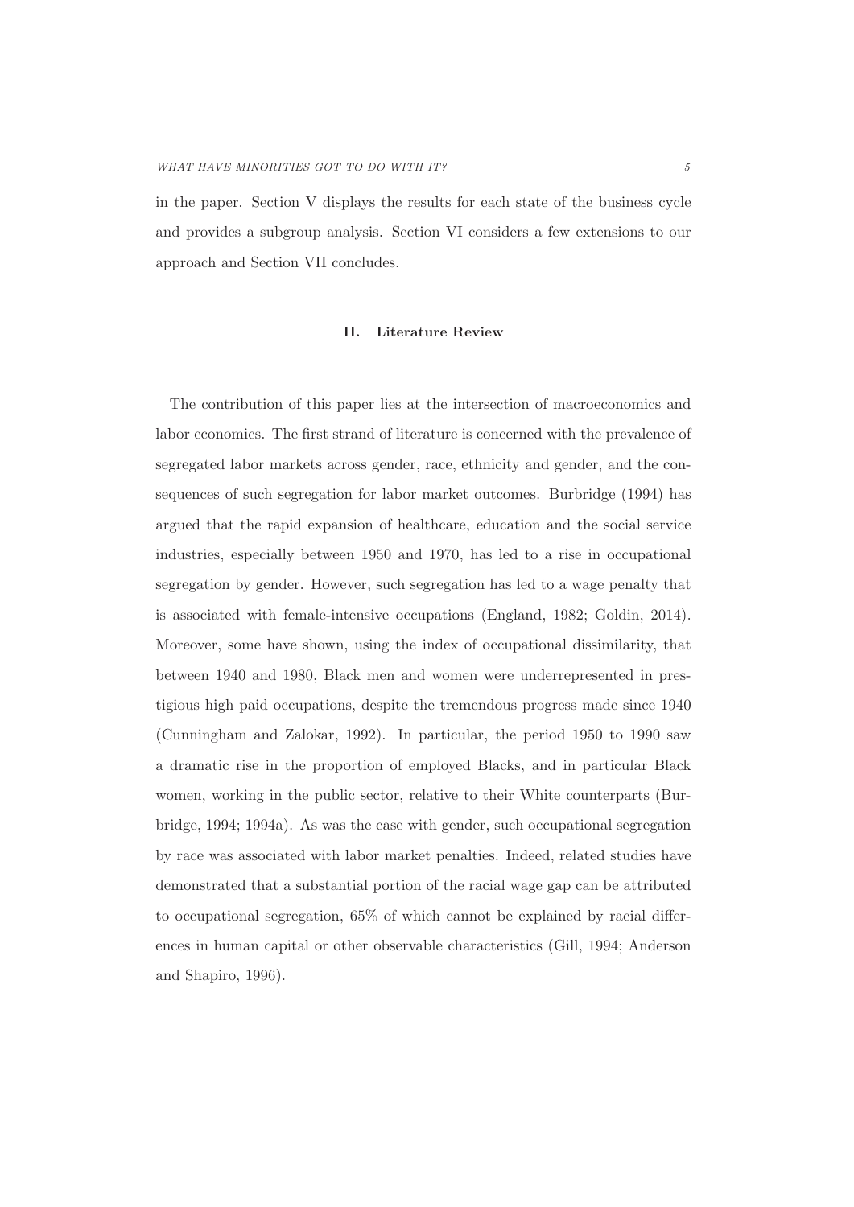in the paper. Section V displays the results for each state of the business cycle and provides a subgroup analysis. Section VI considers a few extensions to our approach and Section VII concludes.

## II. Literature Review

The contribution of this paper lies at the intersection of macroeconomics and labor economics. The first strand of literature is concerned with the prevalence of segregated labor markets across gender, race, ethnicity and gender, and the consequences of such segregation for labor market outcomes. Burbridge (1994) has argued that the rapid expansion of healthcare, education and the social service industries, especially between 1950 and 1970, has led to a rise in occupational segregation by gender. However, such segregation has led to a wage penalty that is associated with female-intensive occupations (England, 1982; Goldin, 2014). Moreover, some have shown, using the index of occupational dissimilarity, that between 1940 and 1980, Black men and women were underrepresented in prestigious high paid occupations, despite the tremendous progress made since 1940 (Cunningham and Zalokar, 1992). In particular, the period 1950 to 1990 saw a dramatic rise in the proportion of employed Blacks, and in particular Black women, working in the public sector, relative to their White counterparts (Burbridge, 1994; 1994a). As was the case with gender, such occupational segregation by race was associated with labor market penalties. Indeed, related studies have demonstrated that a substantial portion of the racial wage gap can be attributed to occupational segregation, 65% of which cannot be explained by racial differences in human capital or other observable characteristics (Gill, 1994; Anderson and Shapiro, 1996).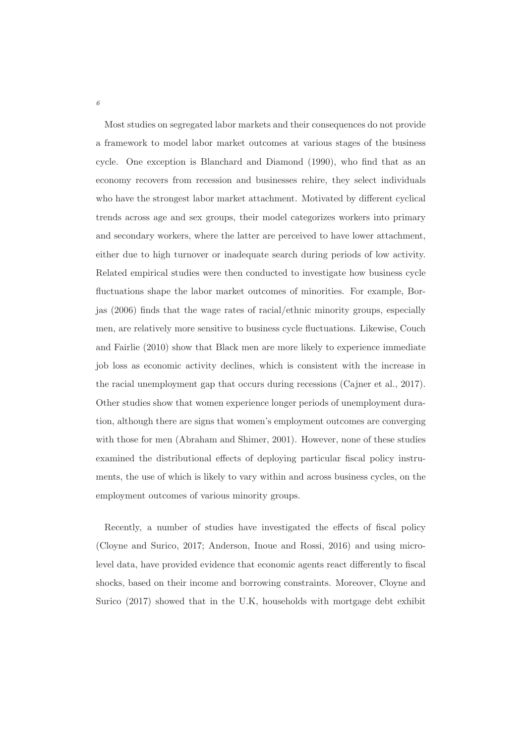Most studies on segregated labor markets and their consequences do not provide a framework to model labor market outcomes at various stages of the business cycle. One exception is Blanchard and Diamond (1990), who find that as an economy recovers from recession and businesses rehire, they select individuals who have the strongest labor market attachment. Motivated by different cyclical trends across age and sex groups, their model categorizes workers into primary and secondary workers, where the latter are perceived to have lower attachment, either due to high turnover or inadequate search during periods of low activity. Related empirical studies were then conducted to investigate how business cycle fluctuations shape the labor market outcomes of minorities. For example, Borjas (2006) finds that the wage rates of racial/ethnic minority groups, especially men, are relatively more sensitive to business cycle fluctuations. Likewise, Couch and Fairlie (2010) show that Black men are more likely to experience immediate job loss as economic activity declines, which is consistent with the increase in the racial unemployment gap that occurs during recessions (Cajner et al., 2017). Other studies show that women experience longer periods of unemployment duration, although there are signs that women's employment outcomes are converging with those for men (Abraham and Shimer, 2001). However, none of these studies examined the distributional effects of deploying particular fiscal policy instruments, the use of which is likely to vary within and across business cycles, on the employment outcomes of various minority groups.

Recently, a number of studies have investigated the effects of fiscal policy (Cloyne and Surico, 2017; Anderson, Inoue and Rossi, 2016) and using micro-level data, have provided evidence that economic agents react differently to fiscal shocks, based on their income and borrowing constraints. Moreover, Cloyne and Surico (2017) showed that in the U.K, households with mortgage debt exhibit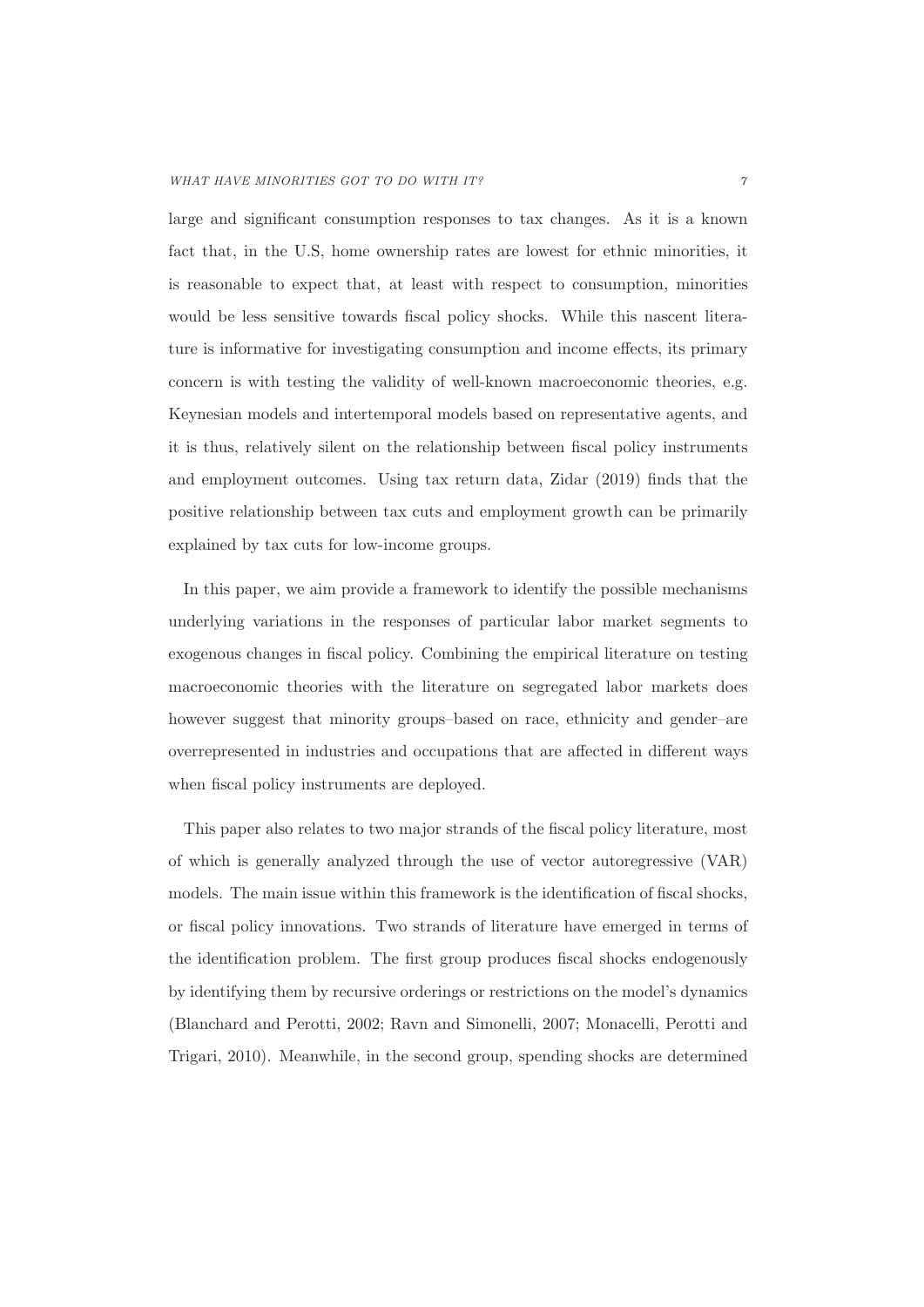large and significant consumption responses to tax changes. As it is a known fact that, in the U.S, home ownership rates are lowest for ethnic minorities, it is reasonable to expect that, at least with respect to consumption, minorities would be less sensitive towards fiscal policy shocks. While this nascent literature is informative for investigating consumption and income effects, its primary concern is with testing the validity of well-known macroeconomic theories, e.g. Keynesian models and intertemporal models based on representative agents, and it is thus, relatively silent on the relationship between fiscal policy instruments and employment outcomes. Using tax return data, Zidar (2019) finds that the positive relationship between tax cuts and employment growth can be primarily explained by tax cuts for low-income groups.

In this paper, we aim provide a framework to identify the possible mechanisms underlying variations in the responses of particular labor market segments to exogenous changes in fiscal policy. Combining the empirical literature on testing macroeconomic theories with the literature on segregated labor markets does however suggest that minority groups–based on race, ethnicity and gender–are overrepresented in industries and occupations that are affected in different ways when fiscal policy instruments are deployed.

This paper also relates to two major strands of the fiscal policy literature, most of which is generally analyzed through the use of vector autoregressive (VAR) models. The main issue within this framework is the identification of fiscal shocks, or fiscal policy innovations. Two strands of literature have emerged in terms of the identification problem. The first group produces fiscal shocks endogenously by identifying them by recursive orderings or restrictions on the model's dynamics (Blanchard and Perotti, 2002; Ravn and Simonelli, 2007; Monacelli, Perotti and Trigari, 2010). Meanwhile, in the second group, spending shocks are determined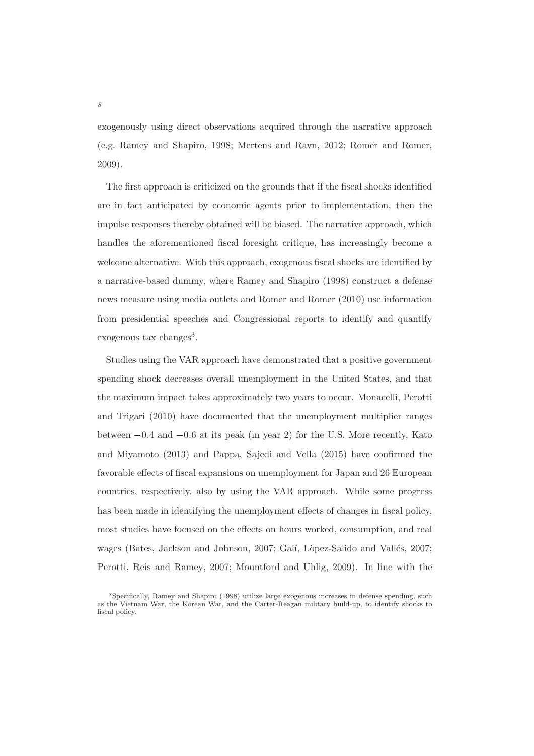exogenously using direct observations acquired through the narrative approach (e.g. Ramey and Shapiro, 1998; Mertens and Ravn, 2012; Romer and Romer, 2009).

The first approach is criticized on the grounds that if the fiscal shocks identified are in fact anticipated by economic agents prior to implementation, then the impulse responses thereby obtained will be biased. The narrative approach, which handles the aforementioned fiscal foresight critique, has increasingly become a welcome alternative. With this approach, exogenous fiscal shocks are identified by a narrative-based dummy, where Ramey and Shapiro (1998) construct a defense news measure using media outlets and Romer and Romer (2010) use information from presidential speeches and Congressional reports to identify and quantify exogenous tax changes[3].

Studies using the VAR approach have demonstrated that a positive government spending shock decreases overall unemployment in the United States, and that the maximum impact takes approximately two years to occur. Monacelli, Perotti and Trigari (2010) have documented that the unemployment multiplier ranges between $-0.4$ and $-0.6$ at its peak (in year 2) for the U.S. More recently, Kato and Miyamoto (2013) and Pappa, Sajedi and Vella (2015) have confirmed the favorable effects of fiscal expansions on unemployment for Japan and 26 European countries, respectively, also by using the VAR approach. While some progress has been made in identifying the unemployment effects of changes in fiscal policy, most studies have focused on the effects on hours worked, consumption, and real wages (Bates, Jackson and Johnson, 2007; Galí, Lòpez-Salido and Vallés, 2007; Perotti, Reis and Ramey, 2007; Mountford and Uhlig, 2009). In line with the

[3]Specifically, Ramey and Shapiro (1998) utilize large exogenous increases in defense spending, such as the Vietnam War, the Korean War, and the Carter-Reagan military build-up, to identify shocks to fiscal policy.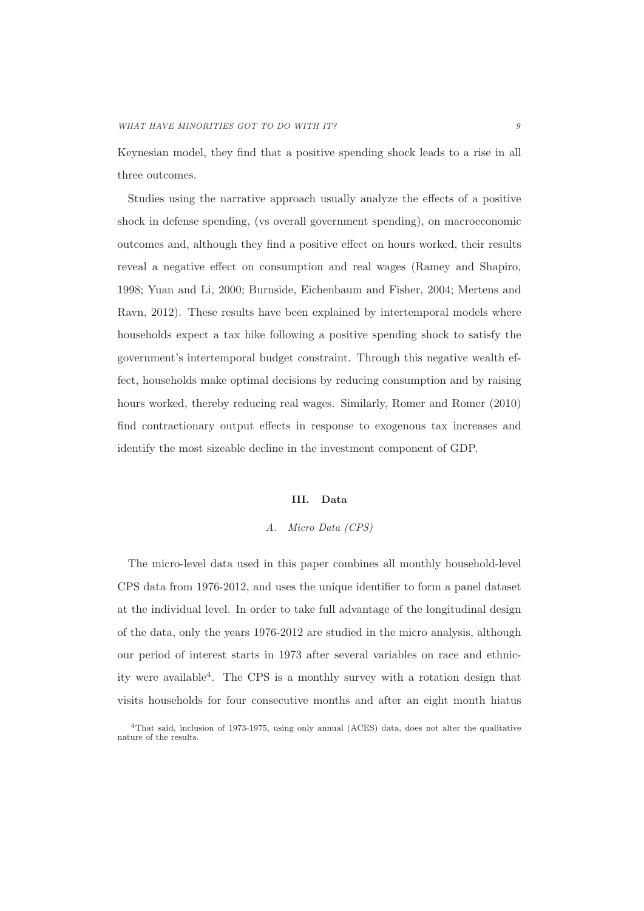Keynesian model, they find that a positive spending shock leads to a rise in all three outcomes.

Studies using the narrative approach usually analyze the effects of a positive shock in defense spending, (vs overall government spending), on macroeconomic outcomes and, although they find a positive effect on hours worked, their results reveal a negative effect on consumption and real wages (Ramey and Shapiro, 1998; Yuan and Li, 2000; Burnside, Eichenbaum and Fisher, 2004; Mertens and Ravn, 2012). These results have been explained by intertemporal models where households expect a tax hike following a positive spending shock to satisfy the government's intertemporal budget constraint. Through this negative wealth effect, households make optimal decisions by reducing consumption and by raising hours worked, thereby reducing real wages. Similarly, Romer and Romer (2010) find contractionary output effects in response to exogenous tax increases and identify the most sizeable decline in the investment component of GDP.

## III. Data

### *A. Micro Data (CPS)*

The micro-level data used in this paper combines all monthly household-level CPS data from 1976-2012, and uses the unique identifier to form a panel dataset at the individual level. In order to take full advantage of the longitudinal design of the data, only the years 1976-2012 are studied in the micro analysis, although our period of interest starts in 1973 after several variables on race and ethnicity were available[4]. The CPS is a monthly survey with a rotation design that visits households for four consecutive months and after an eight month hiatus

[4]That said, inclusion of 1973-1975, using only annual (ACES) data, does not alter the qualitative nature of the results.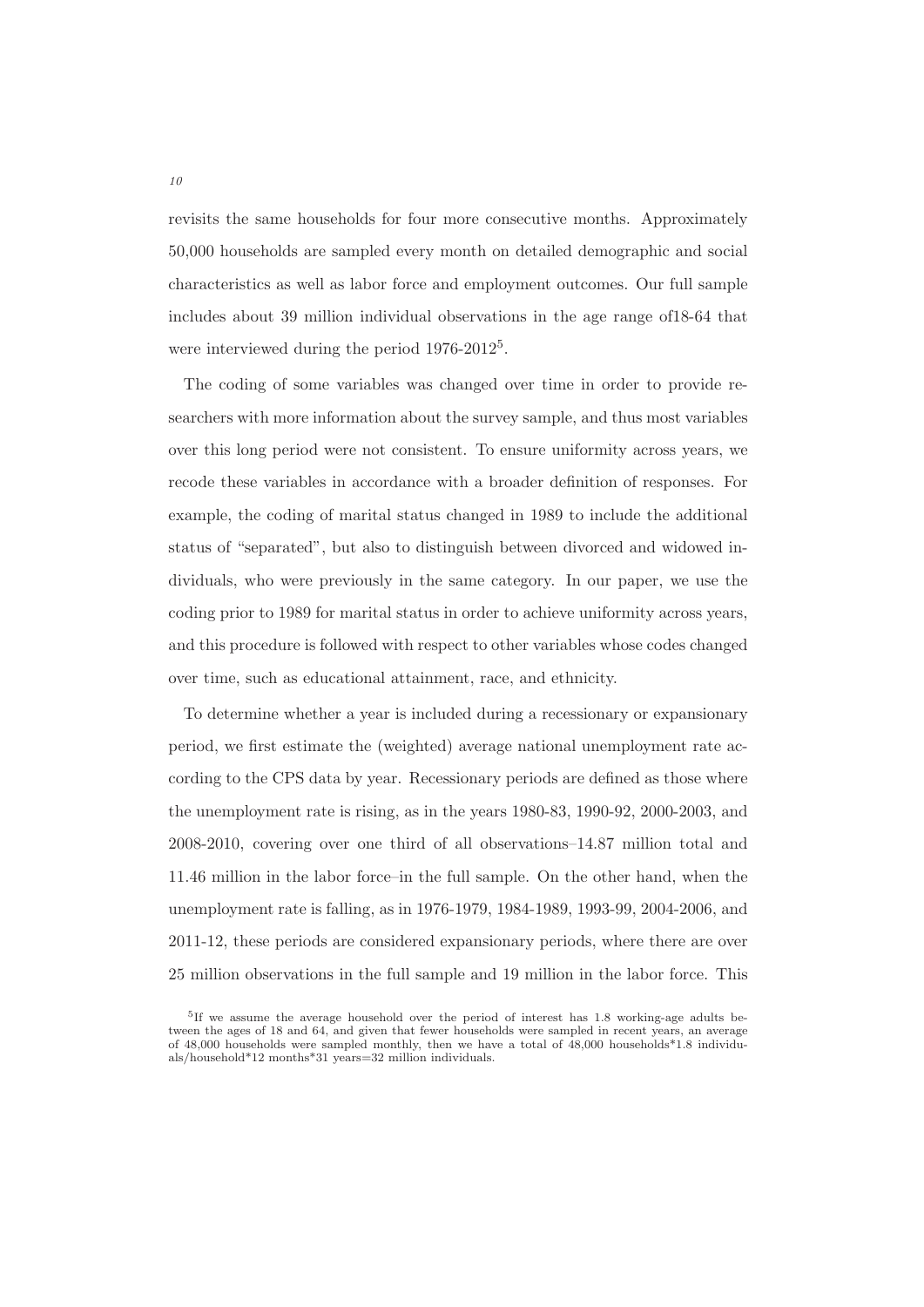revisits the same households for four more consecutive months. Approximately 50,000 households are sampled every month on detailed demographic and social characteristics as well as labor force and employment outcomes. Our full sample includes about 39 million individual observations in the age range of18-64 that were interviewed during the period 1976-2012[5].

The coding of some variables was changed over time in order to provide researchers with more information about the survey sample, and thus most variables over this long period were not consistent. To ensure uniformity across years, we recode these variables in accordance with a broader definition of responses. For example, the coding of marital status changed in 1989 to include the additional status of "separated", but also to distinguish between divorced and widowed individuals, who were previously in the same category. In our paper, we use the coding prior to 1989 for marital status in order to achieve uniformity across years, and this procedure is followed with respect to other variables whose codes changed over time, such as educational attainment, race, and ethnicity.

To determine whether a year is included during a recessionary or expansionary period, we first estimate the (weighted) average national unemployment rate according to the CPS data by year. Recessionary periods are defined as those where the unemployment rate is rising, as in the years 1980-83, 1990-92, 2000-2003, and 2008-2010, covering over one third of all observations–14.87 million total and 11.46 million in the labor force–in the full sample. On the other hand, when the unemployment rate is falling, as in 1976-1979, 1984-1989, 1993-99, 2004-2006, and 2011-12, these periods are considered expansionary periods, where there are over 25 million observations in the full sample and 19 million in the labor force. This

[5]If we assume the average household over the period of interest has 1.8 working-age adults between the ages of 18 and 64, and given that fewer households were sampled in recent years, an average of 48,000 households were sampled monthly, then we have a total of 48,000 households*1.8 individuals/household*12 months*31 years=32 million individuals.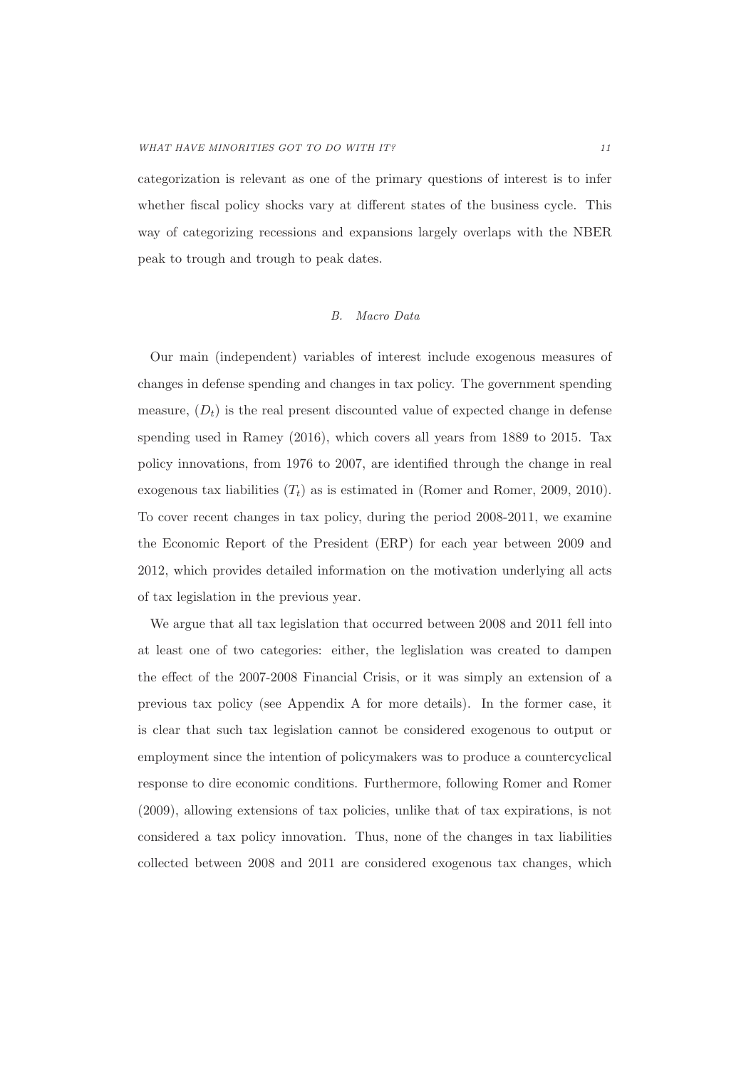categorization is relevant as one of the primary questions of interest is to infer whether fiscal policy shocks vary at different states of the business cycle. This way of categorizing recessions and expansions largely overlaps with the NBER peak to trough and trough to peak dates.

### *B. Macro Data*

Our main (independent) variables of interest include exogenous measures of changes in defense spending and changes in tax policy. The government spending measure, $(D_t)$ is the real present discounted value of expected change in defense spending used in Ramey (2016), which covers all years from 1889 to 2015. Tax policy innovations, from 1976 to 2007, are identified through the change in real exogenous tax liabilities $(T_t)$ as is estimated in (Romer and Romer, 2009, 2010). To cover recent changes in tax policy, during the period 2008-2011, we examine the Economic Report of the President (ERP) for each year between 2009 and 2012, which provides detailed information on the motivation underlying all acts of tax legislation in the previous year.

We argue that all tax legislation that occurred between 2008 and 2011 fell into at least one of two categories: either, the leglislation was created to dampen the effect of the 2007-2008 Financial Crisis, or it was simply an extension of a previous tax policy (see Appendix A for more details). In the former case, it is clear that such tax legislation cannot be considered exogenous to output or employment since the intention of policymakers was to produce a countercyclical response to dire economic conditions. Furthermore, following Romer and Romer (2009), allowing extensions of tax policies, unlike that of tax expirations, is not considered a tax policy innovation. Thus, none of the changes in tax liabilities collected between 2008 and 2011 are considered exogenous tax changes, which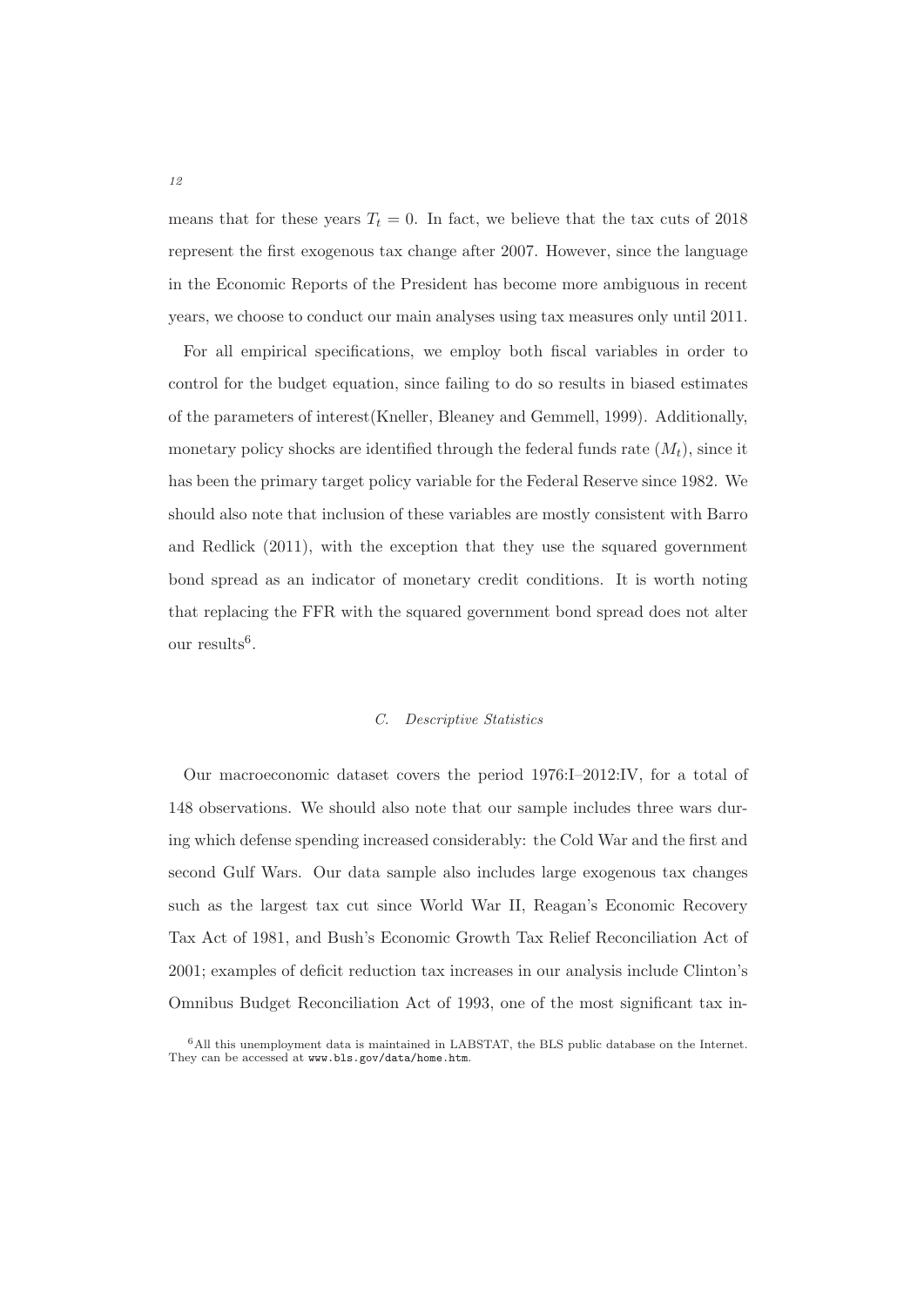means that for these years $T_t = 0$. In fact, we believe that the tax cuts of 2018 represent the first exogenous tax change after 2007. However, since the language in the Economic Reports of the President has become more ambiguous in recent years, we choose to conduct our main analyses using tax measures only until 2011.

For all empirical specifications, we employ both fiscal variables in order to control for the budget equation, since failing to do so results in biased estimates of the parameters of interest(Kneller, Bleaney and Gemmell, 1999). Additionally, monetary policy shocks are identified through the federal funds rate ($M_t$), since it has been the primary target policy variable for the Federal Reserve since 1982. We should also note that inclusion of these variables are mostly consistent with Barro and Redlick (2011), with the exception that they use the squared government bond spread as an indicator of monetary credit conditions. It is worth noting that replacing the FFR with the squared government bond spread does not alter our results[6].

### *C. Descriptive Statistics*

Our macroeconomic dataset covers the period 1976:I–2012:IV, for a total of 148 observations. We should also note that our sample includes three wars during which defense spending increased considerably: the Cold War and the first and second Gulf Wars. Our data sample also includes large exogenous tax changes such as the largest tax cut since World War II, Reagan's Economic Recovery Tax Act of 1981, and Bush's Economic Growth Tax Relief Reconciliation Act of 2001; examples of deficit reduction tax increases in our analysis include Clinton's Omnibus Budget Reconciliation Act of 1993, one of the most significant tax in-

[6] All this unemployment data is maintained in LABSTAT, the BLS public database on the Internet. They can be accessed at `www.bls.gov/data/home.htm`.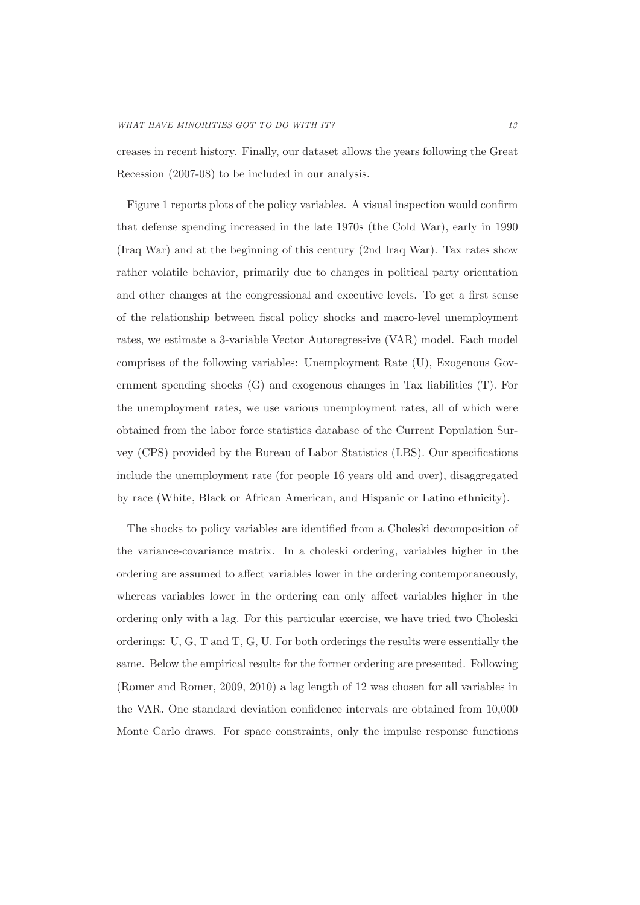creases in recent history. Finally, our dataset allows the years following the Great Recession (2007-08) to be included in our analysis.

Figure 1 reports plots of the policy variables. A visual inspection would confirm that defense spending increased in the late 1970s (the Cold War), early in 1990 (Iraq War) and at the beginning of this century (2nd Iraq War). Tax rates show rather volatile behavior, primarily due to changes in political party orientation and other changes at the congressional and executive levels. To get a first sense of the relationship between fiscal policy shocks and macro-level unemployment rates, we estimate a 3-variable Vector Autoregressive (VAR) model. Each model comprises of the following variables: Unemployment Rate (U), Exogenous Government spending shocks (G) and exogenous changes in Tax liabilities (T). For the unemployment rates, we use various unemployment rates, all of which were obtained from the labor force statistics database of the Current Population Survey (CPS) provided by the Bureau of Labor Statistics (LBS). Our specifications include the unemployment rate (for people 16 years old and over), disaggregated by race (White, Black or African American, and Hispanic or Latino ethnicity).

The shocks to policy variables are identified from a Choleski decomposition of the variance-covariance matrix. In a choleski ordering, variables higher in the ordering are assumed to affect variables lower in the ordering contemporaneously, whereas variables lower in the ordering can only affect variables higher in the ordering only with a lag. For this particular exercise, we have tried two Choleski orderings: U, G, T and T, G, U. For both orderings the results were essentially the same. Below the empirical results for the former ordering are presented. Following (Romer and Romer, 2009, 2010) a lag length of 12 was chosen for all variables in the VAR. One standard deviation confidence intervals are obtained from 10,000 Monte Carlo draws. For space constraints, only the impulse response functions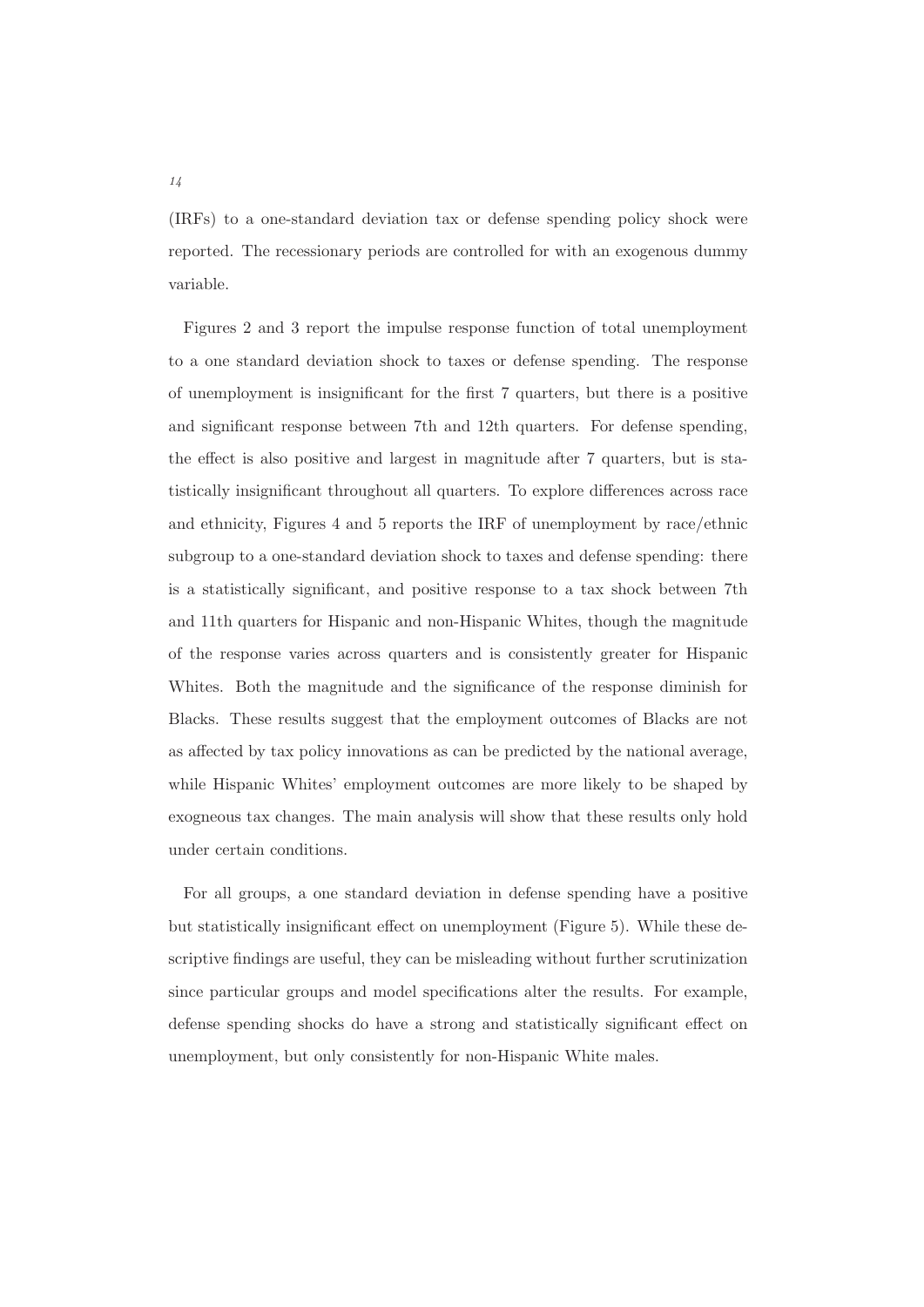(IRFs) to a one-standard deviation tax or defense spending policy shock were reported. The recessionary periods are controlled for with an exogenous dummy variable.

Figures 2 and 3 report the impulse response function of total unemployment to a one standard deviation shock to taxes or defense spending. The response of unemployment is insignificant for the first 7 quarters, but there is a positive and significant response between 7th and 12th quarters. For defense spending, the effect is also positive and largest in magnitude after 7 quarters, but is statistically insignificant throughout all quarters. To explore differences across race and ethnicity, Figures 4 and 5 reports the IRF of unemployment by race/ethnic subgroup to a one-standard deviation shock to taxes and defense spending: there is a statistically significant, and positive response to a tax shock between 7th and 11th quarters for Hispanic and non-Hispanic Whites, though the magnitude of the response varies across quarters and is consistently greater for Hispanic Whites. Both the magnitude and the significance of the response diminish for Blacks. These results suggest that the employment outcomes of Blacks are not as affected by tax policy innovations as can be predicted by the national average, while Hispanic Whites' employment outcomes are more likely to be shaped by exogneous tax changes. The main analysis will show that these results only hold under certain conditions.

For all groups, a one standard deviation in defense spending have a positive but statistically insignificant effect on unemployment (Figure 5). While these descriptive findings are useful, they can be misleading without further scrutinization since particular groups and model specifications alter the results. For example, defense spending shocks do have a strong and statistically significant effect on unemployment, but only consistently for non-Hispanic White males.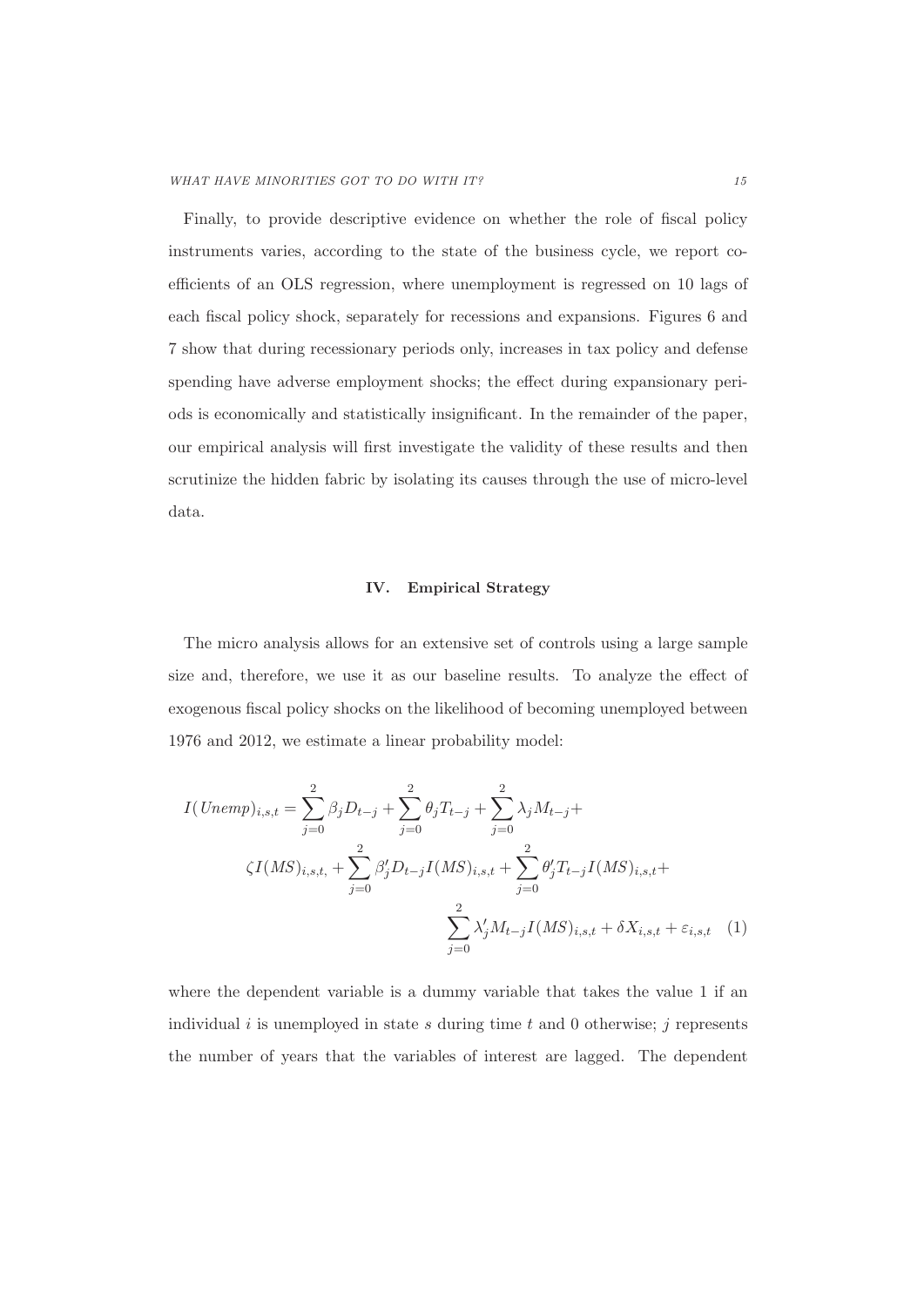Finally, to provide descriptive evidence on whether the role of fiscal policy instruments varies, according to the state of the business cycle, we report coefficients of an OLS regression, where unemployment is regressed on 10 lags of each fiscal policy shock, separately for recessions and expansions. Figures 6 and 7 show that during recessionary periods only, increases in tax policy and defense spending have adverse employment shocks; the effect during expansionary periods is economically and statistically insignificant. In the remainder of the paper, our empirical analysis will first investigate the validity of these results and then scrutinize the hidden fabric by isolating its causes through the use of micro-level data.

## IV. Empirical Strategy

The micro analysis allows for an extensive set of controls using a large sample size and, therefore, we use it as our baseline results. To analyze the effect of exogenous fiscal policy shocks on the likelihood of becoming unemployed between 1976 and 2012, we estimate a linear probability model:

$$
\begin{aligned}
I(Unemp)_{i,s,t} = \sum_{j=0}^{2} \beta_j D_{t-j} + \sum_{j=0}^{2} \theta_j T_{t-j} + \sum_{j=0}^{2} \lambda_j M_{t-j} + \\
\zeta I(MS)_{i,s,t}, + \sum_{j=0}^{2} \beta_j' D_{t-j} I(MS)_{i,s,t} + \sum_{j=0}^{2} \theta_j' T_{t-j} I(MS)_{i,s,t} + \\
\sum_{j=0}^{2} \lambda_j' M_{t-j} I(MS)_{i,s,t} + \delta X_{i,s,t} + \varepsilon_{i,s,t} \quad (1)
\end{aligned}
$$

where the dependent variable is a dummy variable that takes the value 1 if an individual $i$ is unemployed in state $s$ during time $t$ and 0 otherwise; $j$ represents the number of years that the variables of interest are lagged. The dependent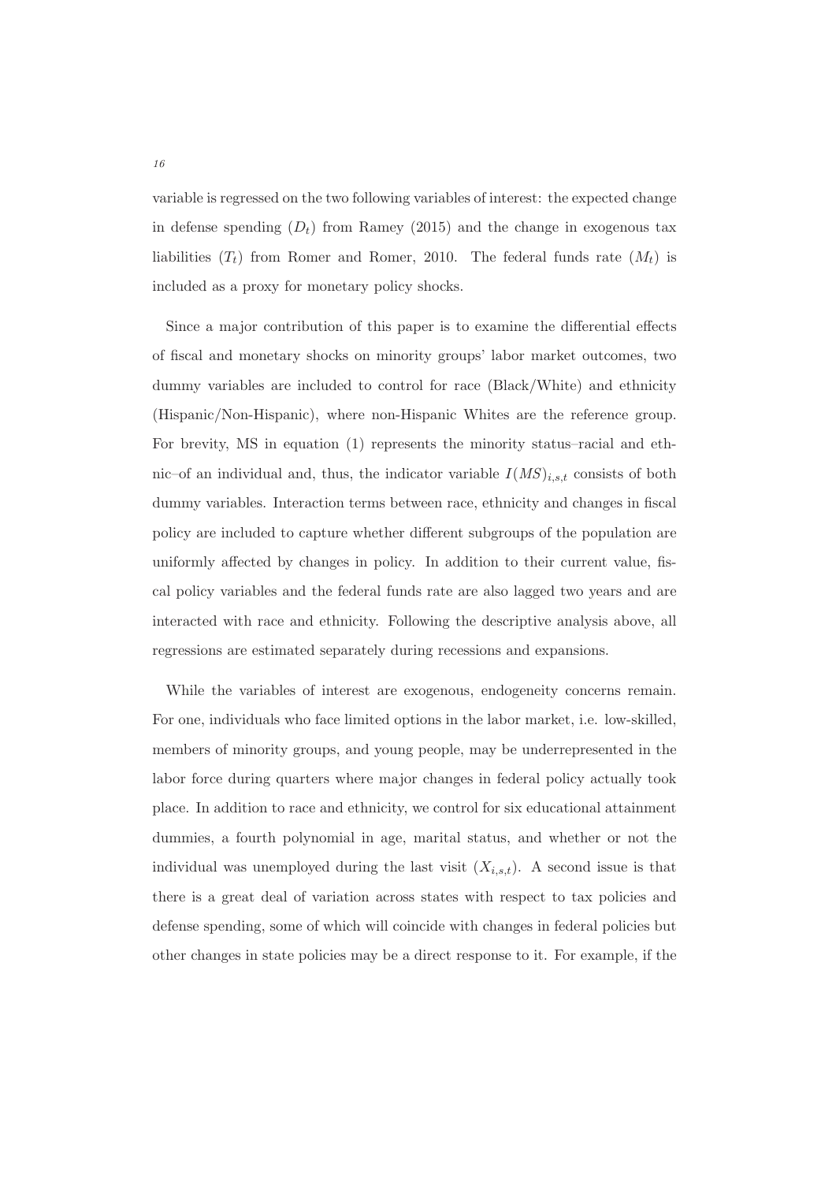variable is regressed on the two following variables of interest: the expected change in defense spending ($D_t$) from Ramey (2015) and the change in exogenous tax liabilities ($T_t$) from Romer and Romer, 2010. The federal funds rate ($M_t$) is included as a proxy for monetary policy shocks.

Since a major contribution of this paper is to examine the differential effects of fiscal and monetary shocks on minority groups' labor market outcomes, two dummy variables are included to control for race (Black/White) and ethnicity (Hispanic/Non-Hispanic), where non-Hispanic Whites are the reference group. For brevity, MS in equation (1) represents the minority status–racial and ethnic–of an individual and, thus, the indicator variable $I(MS)_{i,s,t}$ consists of both dummy variables. Interaction terms between race, ethnicity and changes in fiscal policy are included to capture whether different subgroups of the population are uniformly affected by changes in policy. In addition to their current value, fiscal policy variables and the federal funds rate are also lagged two years and are interacted with race and ethnicity. Following the descriptive analysis above, all regressions are estimated separately during recessions and expansions.

While the variables of interest are exogenous, endogeneity concerns remain. For one, individuals who face limited options in the labor market, i.e. low-skilled, members of minority groups, and young people, may be underrepresented in the labor force during quarters where major changes in federal policy actually took place. In addition to race and ethnicity, we control for six educational attainment dummies, a fourth polynomial in age, marital status, and whether or not the individual was unemployed during the last visit ($X_{i,s,t}$). A second issue is that there is a great deal of variation across states with respect to tax policies and defense spending, some of which will coincide with changes in federal policies but other changes in state policies may be a direct response to it. For example, if the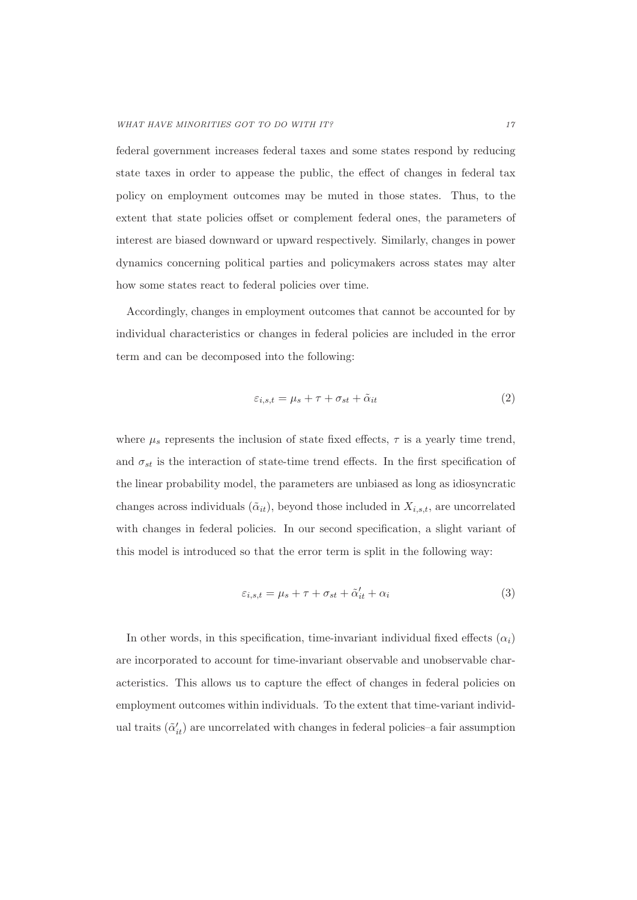federal government increases federal taxes and some states respond by reducing state taxes in order to appease the public, the effect of changes in federal tax policy on employment outcomes may be muted in those states. Thus, to the extent that state policies offset or complement federal ones, the parameters of interest are biased downward or upward respectively. Similarly, changes in power dynamics concerning political parties and policymakers across states may alter how some states react to federal policies over time.

Accordingly, changes in employment outcomes that cannot be accounted for by individual characteristics or changes in federal policies are included in the error term and can be decomposed into the following:

$$\varepsilon_{i,s,t} = \mu_s + \tau + \sigma_{st} + \tilde{\alpha}_{it} \tag{2}$$

where $\mu_s$ represents the inclusion of state fixed effects, $\tau$ is a yearly time trend, and $\sigma_{st}$ is the interaction of state-time trend effects. In the first specification of the linear probability model, the parameters are unbiased as long as idiosyncratic changes across individuals ($\tilde{\alpha}_{it}$), beyond those included in $X_{i,s,t}$, are uncorrelated with changes in federal policies. In our second specification, a slight variant of this model is introduced so that the error term is split in the following way:

$$\varepsilon_{i,s,t} = \mu_s + \tau + \sigma_{st} + \tilde{\alpha}'_{it} + \alpha_i \tag{3}$$

In other words, in this specification, time-invariant individual fixed effects ($\alpha_i$) are incorporated to account for time-invariant observable and unobservable characteristics. This allows us to capture the effect of changes in federal policies on employment outcomes within individuals. To the extent that time-variant individual traits ($\tilde{\alpha}'_{it}$) are uncorrelated with changes in federal policies–a fair assumption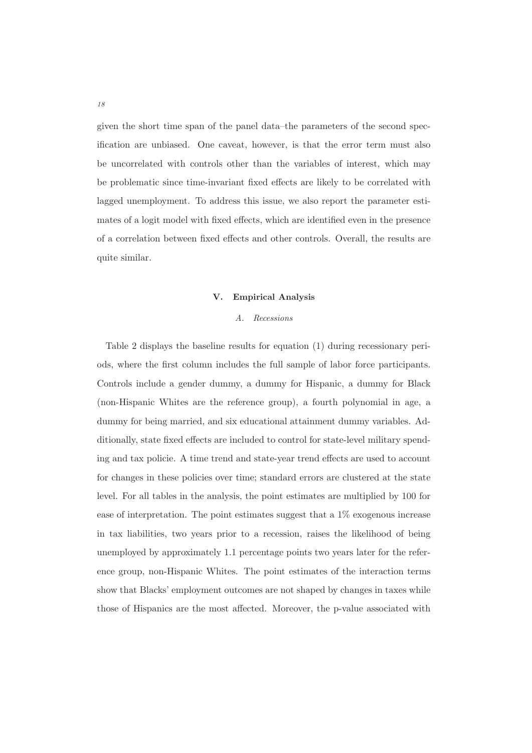given the short time span of the panel data–the parameters of the second specification are unbiased. One caveat, however, is that the error term must also be uncorrelated with controls other than the variables of interest, which may be problematic since time-invariant fixed effects are likely to be correlated with lagged unemployment. To address this issue, we also report the parameter estimates of a logit model with fixed effects, which are identified even in the presence of a correlation between fixed effects and other controls. Overall, the results are quite similar.

## V. Empirical Analysis

### *A. Recessions*

Table 2 displays the baseline results for equation (1) during recessionary periods, where the first column includes the full sample of labor force participants. Controls include a gender dummy, a dummy for Hispanic, a dummy for Black (non-Hispanic Whites are the reference group), a fourth polynomial in age, a dummy for being married, and six educational attainment dummy variables. Additionally, state fixed effects are included to control for state-level military spending and tax policie. A time trend and state-year trend effects are used to account for changes in these policies over time; standard errors are clustered at the state level. For all tables in the analysis, the point estimates are multiplied by 100 for ease of interpretation. The point estimates suggest that a 1% exogenous increase in tax liabilities, two years prior to a recession, raises the likelihood of being unemployed by approximately 1.1 percentage points two years later for the reference group, non-Hispanic Whites. The point estimates of the interaction terms show that Blacks' employment outcomes are not shaped by changes in taxes while those of Hispanics are the most affected. Moreover, the p-value associated with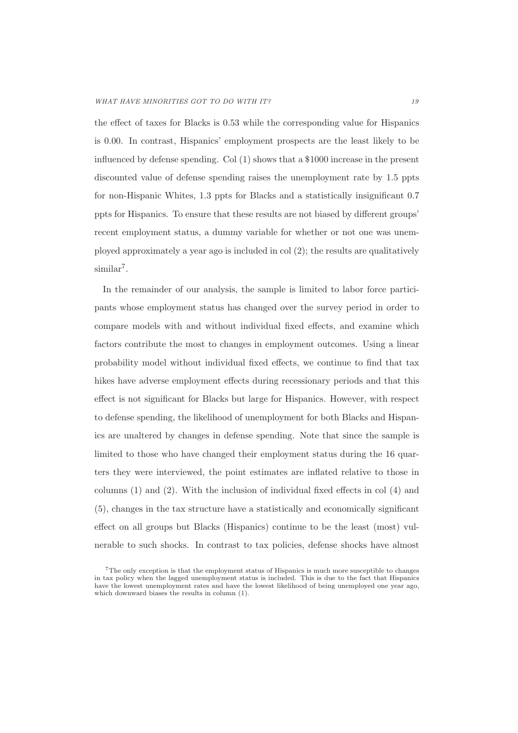the effect of taxes for Blacks is 0.53 while the corresponding value for Hispanics is 0.00. In contrast, Hispanics' employment prospects are the least likely to be influenced by defense spending. Col (1) shows that a \$1000 increase in the present discounted value of defense spending raises the unemployment rate by 1.5 ppts for non-Hispanic Whites, 1.3 ppts for Blacks and a statistically insignificant 0.7 ppts for Hispanics. To ensure that these results are not biased by different groups' recent employment status, a dummy variable for whether or not one was unemployed approximately a year ago is included in col (2); the results are qualitatively similar[7].

In the remainder of our analysis, the sample is limited to labor force participants whose employment status has changed over the survey period in order to compare models with and without individual fixed effects, and examine which factors contribute the most to changes in employment outcomes. Using a linear probability model without individual fixed effects, we continue to find that tax hikes have adverse employment effects during recessionary periods and that this effect is not significant for Blacks but large for Hispanics. However, with respect to defense spending, the likelihood of unemployment for both Blacks and Hispanics are unaltered by changes in defense spending. Note that since the sample is limited to those who have changed their employment status during the 16 quarters they were interviewed, the point estimates are inflated relative to those in columns (1) and (2). With the inclusion of individual fixed effects in col (4) and (5), changes in the tax structure have a statistically and economically significant effect on all groups but Blacks (Hispanics) continue to be the least (most) vulnerable to such shocks. In contrast to tax policies, defense shocks have almost

[7]The only exception is that the employment status of Hispanics is much more susceptible to changes in tax policy when the lagged unemployment status is included. This is due to the fact that Hispanics have the lowest unemployment rates and have the lowest likelihood of being unemployed one year ago, which downward biases the results in column (1).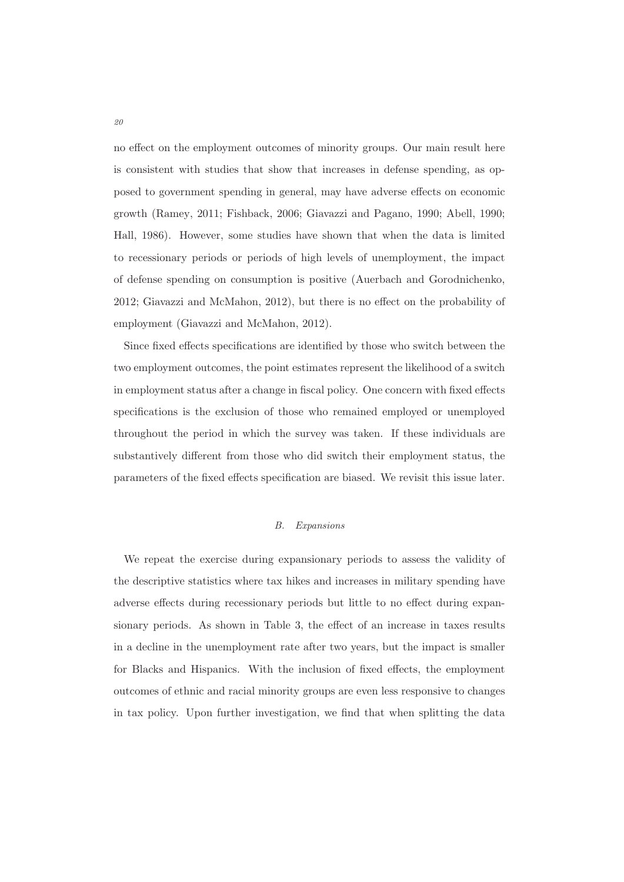no effect on the employment outcomes of minority groups. Our main result here is consistent with studies that show that increases in defense spending, as opposed to government spending in general, may have adverse effects on economic growth (Ramey, 2011; Fishback, 2006; Giavazzi and Pagano, 1990; Abell, 1990; Hall, 1986). However, some studies have shown that when the data is limited to recessionary periods or periods of high levels of unemployment, the impact of defense spending on consumption is positive (Auerbach and Gorodnichenko, 2012; Giavazzi and McMahon, 2012), but there is no effect on the probability of employment (Giavazzi and McMahon, 2012).

Since fixed effects specifications are identified by those who switch between the two employment outcomes, the point estimates represent the likelihood of a switch in employment status after a change in fiscal policy. One concern with fixed effects specifications is the exclusion of those who remained employed or unemployed throughout the period in which the survey was taken. If these individuals are substantively different from those who did switch their employment status, the parameters of the fixed effects specification are biased. We revisit this issue later.

### *B. Expansions*

We repeat the exercise during expansionary periods to assess the validity of the descriptive statistics where tax hikes and increases in military spending have adverse effects during recessionary periods but little to no effect during expansionary periods. As shown in Table 3, the effect of an increase in taxes results in a decline in the unemployment rate after two years, but the impact is smaller for Blacks and Hispanics. With the inclusion of fixed effects, the employment outcomes of ethnic and racial minority groups are even less responsive to changes in tax policy. Upon further investigation, we find that when splitting the data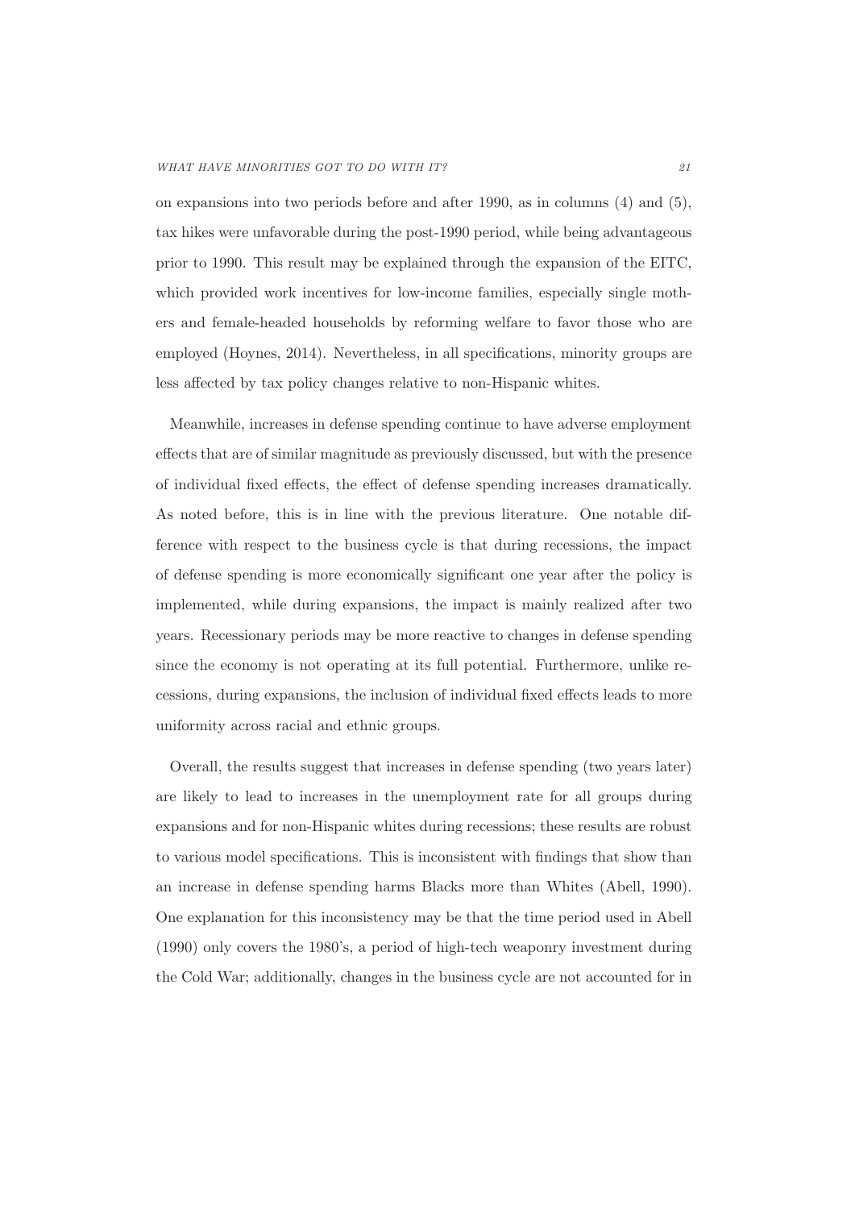on expansions into two periods before and after 1990, as in columns (4) and (5), tax hikes were unfavorable during the post-1990 period, while being advantageous prior to 1990. This result may be explained through the expansion of the EITC, which provided work incentives for low-income families, especially single mothers and female-headed households by reforming welfare to favor those who are employed (Hoynes, 2014). Nevertheless, in all specifications, minority groups are less affected by tax policy changes relative to non-Hispanic whites.

Meanwhile, increases in defense spending continue to have adverse employment effects that are of similar magnitude as previously discussed, but with the presence of individual fixed effects, the effect of defense spending increases dramatically. As noted before, this is in line with the previous literature. One notable difference with respect to the business cycle is that during recessions, the impact of defense spending is more economically significant one year after the policy is implemented, while during expansions, the impact is mainly realized after two years. Recessionary periods may be more reactive to changes in defense spending since the economy is not operating at its full potential. Furthermore, unlike recessions, during expansions, the inclusion of individual fixed effects leads to more uniformity across racial and ethnic groups.

Overall, the results suggest that increases in defense spending (two years later) are likely to lead to increases in the unemployment rate for all groups during expansions and for non-Hispanic whites during recessions; these results are robust to various model specifications. This is inconsistent with findings that show than an increase in defense spending harms Blacks more than Whites (Abell, 1990). One explanation for this inconsistency may be that the time period used in Abell (1990) only covers the 1980's, a period of high-tech weaponry investment during the Cold War; additionally, changes in the business cycle are not accounted for in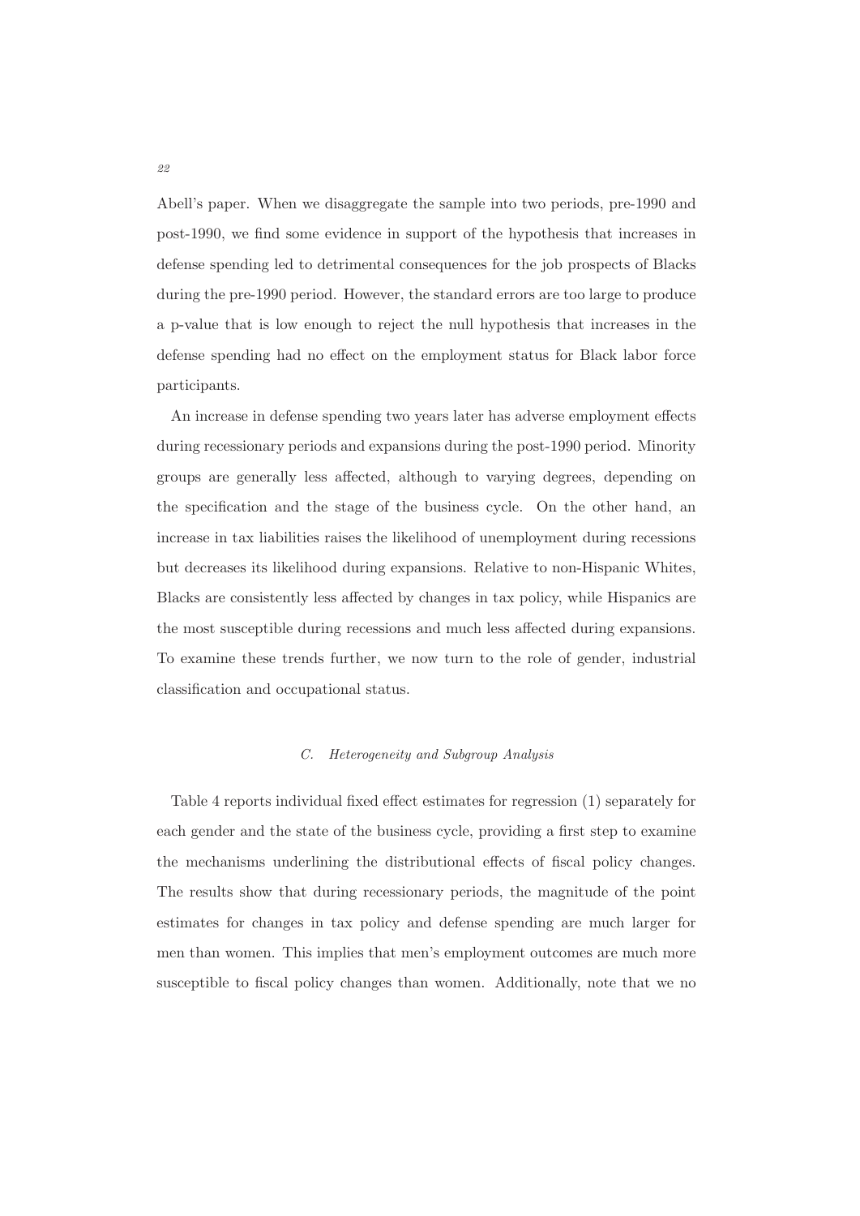Abell's paper. When we disaggregate the sample into two periods, pre-1990 and post-1990, we find some evidence in support of the hypothesis that increases in defense spending led to detrimental consequences for the job prospects of Blacks during the pre-1990 period. However, the standard errors are too large to produce a p-value that is low enough to reject the null hypothesis that increases in the defense spending had no effect on the employment status for Black labor force participants.

An increase in defense spending two years later has adverse employment effects during recessionary periods and expansions during the post-1990 period. Minority groups are generally less affected, although to varying degrees, depending on the specification and the stage of the business cycle. On the other hand, an increase in tax liabilities raises the likelihood of unemployment during recessions but decreases its likelihood during expansions. Relative to non-Hispanic Whites, Blacks are consistently less affected by changes in tax policy, while Hispanics are the most susceptible during recessions and much less affected during expansions. To examine these trends further, we now turn to the role of gender, industrial classification and occupational status.

### *C. Heterogeneity and Subgroup Analysis*

Table 4 reports individual fixed effect estimates for regression (1) separately for each gender and the state of the business cycle, providing a first step to examine the mechanisms underlining the distributional effects of fiscal policy changes. The results show that during recessionary periods, the magnitude of the point estimates for changes in tax policy and defense spending are much larger for men than women. This implies that men's employment outcomes are much more susceptible to fiscal policy changes than women. Additionally, note that we no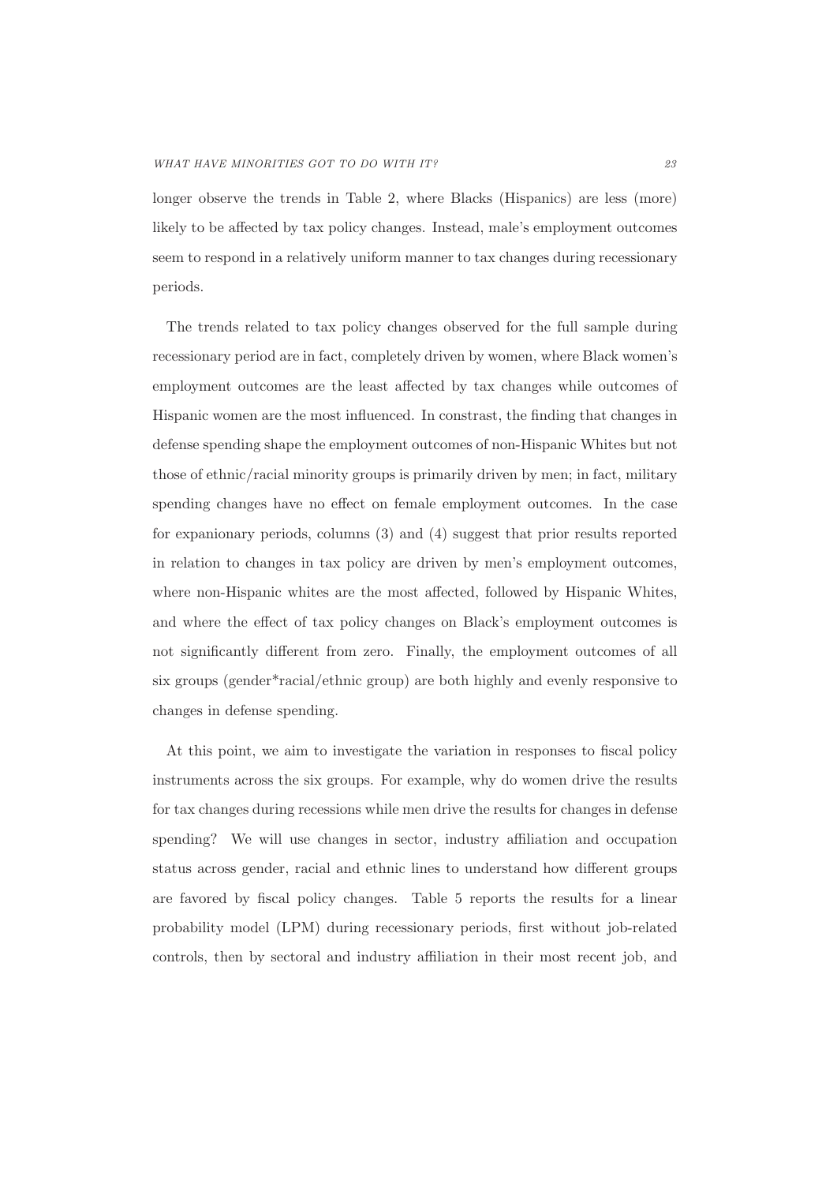longer observe the trends in Table 2, where Blacks (Hispanics) are less (more) likely to be affected by tax policy changes. Instead, male's employment outcomes seem to respond in a relatively uniform manner to tax changes during recessionary periods.

The trends related to tax policy changes observed for the full sample during recessionary period are in fact, completely driven by women, where Black women's employment outcomes are the least affected by tax changes while outcomes of Hispanic women are the most influenced. In constrast, the finding that changes in defense spending shape the employment outcomes of non-Hispanic Whites but not those of ethnic/racial minority groups is primarily driven by men; in fact, military spending changes have no effect on female employment outcomes. In the case for expanionary periods, columns (3) and (4) suggest that prior results reported in relation to changes in tax policy are driven by men's employment outcomes, where non-Hispanic whites are the most affected, followed by Hispanic Whites, and where the effect of tax policy changes on Black's employment outcomes is not significantly different from zero. Finally, the employment outcomes of all six groups (gender*racial/ethnic group) are both highly and evenly responsive to changes in defense spending.

At this point, we aim to investigate the variation in responses to fiscal policy instruments across the six groups. For example, why do women drive the results for tax changes during recessions while men drive the results for changes in defense spending? We will use changes in sector, industry affiliation and occupation status across gender, racial and ethnic lines to understand how different groups are favored by fiscal policy changes. Table 5 reports the results for a linear probability model (LPM) during recessionary periods, first without job-related controls, then by sectoral and industry affiliation in their most recent job, and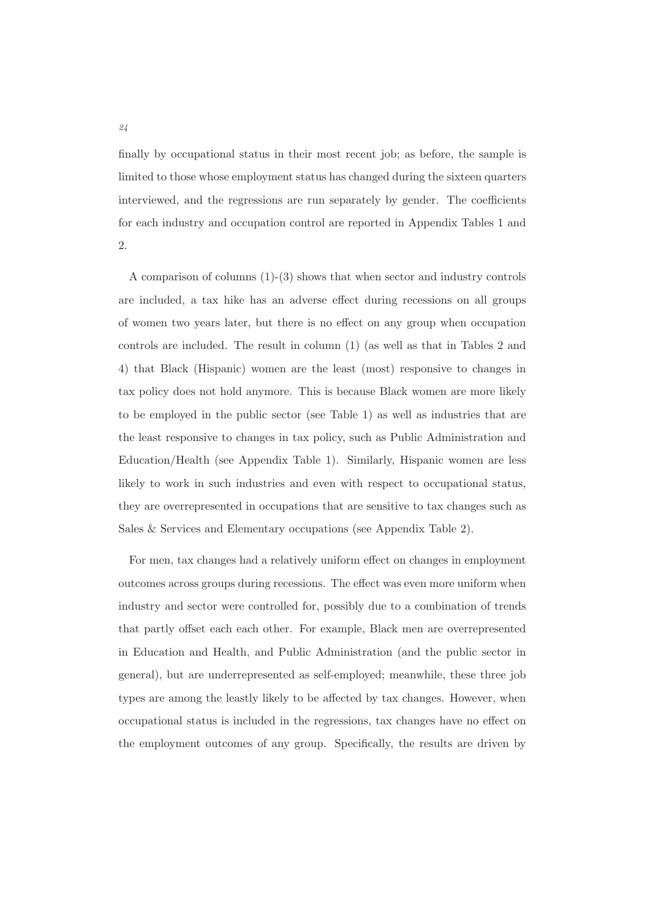finally by occupational status in their most recent job; as before, the sample is limited to those whose employment status has changed during the sixteen quarters interviewed, and the regressions are run separately by gender. The coefficients for each industry and occupation control are reported in Appendix Tables 1 and 2.

A comparison of columns (1)-(3) shows that when sector and industry controls are included, a tax hike has an adverse effect during recessions on all groups of women two years later, but there is no effect on any group when occupation controls are included. The result in column (1) (as well as that in Tables 2 and 4) that Black (Hispanic) women are the least (most) responsive to changes in tax policy does not hold anymore. This is because Black women are more likely to be employed in the public sector (see Table 1) as well as industries that are the least responsive to changes in tax policy, such as Public Administration and Education/Health (see Appendix Table 1). Similarly, Hispanic women are less likely to work in such industries and even with respect to occupational status, they are overrepresented in occupations that are sensitive to tax changes such as Sales & Services and Elementary occupations (see Appendix Table 2).

For men, tax changes had a relatively uniform effect on changes in employment outcomes across groups during recessions. The effect was even more uniform when industry and sector were controlled for, possibly due to a combination of trends that partly offset each each other. For example, Black men are overrepresented in Education and Health, and Public Administration (and the public sector in general), but are underrepresented as self-employed; meanwhile, these three job types are among the leastly likely to be affected by tax changes. However, when occupational status is included in the regressions, tax changes have no effect on the employment outcomes of any group. Specifically, the results are driven by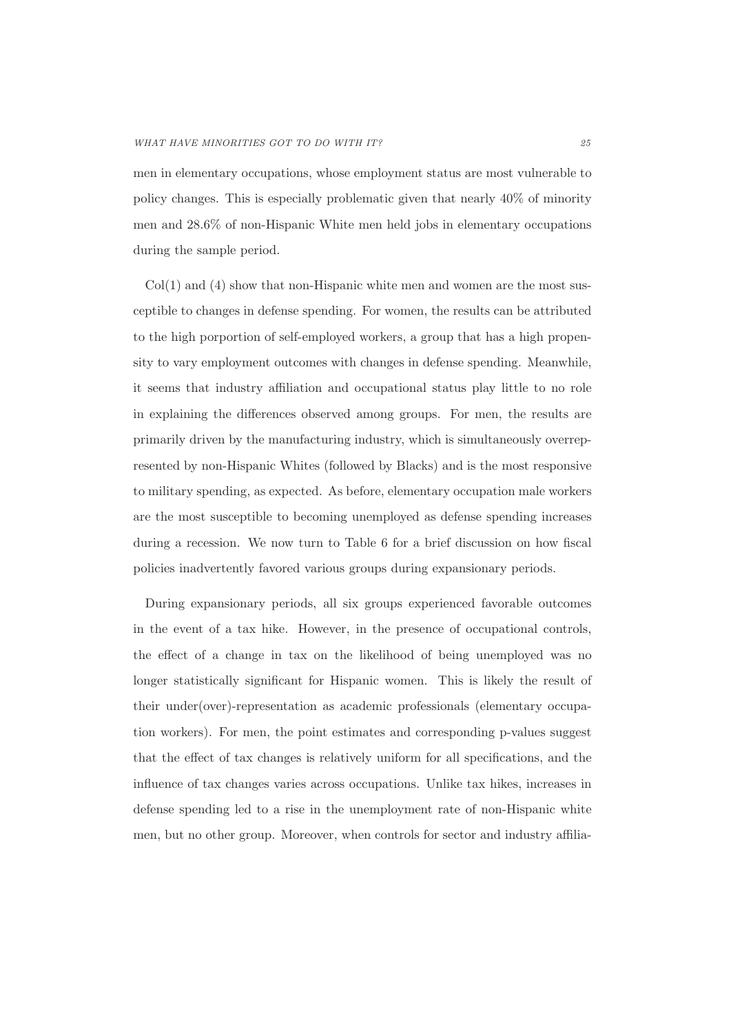men in elementary occupations, whose employment status are most vulnerable to policy changes. This is especially problematic given that nearly 40% of minority men and 28.6% of non-Hispanic White men held jobs in elementary occupations during the sample period.

Col(1) and (4) show that non-Hispanic white men and women are the most susceptible to changes in defense spending. For women, the results can be attributed to the high porportion of self-employed workers, a group that has a high propensity to vary employment outcomes with changes in defense spending. Meanwhile, it seems that industry affiliation and occupational status play little to no role in explaining the differences observed among groups. For men, the results are primarily driven by the manufacturing industry, which is simultaneously overrepresented by non-Hispanic Whites (followed by Blacks) and is the most responsive to military spending, as expected. As before, elementary occupation male workers are the most susceptible to becoming unemployed as defense spending increases during a recession. We now turn to Table 6 for a brief discussion on how fiscal policies inadvertently favored various groups during expansionary periods.

During expansionary periods, all six groups experienced favorable outcomes in the event of a tax hike. However, in the presence of occupational controls, the effect of a change in tax on the likelihood of being unemployed was no longer statistically significant for Hispanic women. This is likely the result of their under(over)-representation as academic professionals (elementary occupation workers). For men, the point estimates and corresponding p-values suggest that the effect of tax changes is relatively uniform for all specifications, and the influence of tax changes varies across occupations. Unlike tax hikes, increases in defense spending led to a rise in the unemployment rate of non-Hispanic white men, but no other group. Moreover, when controls for sector and industry affilia-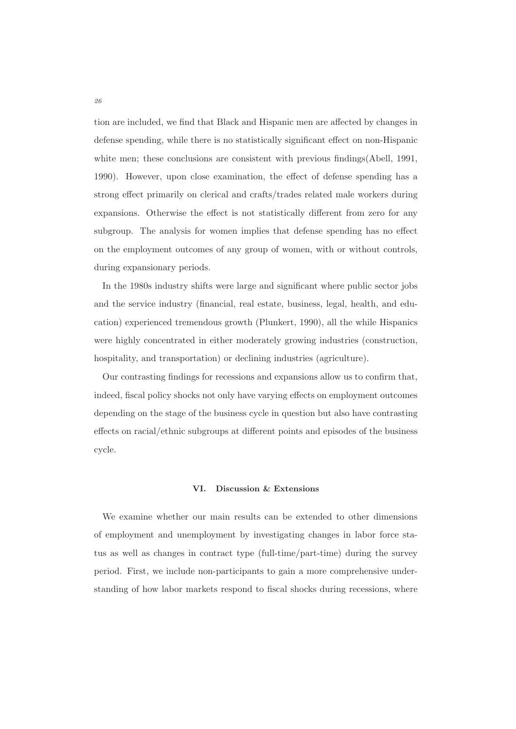tion are included, we find that Black and Hispanic men are affected by changes in defense spending, while there is no statistically significant effect on non-Hispanic white men; these conclusions are consistent with previous findings(Abell, 1991, 1990). However, upon close examination, the effect of defense spending has a strong effect primarily on clerical and crafts/trades related male workers during expansions. Otherwise the effect is not statistically different from zero for any subgroup. The analysis for women implies that defense spending has no effect on the employment outcomes of any group of women, with or without controls, during expansionary periods.

In the 1980s industry shifts were large and significant where public sector jobs and the service industry (financial, real estate, business, legal, health, and education) experienced tremendous growth (Plunkert, 1990), all the while Hispanics were highly concentrated in either moderately growing industries (construction, hospitality, and transportation) or declining industries (agriculture).

Our contrasting findings for recessions and expansions allow us to confirm that, indeed, fiscal policy shocks not only have varying effects on employment outcomes depending on the stage of the business cycle in question but also have contrasting effects on racial/ethnic subgroups at different points and episodes of the business cycle.

## VI. Discussion & Extensions

We examine whether our main results can be extended to other dimensions of employment and unemployment by investigating changes in labor force status as well as changes in contract type (full-time/part-time) during the survey period. First, we include non-participants to gain a more comprehensive understanding of how labor markets respond to fiscal shocks during recessions, where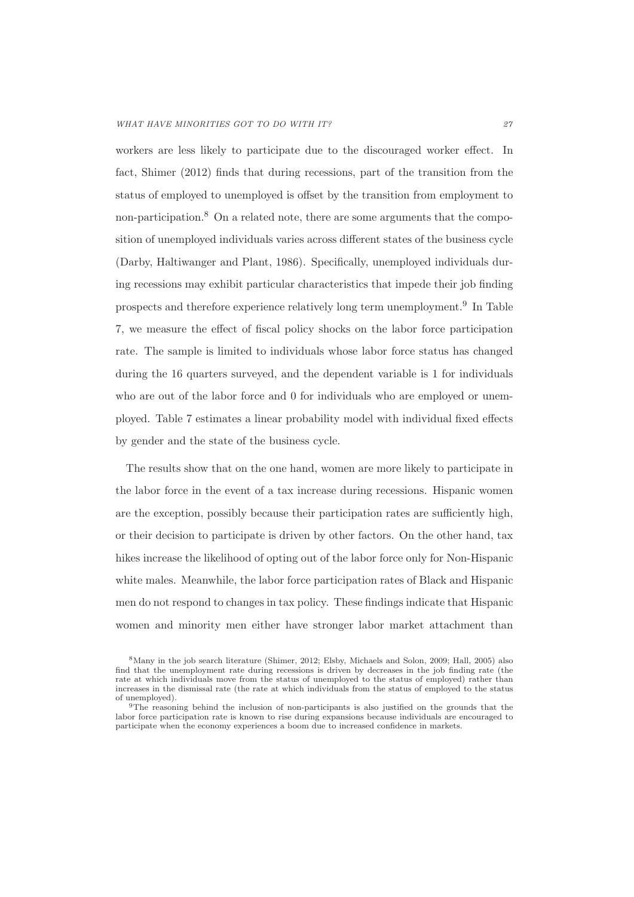workers are less likely to participate due to the discouraged worker effect. In fact, Shimer (2012) finds that during recessions, part of the transition from the status of employed to unemployed is offset by the transition from employment to non-participation.[8] On a related note, there are some arguments that the composition of unemployed individuals varies across different states of the business cycle (Darby, Haltiwanger and Plant, 1986). Specifically, unemployed individuals during recessions may exhibit particular characteristics that impede their job finding prospects and therefore experience relatively long term unemployment.[9] In Table 7, we measure the effect of fiscal policy shocks on the labor force participation rate. The sample is limited to individuals whose labor force status has changed during the 16 quarters surveyed, and the dependent variable is 1 for individuals who are out of the labor force and 0 for individuals who are employed or unemployed. Table 7 estimates a linear probability model with individual fixed effects by gender and the state of the business cycle.

The results show that on the one hand, women are more likely to participate in the labor force in the event of a tax increase during recessions. Hispanic women are the exception, possibly because their participation rates are sufficiently high, or their decision to participate is driven by other factors. On the other hand, tax hikes increase the likelihood of opting out of the labor force only for Non-Hispanic white males. Meanwhile, the labor force participation rates of Black and Hispanic men do not respond to changes in tax policy. These findings indicate that Hispanic women and minority men either have stronger labor market attachment than

[8] Many in the job search literature (Shimer, 2012; Elsby, Michaels and Solon, 2009; Hall, 2005) also find that the unemployment rate during recessions is driven by decreases in the job finding rate (the rate at which individuals move from the status of unemployed to the status of employed) rather than increases in the dismissal rate (the rate at which individuals from the status of employed to the status of unemployed).

[9] The reasoning behind the inclusion of non-participants is also justified on the grounds that the labor force participation rate is known to rise during expansions because individuals are encouraged to participate when the economy experiences a boom due to increased confidence in markets.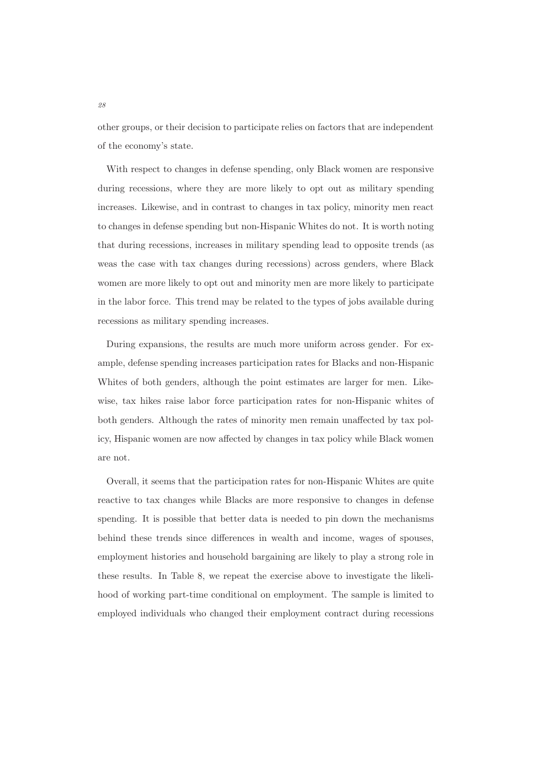other groups, or their decision to participate relies on factors that are independent of the economy's state.

With respect to changes in defense spending, only Black women are responsive during recessions, where they are more likely to opt out as military spending increases. Likewise, and in contrast to changes in tax policy, minority men react to changes in defense spending but non-Hispanic Whites do not. It is worth noting that during recessions, increases in military spending lead to opposite trends (as weas the case with tax changes during recessions) across genders, where Black women are more likely to opt out and minority men are more likely to participate in the labor force. This trend may be related to the types of jobs available during recessions as military spending increases.

During expansions, the results are much more uniform across gender. For example, defense spending increases participation rates for Blacks and non-Hispanic Whites of both genders, although the point estimates are larger for men. Likewise, tax hikes raise labor force participation rates for non-Hispanic whites of both genders. Although the rates of minority men remain unaffected by tax policy, Hispanic women are now affected by changes in tax policy while Black women are not.

Overall, it seems that the participation rates for non-Hispanic Whites are quite reactive to tax changes while Blacks are more responsive to changes in defense spending. It is possible that better data is needed to pin down the mechanisms behind these trends since differences in wealth and income, wages of spouses, employment histories and household bargaining are likely to play a strong role in these results. In Table 8, we repeat the exercise above to investigate the likelihood of working part-time conditional on employment. The sample is limited to employed individuals who changed their employment contract during recessions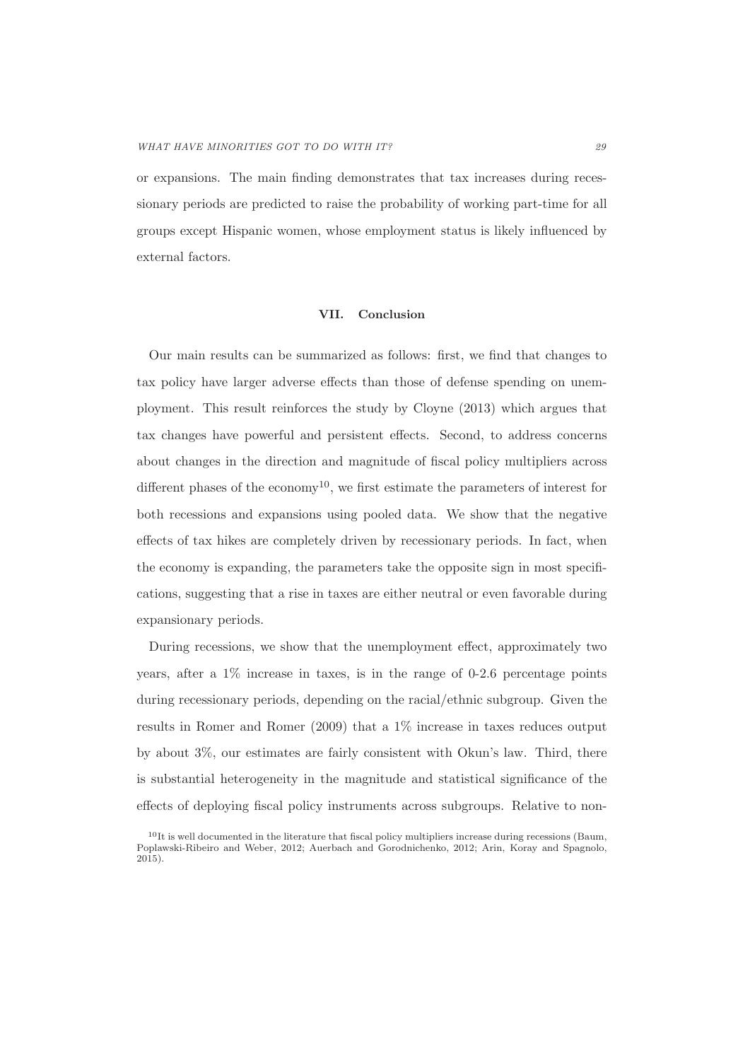or expansions. The main finding demonstrates that tax increases during recessionary periods are predicted to raise the probability of working part-time for all groups except Hispanic women, whose employment status is likely influenced by external factors.

## VII. Conclusion

Our main results can be summarized as follows: first, we find that changes to tax policy have larger adverse effects than those of defense spending on unemployment. This result reinforces the study by Cloyne (2013) which argues that tax changes have powerful and persistent effects. Second, to address concerns about changes in the direction and magnitude of fiscal policy multipliers across different phases of the economy[10], we first estimate the parameters of interest for both recessions and expansions using pooled data. We show that the negative effects of tax hikes are completely driven by recessionary periods. In fact, when the economy is expanding, the parameters take the opposite sign in most specifications, suggesting that a rise in taxes are either neutral or even favorable during expansionary periods.

During recessions, we show that the unemployment effect, approximately two years, after a 1% increase in taxes, is in the range of 0-2.6 percentage points during recessionary periods, depending on the racial/ethnic subgroup. Given the results in Romer and Romer (2009) that a 1% increase in taxes reduces output by about 3%, our estimates are fairly consistent with Okun's law. Third, there is substantial heterogeneity in the magnitude and statistical significance of the effects of deploying fiscal policy instruments across subgroups. Relative to non-

[10]It is well documented in the literature that fiscal policy multipliers increase during recessions (Baum, Poplawski-Ribeiro and Weber, 2012; Auerbach and Gorodnichenko, 2012; Arin, Koray and Spagnolo, 2015).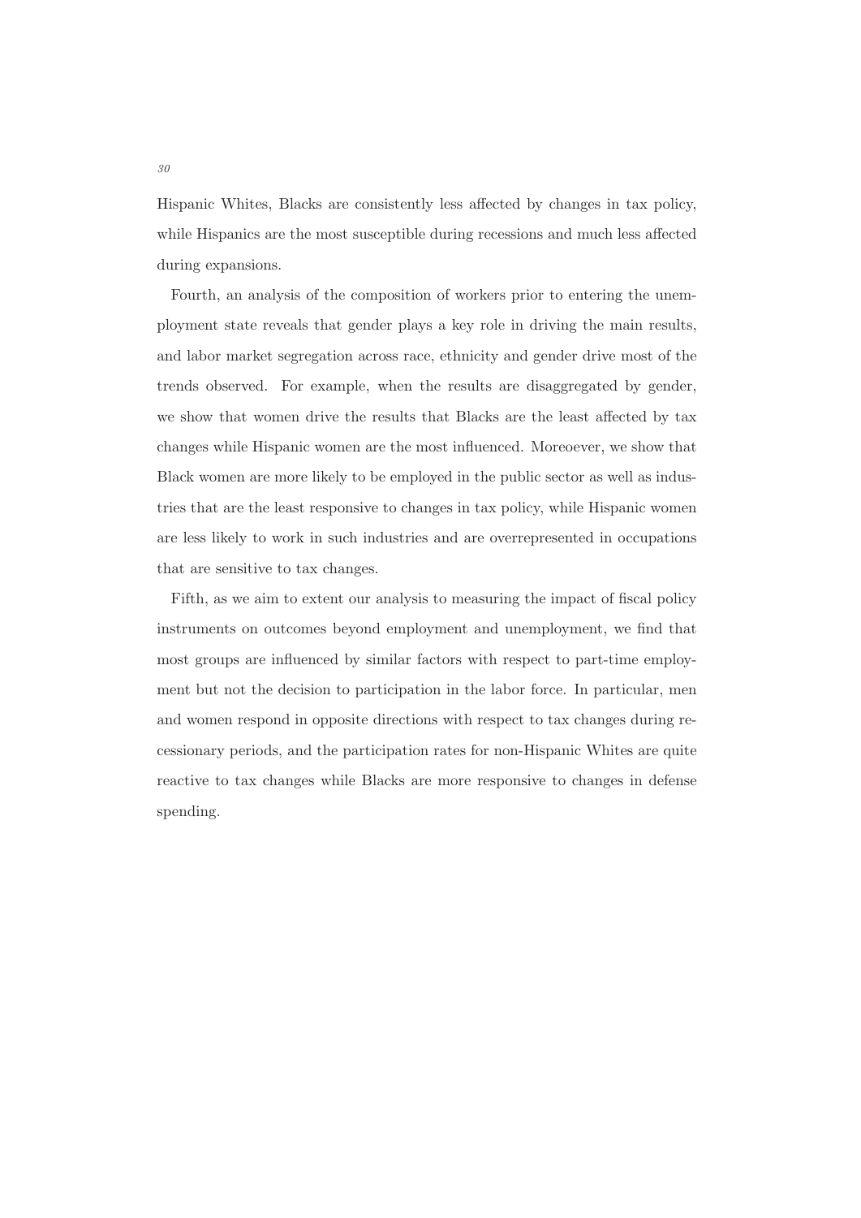Hispanic Whites, Blacks are consistently less affected by changes in tax policy, while Hispanics are the most susceptible during recessions and much less affected during expansions.

Fourth, an analysis of the composition of workers prior to entering the unemployment state reveals that gender plays a key role in driving the main results, and labor market segregation across race, ethnicity and gender drive most of the trends observed. For example, when the results are disaggregated by gender, we show that women drive the results that Blacks are the least affected by tax changes while Hispanic women are the most influenced. Moreoever, we show that Black women are more likely to be employed in the public sector as well as industries that are the least responsive to changes in tax policy, while Hispanic women are less likely to work in such industries and are overrepresented in occupations that are sensitive to tax changes.

Fifth, as we aim to extent our analysis to measuring the impact of fiscal policy instruments on outcomes beyond employment and unemployment, we find that most groups are influenced by similar factors with respect to part-time employment but not the decision to participation in the labor force. In particular, men and women respond in opposite directions with respect to tax changes during recessionary periods, and the participation rates for non-Hispanic Whites are quite reactive to tax changes while Blacks are more responsive to changes in defense spending.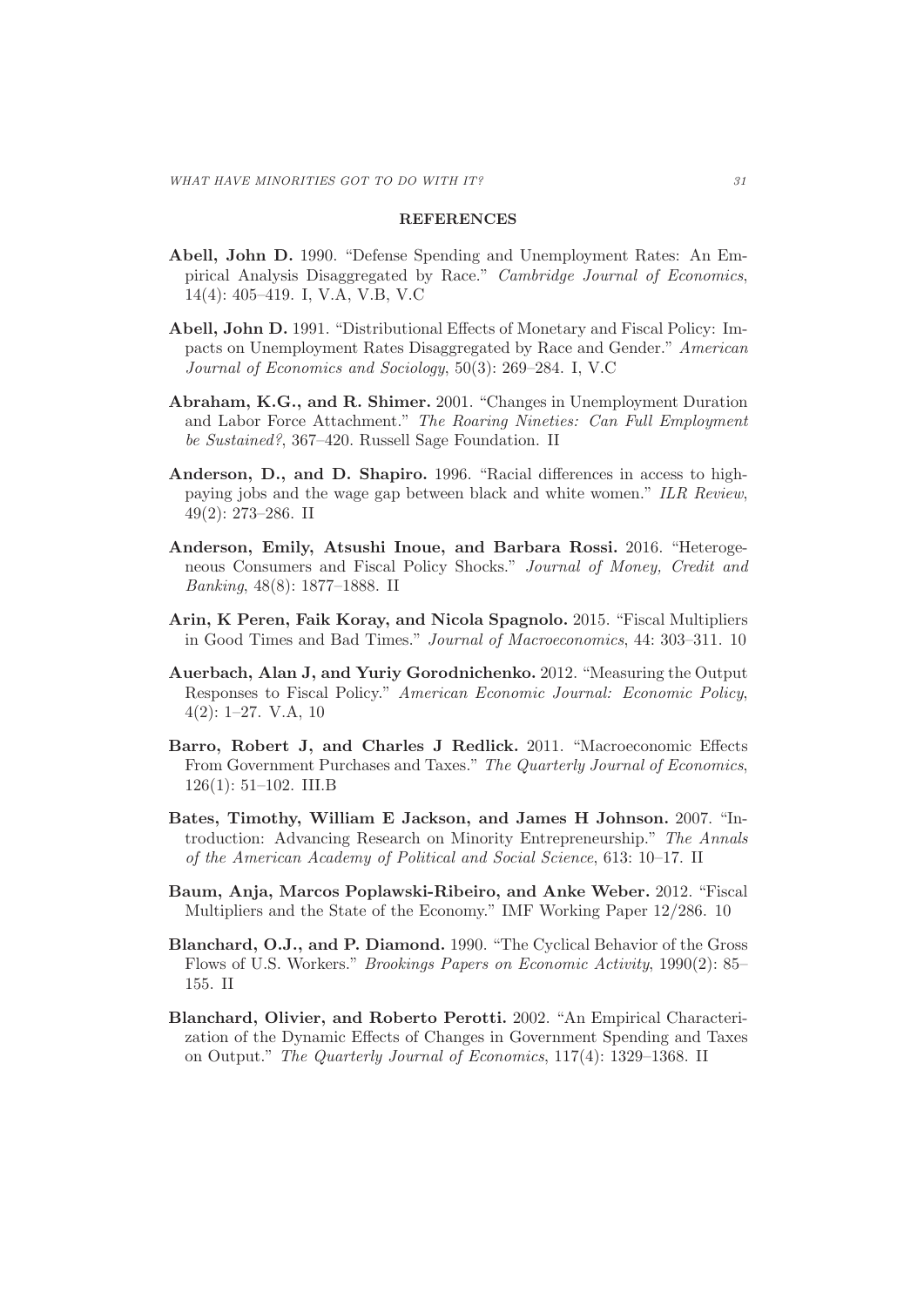## REFERENCES

**Abell, John D.** 1990. "Defense Spending and Unemployment Rates: An Empirical Analysis Disaggregated by Race." *Cambridge Journal of Economics*, 14(4): 405–419. I, V.A, V.B, V.C

**Abell, John D.** 1991. "Distributional Effects of Monetary and Fiscal Policy: Impacts on Unemployment Rates Disaggregated by Race and Gender." *American Journal of Economics and Sociology*, 50(3): 269–284. I, V.C

**Abraham, K.G., and R. Shimer.** 2001. "Changes in Unemployment Duration and Labor Force Attachment." *The Roaring Nineties: Can Full Employment be Sustained?*, 367–420. Russell Sage Foundation. II

**Anderson, D., and D. Shapiro.** 1996. "Racial differences in access to high-paying jobs and the wage gap between black and white women." *ILR Review*, 49(2): 273–286. II

**Anderson, Emily, Atsushi Inoue, and Barbara Rossi.** 2016. "Heterogeneous Consumers and Fiscal Policy Shocks." *Journal of Money, Credit and Banking*, 48(8): 1877–1888. II

**Arin, K Peren, Faik Koray, and Nicola Spagnolo.** 2015. "Fiscal Multipliers in Good Times and Bad Times." *Journal of Macroeconomics*, 44: 303–311. 10

**Auerbach, Alan J, and Yuriy Gorodnichenko.** 2012. "Measuring the Output Responses to Fiscal Policy." *American Economic Journal: Economic Policy*, 4(2): 1–27. V.A, 10

**Barro, Robert J, and Charles J Redlick.** 2011. "Macroeconomic Effects From Government Purchases and Taxes." *The Quarterly Journal of Economics*, 126(1): 51–102. III.B

**Bates, Timothy, William E Jackson, and James H Johnson.** 2007. "Introduction: Advancing Research on Minority Entrepreneurship." *The Annals of the American Academy of Political and Social Science*, 613: 10–17. II

**Baum, Anja, Marcos Poplawski-Ribeiro, and Anke Weber.** 2012. "Fiscal Multipliers and the State of the Economy." IMF Working Paper 12/286. 10

**Blanchard, O.J., and P. Diamond.** 1990. "The Cyclical Behavior of the Gross Flows of U.S. Workers." *Brookings Papers on Economic Activity*, 1990(2): 85–155. II

**Blanchard, Olivier, and Roberto Perotti.** 2002. "An Empirical Characterization of the Dynamic Effects of Changes in Government Spending and Taxes on Output." *The Quarterly Journal of Economics*, 117(4): 1329–1368. II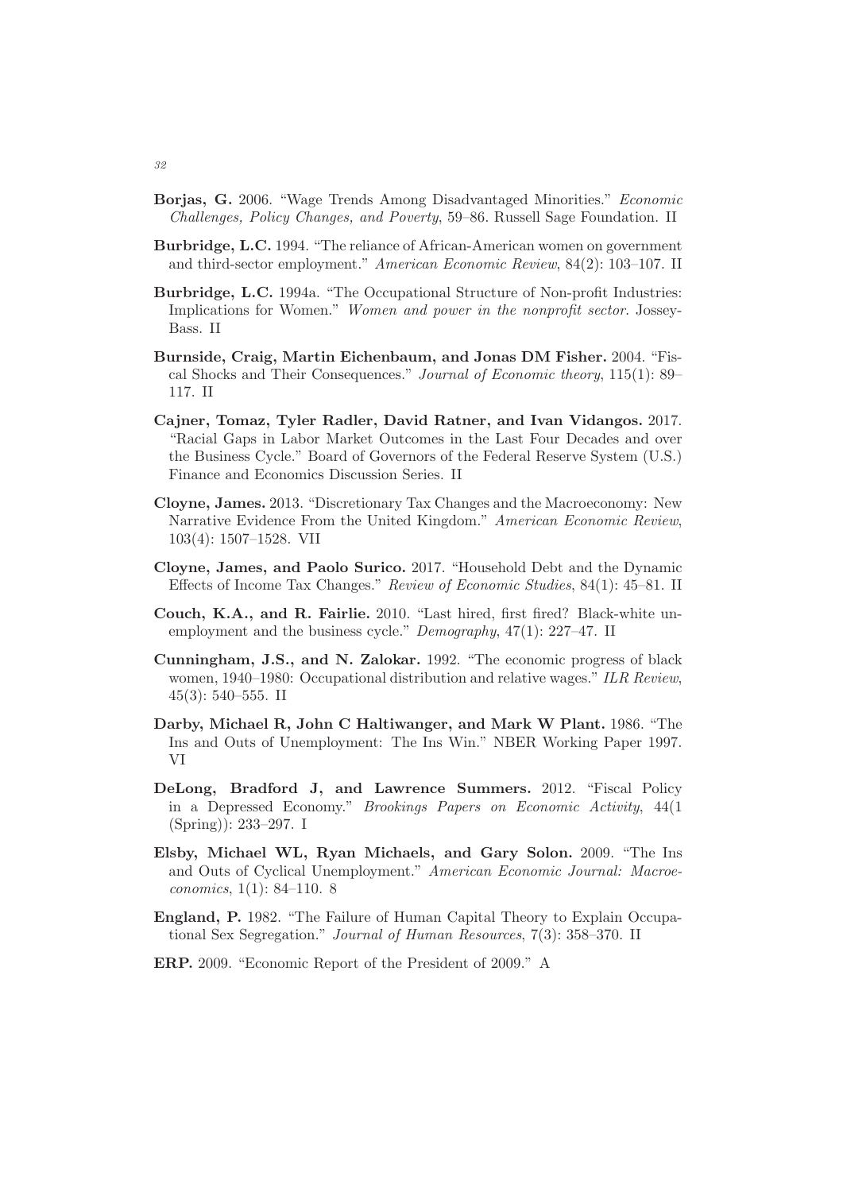**Borjas, G.** 2006. "Wage Trends Among Disadvantaged Minorities." *Economic Challenges, Policy Changes, and Poverty*, 59–86. Russell Sage Foundation. II

**Burbridge, L.C.** 1994. "The reliance of African-American women on government and third-sector employment." *American Economic Review*, 84(2): 103–107. II

**Burbridge, L.C.** 1994a. "The Occupational Structure of Non-profit Industries: Implications for Women." *Women and power in the nonprofit sector*. Jossey-Bass. II

**Burnside, Craig, Martin Eichenbaum, and Jonas DM Fisher.** 2004. "Fiscal Shocks and Their Consequences." *Journal of Economic theory*, 115(1): 89–117. II

**Cajner, Tomaz, Tyler Radler, David Ratner, and Ivan Vidangos.** 2017. "Racial Gaps in Labor Market Outcomes in the Last Four Decades and over the Business Cycle." Board of Governors of the Federal Reserve System (U.S.) Finance and Economics Discussion Series. II

**Cloyne, James.** 2013. "Discretionary Tax Changes and the Macroeconomy: New Narrative Evidence From the United Kingdom." *American Economic Review*, 103(4): 1507–1528. VII

**Cloyne, James, and Paolo Surico.** 2017. "Household Debt and the Dynamic Effects of Income Tax Changes." *Review of Economic Studies*, 84(1): 45–81. II

**Couch, K.A., and R. Fairlie.** 2010. "Last hired, first fired? Black-white unemployment and the business cycle." *Demography*, 47(1): 227–47. II

**Cunningham, J.S., and N. Zalokar.** 1992. "The economic progress of black women, 1940–1980: Occupational distribution and relative wages." *ILR Review*, 45(3): 540–555. II

**Darby, Michael R, John C Haltiwanger, and Mark W Plant.** 1986. "The Ins and Outs of Unemployment: The Ins Win." NBER Working Paper 1997. VI

**DeLong, Bradford J, and Lawrence Summers.** 2012. "Fiscal Policy in a Depressed Economy." *Brookings Papers on Economic Activity*, 44(1 (Spring)): 233–297. I

**Elsby, Michael WL, Ryan Michaels, and Gary Solon.** 2009. "The Ins and Outs of Cyclical Unemployment." *American Economic Journal: Macroeconomics*, 1(1): 84–110. 8

**England, P.** 1982. "The Failure of Human Capital Theory to Explain Occupational Sex Segregation." *Journal of Human Resources*, 7(3): 358–370. II

**ERP.** 2009. "Economic Report of the President of 2009." A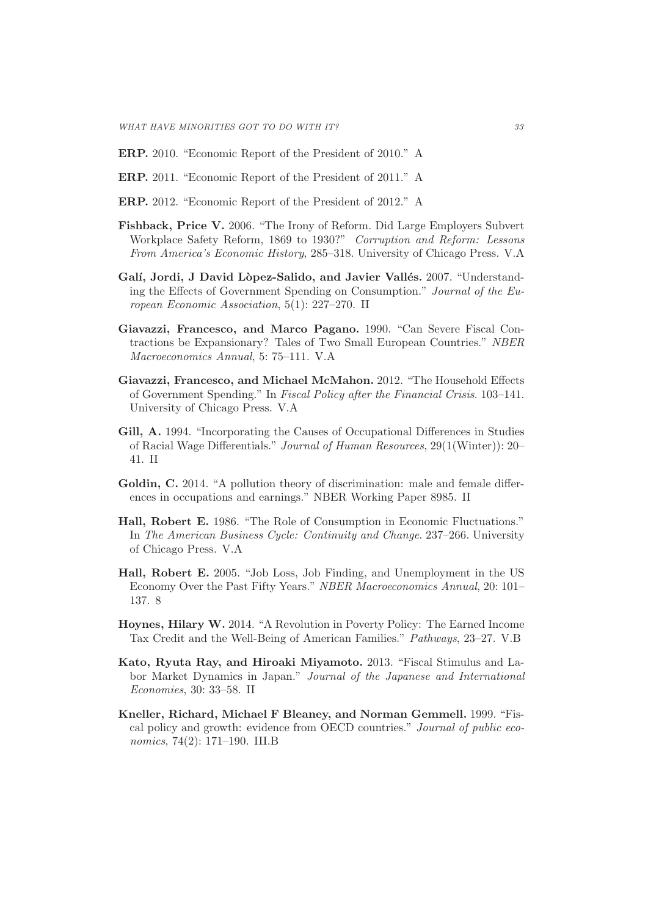**ERP.** 2010. "Economic Report of the President of 2010." A

**ERP.** 2011. "Economic Report of the President of 2011." A

**ERP.** 2012. "Economic Report of the President of 2012." A

**Fishback, Price V.** 2006. "The Irony of Reform. Did Large Employers Subvert Workplace Safety Reform, 1869 to 1930?" *Corruption and Reform: Lessons From America's Economic History*, 285–318. University of Chicago Press. V.A

**Galí, Jordi, J David Lòpez-Salido, and Javier Vallés.** 2007. "Understanding the Effects of Government Spending on Consumption." *Journal of the European Economic Association*, 5(1): 227–270. II

**Giavazzi, Francesco, and Marco Pagano.** 1990. "Can Severe Fiscal Contractions be Expansionary? Tales of Two Small European Countries." *NBER Macroeconomics Annual*, 5: 75–111. V.A

**Giavazzi, Francesco, and Michael McMahon.** 2012. "The Household Effects of Government Spending." In *Fiscal Policy after the Financial Crisis*. 103–141. University of Chicago Press. V.A

**Gill, A.** 1994. "Incorporating the Causes of Occupational Differences in Studies of Racial Wage Differentials." *Journal of Human Resources*, 29(1(Winter)): 20–41. II

**Goldin, C.** 2014. "A pollution theory of discrimination: male and female differences in occupations and earnings." NBER Working Paper 8985. II

**Hall, Robert E.** 1986. "The Role of Consumption in Economic Fluctuations." In *The American Business Cycle: Continuity and Change*. 237–266. University of Chicago Press. V.A

**Hall, Robert E.** 2005. "Job Loss, Job Finding, and Unemployment in the US Economy Over the Past Fifty Years." *NBER Macroeconomics Annual*, 20: 101–137. 8

**Hoynes, Hilary W.** 2014. "A Revolution in Poverty Policy: The Earned Income Tax Credit and the Well-Being of American Families." *Pathways*, 23–27. V.B

**Kato, Ryuta Ray, and Hiroaki Miyamoto.** 2013. "Fiscal Stimulus and Labor Market Dynamics in Japan." *Journal of the Japanese and International Economies*, 30: 33–58. II

**Kneller, Richard, Michael F Bleaney, and Norman Gemmell.** 1999. "Fiscal policy and growth: evidence from OECD countries." *Journal of public economics*, 74(2): 171–190. III.B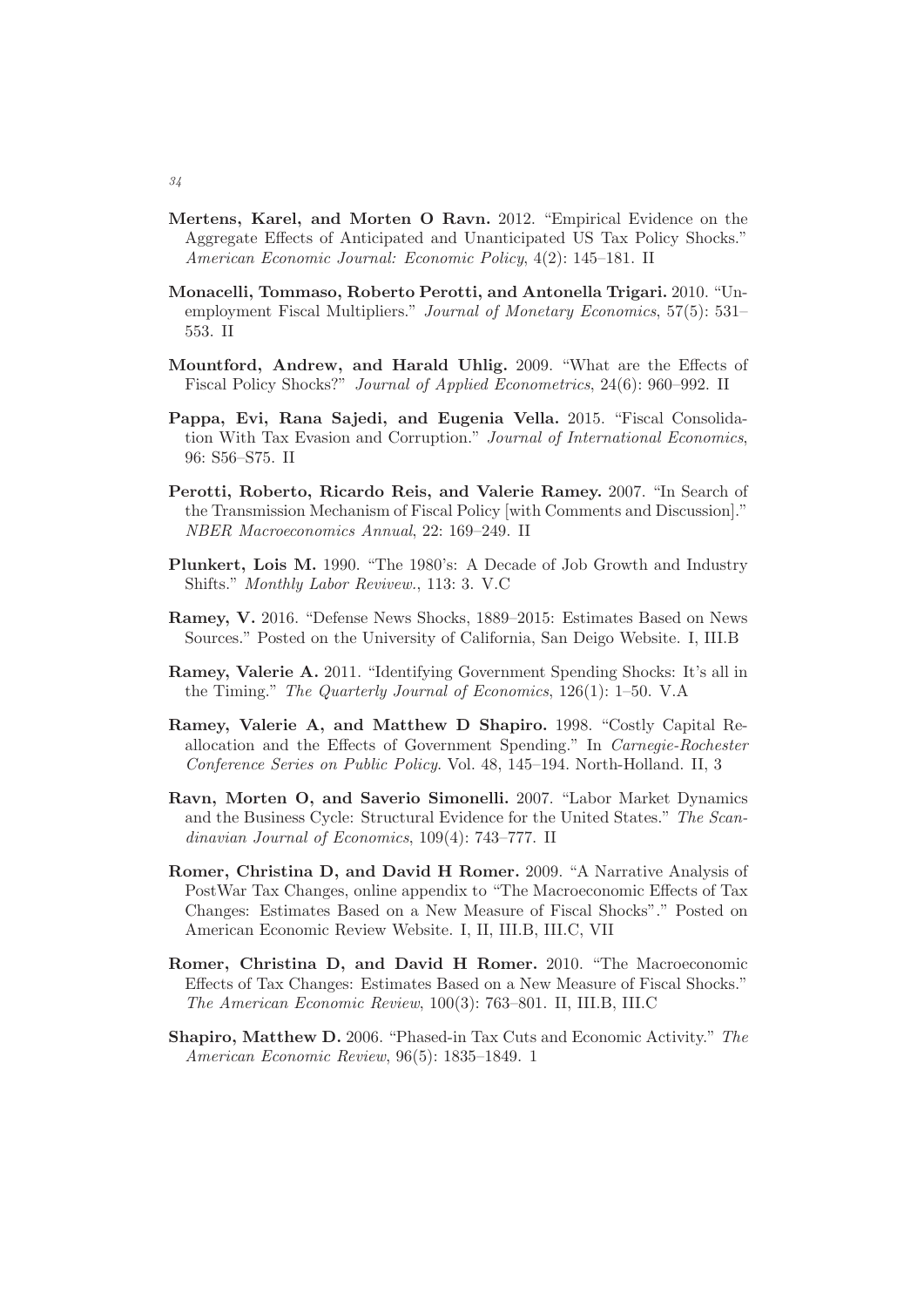**Mertens, Karel, and Morten O Ravn.** 2012. "Empirical Evidence on the Aggregate Effects of Anticipated and Unanticipated US Tax Policy Shocks." *American Economic Journal: Economic Policy*, 4(2): 145–181. II

**Monacelli, Tommaso, Roberto Perotti, and Antonella Trigari.** 2010. "Unemployment Fiscal Multipliers." *Journal of Monetary Economics*, 57(5): 531–553. II

**Mountford, Andrew, and Harald Uhlig.** 2009. "What are the Effects of Fiscal Policy Shocks?" *Journal of Applied Econometrics*, 24(6): 960–992. II

**Pappa, Evi, Rana Sajedi, and Eugenia Vella.** 2015. "Fiscal Consolidation With Tax Evasion and Corruption." *Journal of International Economics*, 96: S56–S75. II

**Perotti, Roberto, Ricardo Reis, and Valerie Ramey.** 2007. "In Search of the Transmission Mechanism of Fiscal Policy [with Comments and Discussion]." *NBER Macroeconomics Annual*, 22: 169–249. II

**Plunkert, Lois M.** 1990. "The 1980's: A Decade of Job Growth and Industry Shifts." *Monthly Labor Revivew.*, 113: 3. V.C

**Ramey, V.** 2016. "Defense News Shocks, 1889–2015: Estimates Based on News Sources." Posted on the University of California, San Deigo Website. I, III.B

**Ramey, Valerie A.** 2011. "Identifying Government Spending Shocks: It's all in the Timing." *The Quarterly Journal of Economics*, 126(1): 1–50. V.A

**Ramey, Valerie A, and Matthew D Shapiro.** 1998. "Costly Capital Reallocation and the Effects of Government Spending." In *Carnegie-Rochester Conference Series on Public Policy*. Vol. 48, 145–194. North-Holland. II, 3

**Ravn, Morten O, and Saverio Simonelli.** 2007. "Labor Market Dynamics and the Business Cycle: Structural Evidence for the United States." *The Scandinavian Journal of Economics*, 109(4): 743–777. II

**Romer, Christina D, and David H Romer.** 2009. "A Narrative Analysis of PostWar Tax Changes, online appendix to "The Macroeconomic Effects of Tax Changes: Estimates Based on a New Measure of Fiscal Shocks"." Posted on American Economic Review Website. I, II, III.B, III.C, VII

**Romer, Christina D, and David H Romer.** 2010. "The Macroeconomic Effects of Tax Changes: Estimates Based on a New Measure of Fiscal Shocks." *The American Economic Review*, 100(3): 763–801. II, III.B, III.C

**Shapiro, Matthew D.** 2006. "Phased-in Tax Cuts and Economic Activity." *The American Economic Review*, 96(5): 1835–1849. 1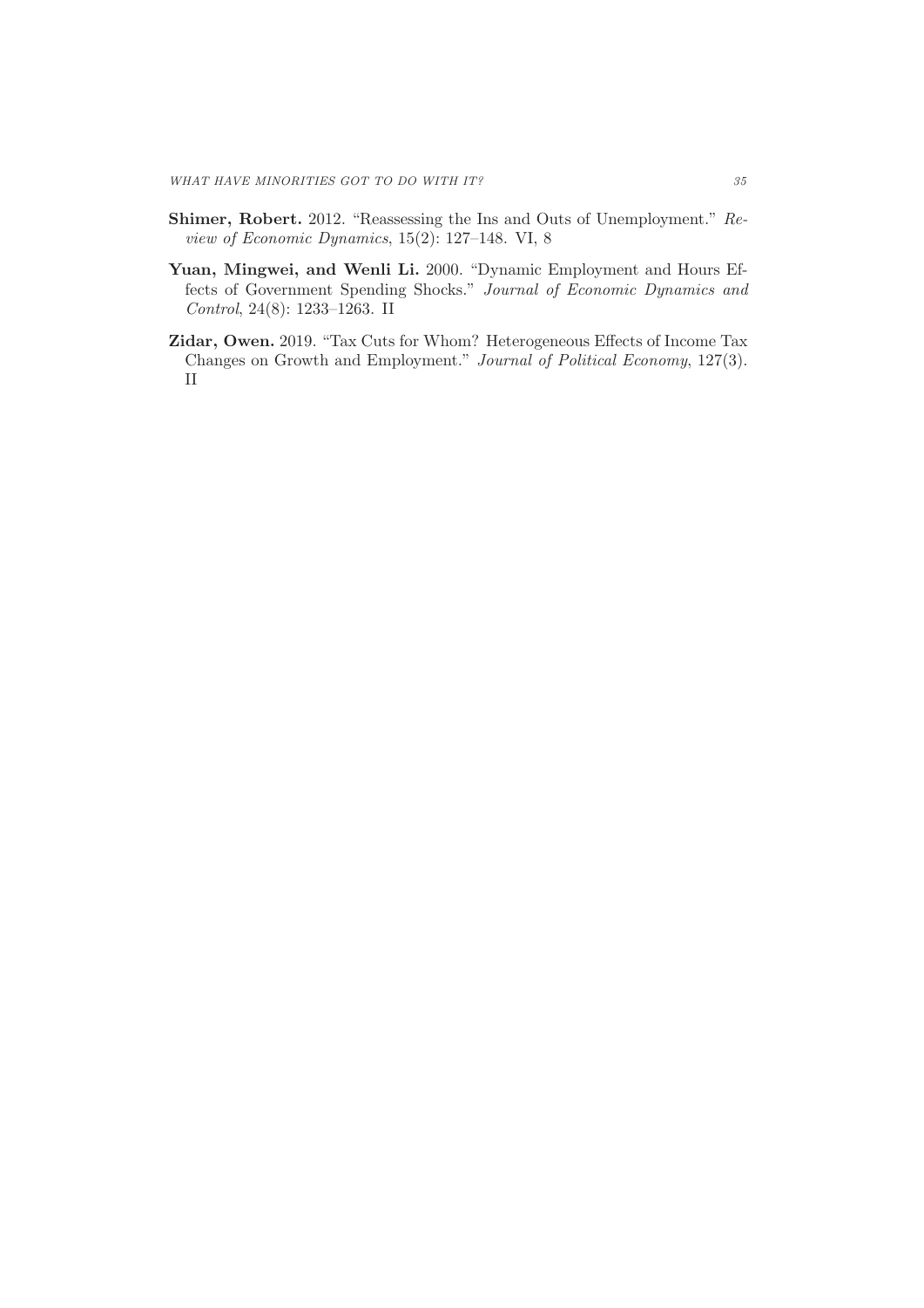**Shimer, Robert.** 2012. "Reassessing the Ins and Outs of Unemployment." *Review of Economic Dynamics*, 15(2): 127–148. VI, 8

**Yuan, Mingwei, and Wenli Li.** 2000. "Dynamic Employment and Hours Effects of Government Spending Shocks." *Journal of Economic Dynamics and Control*, 24(8): 1233–1263. II

**Zidar, Owen.** 2019. "Tax Cuts for Whom? Heterogeneous Effects of Income Tax Changes on Growth and Employment." *Journal of Political Economy*, 127(3). II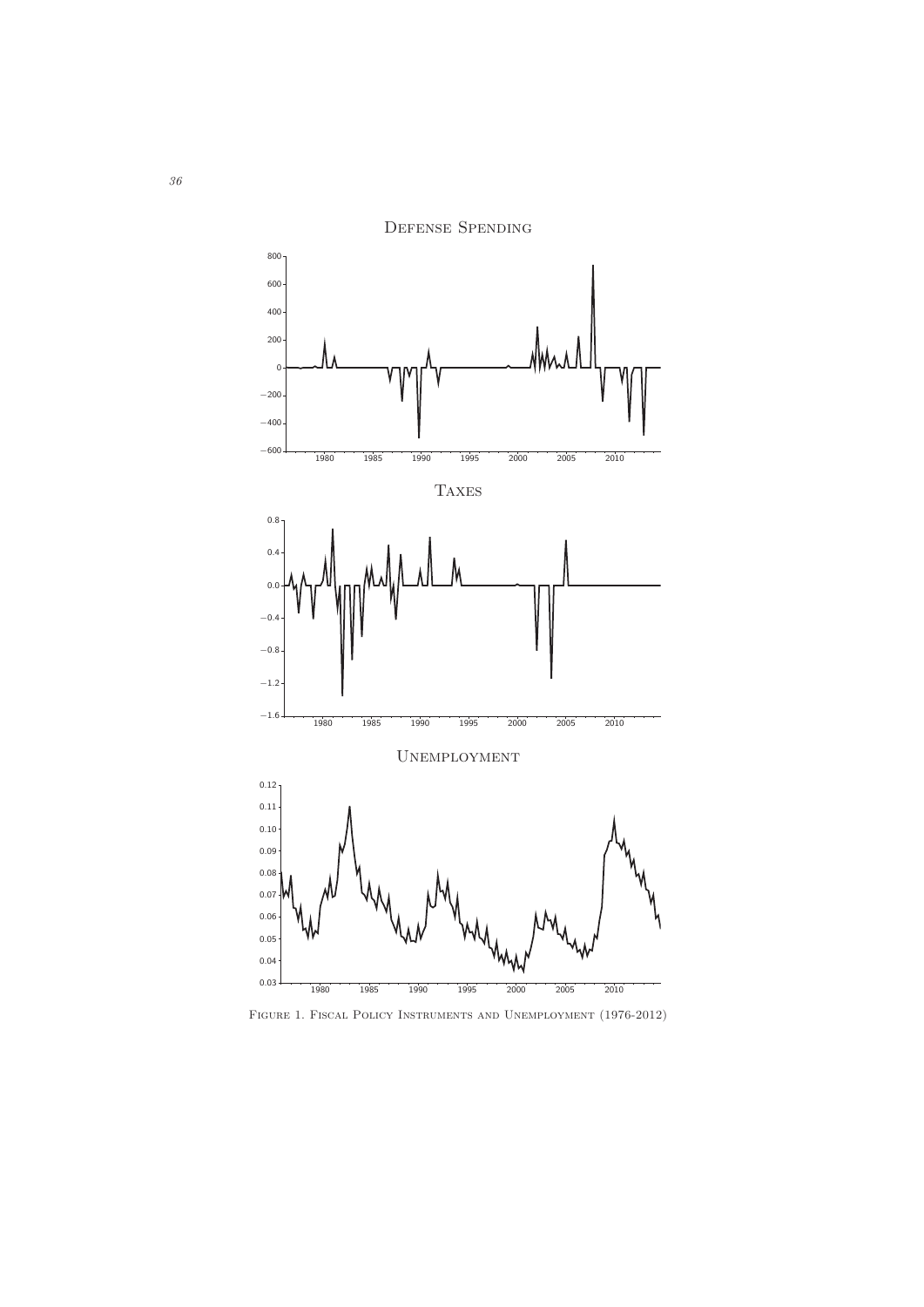Figure 1. Fiscal Policy Instruments and Unemployment (1976-2012)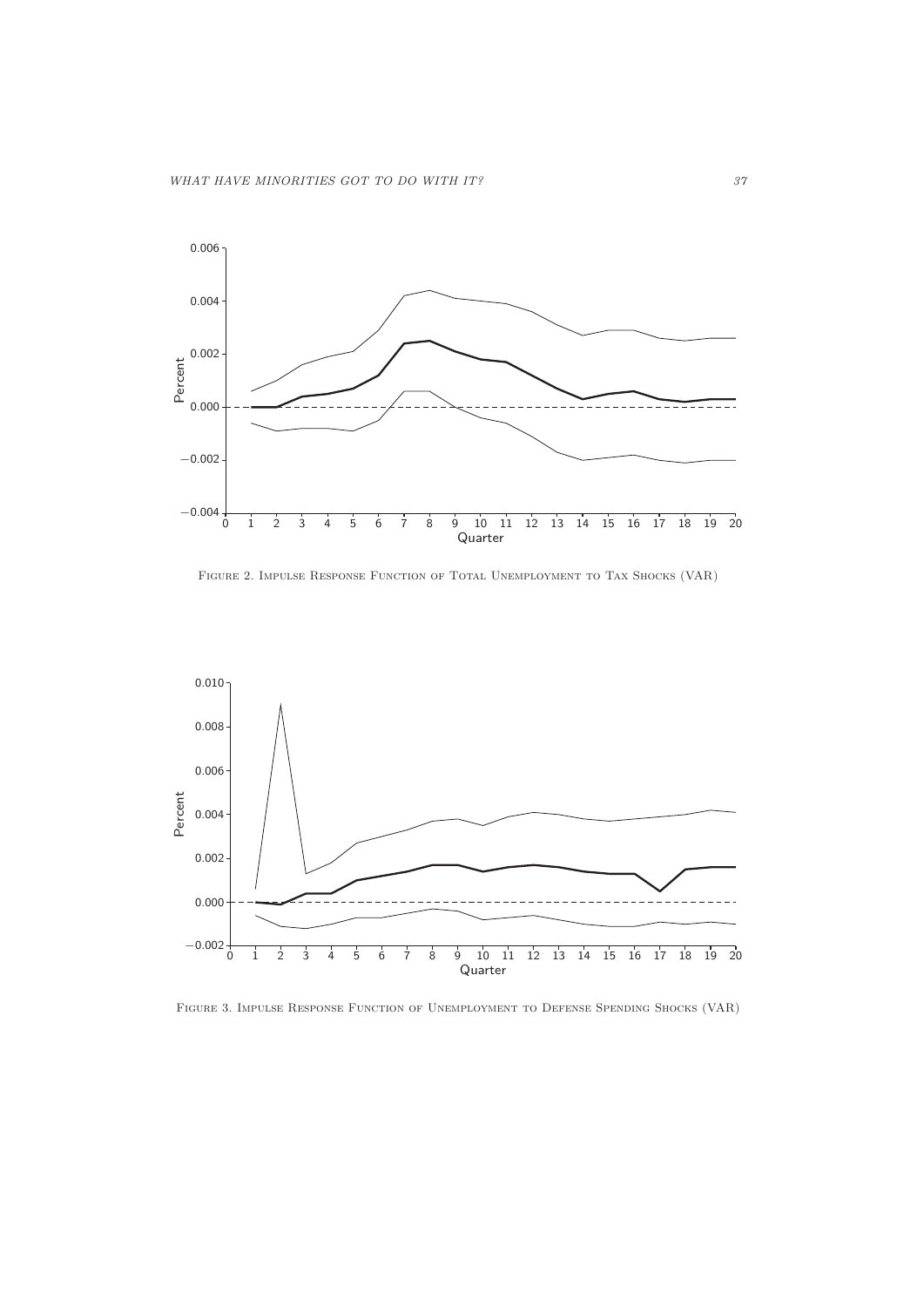Figure 2. Impulse Response Function of Total Unemployment to Tax Shocks (VAR)

Figure 3. Impulse Response Function of Unemployment to Defense Spending Shocks (VAR)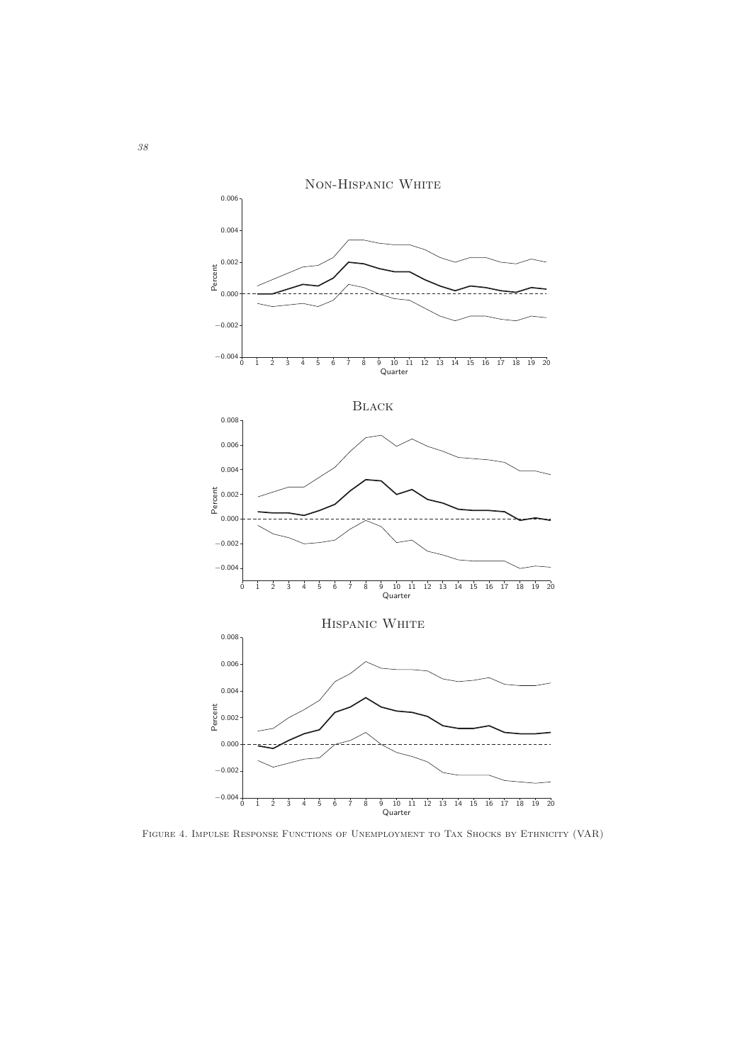Non-Hispanic White

Black

Hispanic White

Figure 4. Impulse Response Functions of Unemployment to Tax Shocks by Ethnicity (VAR)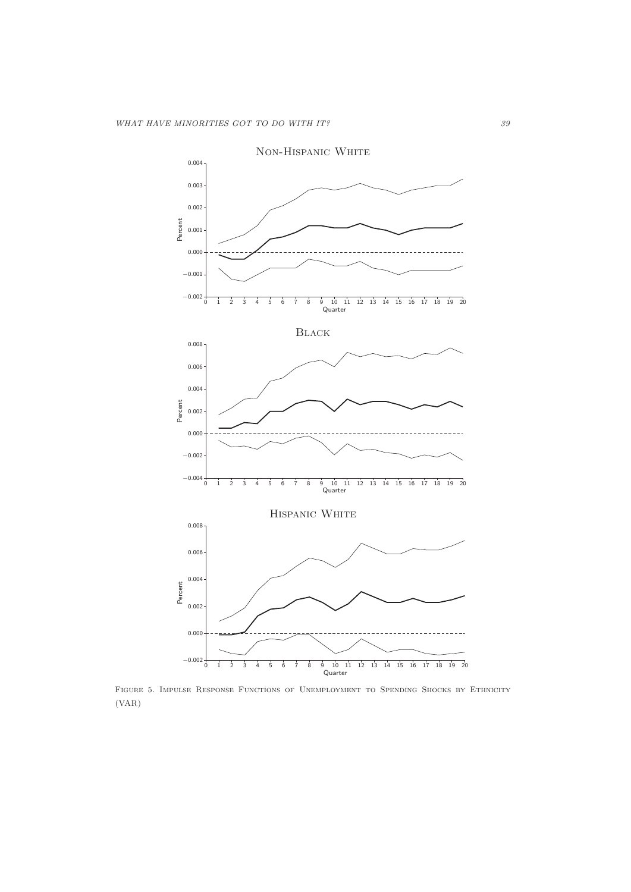Figure 5. Impulse Response Functions of Unemployment to Spending Shocks by Ethnicity (VAR)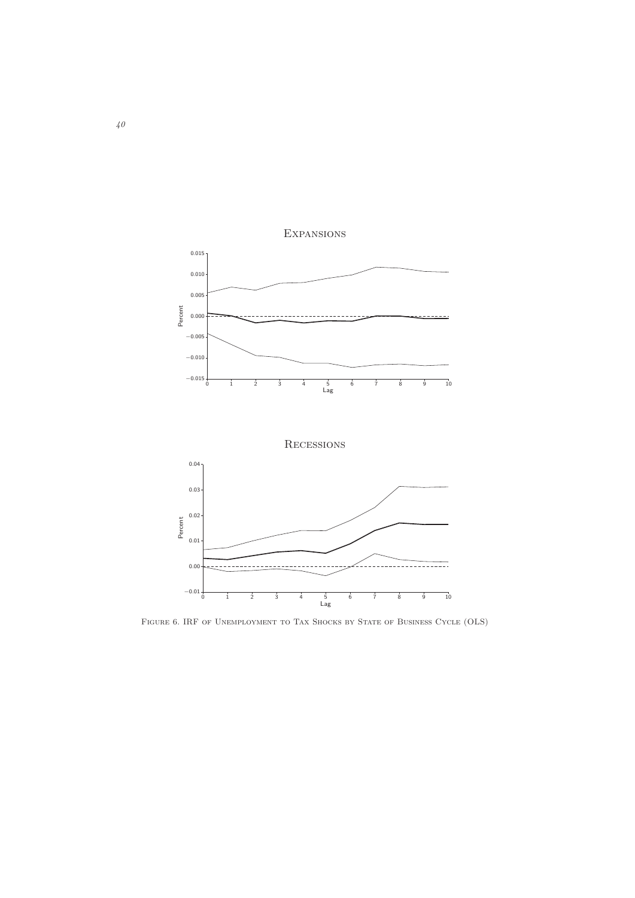Figure 6. IRF of Unemployment to Tax Shocks by State of Business Cycle (OLS)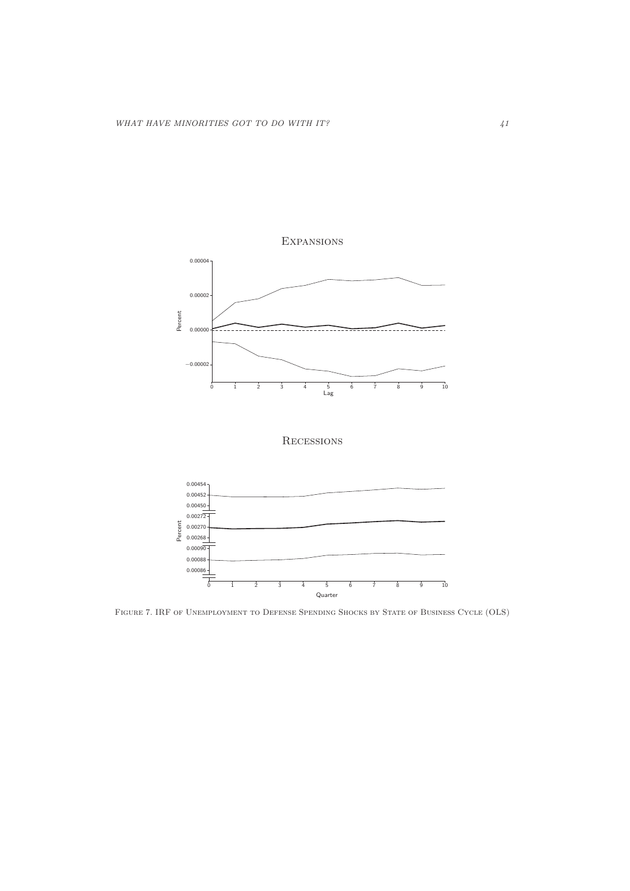Expansions

Recessions

Figure 7. IRF of Unemployment to Defense Spending Shocks by State of Business Cycle (OLS)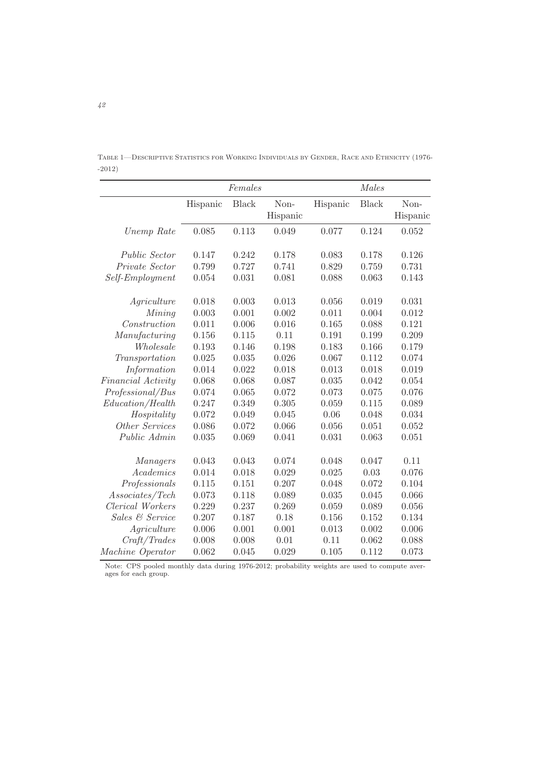TABLE 1—DESCRIPTIVE STATISTICS FOR WORKING INDIVIDUALS BY GENDER, RACE AND ETHNICITY (1976--2012)

| | *Females* | | | *Males* | | |
|---|---|---|---|---|---|---|
| | Hispanic | Black | Non-Hispanic | Hispanic | Black | Non-Hispanic |
| *Unemp Rate* | 0.085 | 0.113 | 0.049 | 0.077 | 0.124 | 0.052 |
| *Public Sector* | 0.147 | 0.242 | 0.178 | 0.083 | 0.178 | 0.126 |
| *Private Sector* | 0.799 | 0.727 | 0.741 | 0.829 | 0.759 | 0.731 |
| *Self-Employment* | 0.054 | 0.031 | 0.081 | 0.088 | 0.063 | 0.143 |
| *Agriculture* | 0.018 | 0.003 | 0.013 | 0.056 | 0.019 | 0.031 |
| *Mining* | 0.003 | 0.001 | 0.002 | 0.011 | 0.004 | 0.012 |
| *Construction* | 0.011 | 0.006 | 0.016 | 0.165 | 0.088 | 0.121 |
| *Manufacturing* | 0.156 | 0.115 | 0.11 | 0.191 | 0.199 | 0.209 |
| *Wholesale* | 0.193 | 0.146 | 0.198 | 0.183 | 0.166 | 0.179 |
| *Transportation* | 0.025 | 0.035 | 0.026 | 0.067 | 0.112 | 0.074 |
| *Information* | 0.014 | 0.022 | 0.018 | 0.013 | 0.018 | 0.019 |
| *Financial Activity* | 0.068 | 0.068 | 0.087 | 0.035 | 0.042 | 0.054 |
| *Professional/Bus* | 0.074 | 0.065 | 0.072 | 0.073 | 0.075 | 0.076 |
| *Education/Health* | 0.247 | 0.349 | 0.305 | 0.059 | 0.115 | 0.089 |
| *Hospitality* | 0.072 | 0.049 | 0.045 | 0.06 | 0.048 | 0.034 |
| *Other Services* | 0.086 | 0.072 | 0.066 | 0.056 | 0.051 | 0.052 |
| *Public Admin* | 0.035 | 0.069 | 0.041 | 0.031 | 0.063 | 0.051 |
| *Managers* | 0.043 | 0.043 | 0.074 | 0.048 | 0.047 | 0.11 |
| *Academics* | 0.014 | 0.018 | 0.029 | 0.025 | 0.03 | 0.076 |
| *Professionals* | 0.115 | 0.151 | 0.207 | 0.048 | 0.072 | 0.104 |
| *Associates/Tech* | 0.073 | 0.118 | 0.089 | 0.035 | 0.045 | 0.066 |
| *Clerical Workers* | 0.229 | 0.237 | 0.269 | 0.059 | 0.089 | 0.056 |
| *Sales & Service* | 0.207 | 0.187 | 0.18 | 0.156 | 0.152 | 0.134 |
| *Agriculture* | 0.006 | 0.001 | 0.001 | 0.013 | 0.002 | 0.006 |
| *Craft/Trades* | 0.008 | 0.008 | 0.01 | 0.11 | 0.062 | 0.088 |
| *Machine Operator* | 0.062 | 0.045 | 0.029 | 0.105 | 0.112 | 0.073 |

Note: CPS pooled monthly data during 1976-2012; probability weights are used to compute averages for each group.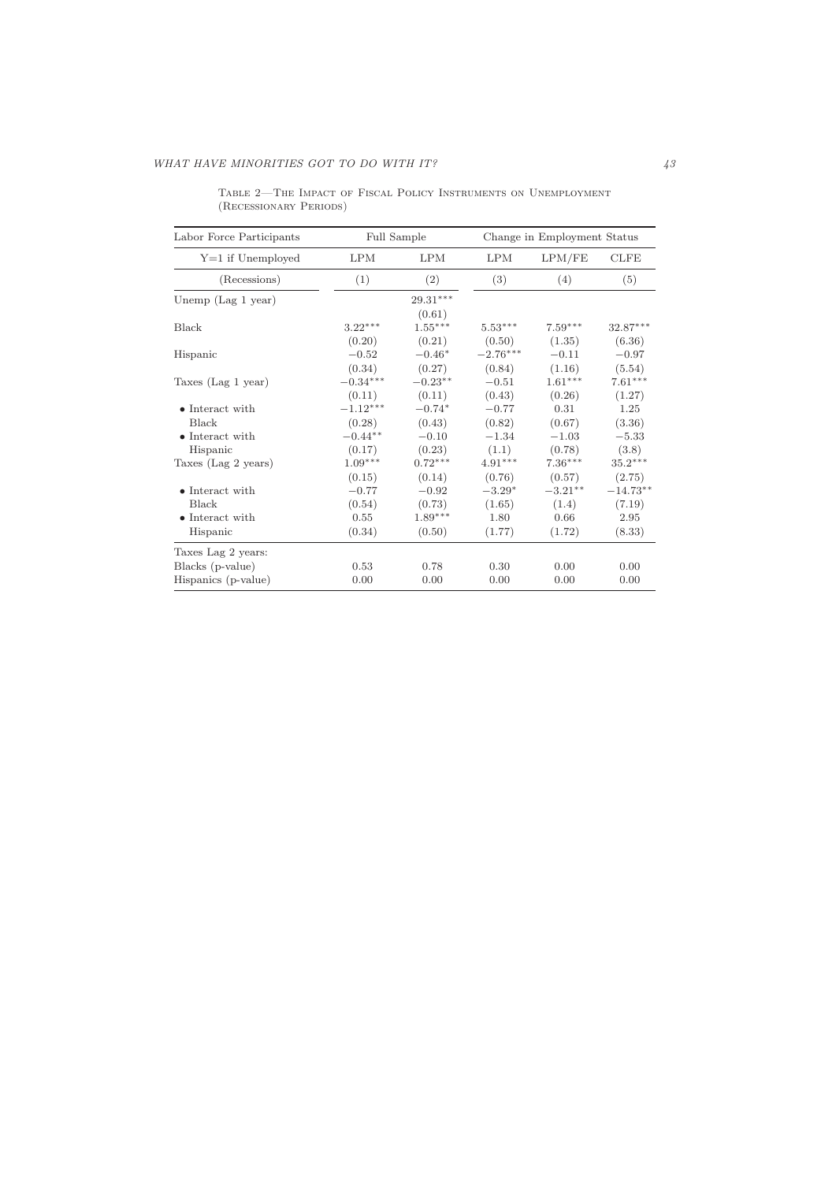Table 2—The Impact of Fiscal Policy Instruments on Unemployment (Recessionary Periods)

| Labor Force Participants | Full Sample | | Change in Employment Status | | |
|---|---|---|---|---|---|
| Y=1 if Unemployed | LPM | LPM | LPM | LPM/FE | CLFE |
| (Recessions) | (1) | (2) | (3) | (4) | (5) |
| Unemp (Lag 1 year) | | $29.31^{***}$ | | | |
| | | (0.61) | | | |
| Black | $3.22^{***}$ | $1.55^{***}$ | $5.53^{***}$ | $7.59^{***}$ | $32.87^{***}$ |
| | (0.20) | (0.21) | (0.50) | (1.35) | (6.36) |
| Hispanic | $-0.52$ | $-0.46^{*}$ | $-2.76^{***}$ | $-0.11$ | $-0.97$ |
| | (0.34) | (0.27) | (0.84) | (1.16) | (5.54) |
| Taxes (Lag 1 year) | $-0.34^{***}$ | $-0.23^{**}$ | $-0.51$ | $1.61^{***}$ | $7.61^{***}$ |
| | (0.11) | (0.11) | (0.43) | (0.26) | (1.27) |
| • Interact with | $-1.12^{***}$ | $-0.74^{*}$ | $-0.77$ | 0.31 | 1.25 |
| Black | (0.28) | (0.43) | (0.82) | (0.67) | (3.36) |
| • Interact with | $-0.44^{**}$ | $-0.10$ | $-1.34$ | $-1.03$ | $-5.33$ |
| Hispanic | (0.17) | (0.23) | (1.1) | (0.78) | (3.8) |
| Taxes (Lag 2 years) | $1.09^{***}$ | $0.72^{***}$ | $4.91^{***}$ | $7.36^{***}$ | $35.2^{***}$ |
| | (0.15) | (0.14) | (0.76) | (0.57) | (2.75) |
| • Interact with | $-0.77$ | $-0.92$ | $-3.29^{*}$ | $-3.21^{**}$ | $-14.73^{**}$ |
| Black | (0.54) | (0.73) | (1.65) | (1.4) | (7.19) |
| • Interact with | 0.55 | $1.89^{***}$ | 1.80 | 0.66 | 2.95 |
| Hispanic | (0.34) | (0.50) | (1.77) | (1.72) | (8.33) |
| Taxes Lag 2 years: | | | | | |
| Blacks (p-value) | 0.53 | 0.78 | 0.30 | 0.00 | 0.00 |
| Hispanics (p-value) | 0.00 | 0.00 | 0.00 | 0.00 | 0.00 |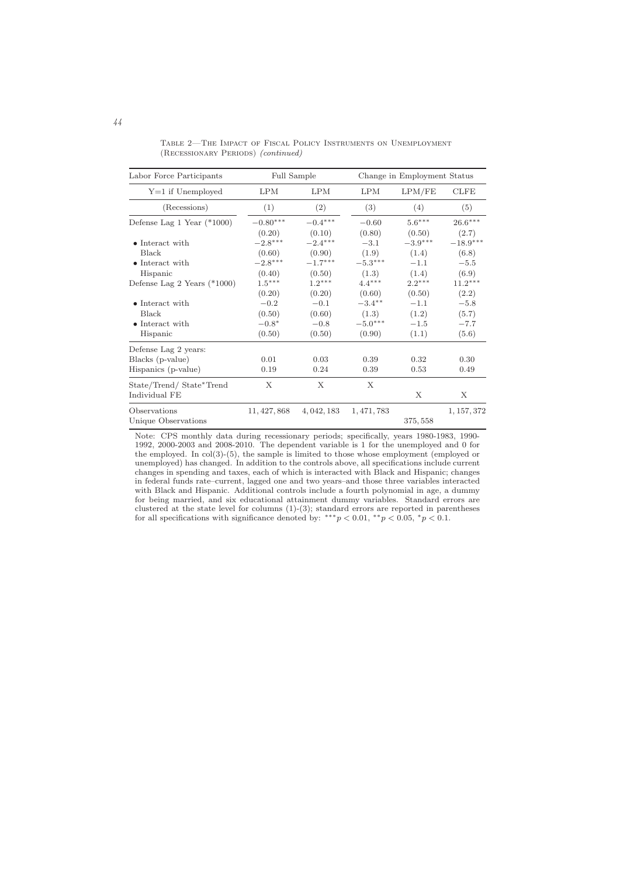Table 2—The Impact of Fiscal Policy Instruments on Unemployment (Recessionary Periods) *(continued)*

| Labor Force Participants | Full Sample | | Change in Employment Status | | |
|---|---|---|---|---|---|
| Y=1 if Unemployed | LPM | LPM | LPM | LPM/FE | CLFE |
| (Recessions) | (1) | (2) | (3) | (4) | (5) |
| Defense Lag 1 Year (*1000) | $-0.80^{***}$ | $-0.4^{***}$ | $-0.60$ | $5.6^{***}$ | $26.6^{***}$ |
| | (0.20) | (0.10) | (0.80) | (0.50) | (2.7) |
| • Interact with Black | $-2.8^{***}$ | $-2.4^{***}$ | $-3.1$ | $-3.9^{***}$ | $-18.9^{***}$ |
| | (0.60) | (0.90) | (1.9) | (1.4) | (6.8) |
| • Interact with Hispanic | $-2.8^{***}$ | $-1.7^{***}$ | $-5.3^{***}$ | $-1.1$ | $-5.5$ |
| | (0.40) | (0.50) | (1.3) | (1.4) | (6.9) |
| Defense Lag 2 Years (*1000) | $1.5^{***}$ | $1.2^{***}$ | $4.4^{***}$ | $2.2^{***}$ | $11.2^{***}$ |
| | (0.20) | (0.20) | (0.60) | (0.50) | (2.2) |
| • Interact with Black | $-0.2$ | $-0.1$ | $-3.4^{**}$ | $-1.1$ | $-5.8$ |
| | (0.50) | (0.60) | (1.3) | (1.2) | (5.7) |
| • Interact with Hispanic | $-0.8^{*}$ | $-0.8$ | $-5.0^{***}$ | $-1.5$ | $-7.7$ |
| | (0.50) | (0.50) | (0.90) | (1.1) | (5.6) |
| Defense Lag 2 years: | | | | | |
| Blacks (p-value) | 0.01 | 0.03 | 0.39 | 0.32 | 0.30 |
| Hispanics (p-value) | 0.19 | 0.24 | 0.39 | 0.53 | 0.49 |
| State/Trend/ State*Trend | X | X | X | | |
| Individual FE | | | | X | X |
| Observations | 11,427,868 | 4,042,183 | 1,471,783 | | 1,157,372 |
| Unique Observations | | | | 375,558 | |

Note: CPS monthly data during recessionary periods; specifically, years 1980-1983, 1990-1992, 2000-2003 and 2008-2010. The dependent variable is 1 for the unemployed and 0 for the employed. In col(3)-(5), the sample is limited to those whose employment (employed or unemployed) has changed. In addition to the controls above, all specifications include current changes in spending and taxes, each of which is interacted with Black and Hispanic; changes in federal funds rate–current, lagged one and two years–and those three variables interacted with Black and Hispanic. Additional controls include a fourth polynomial in age, a dummy for being married, and six educational attainment dummy variables. Standard errors are clustered at the state level for columns (1)-(3); standard errors are reported in parentheses for all specifications with significance denoted by: $^{***}p < 0.01$, $^{**}p < 0.05$, $^{*}p < 0.1$.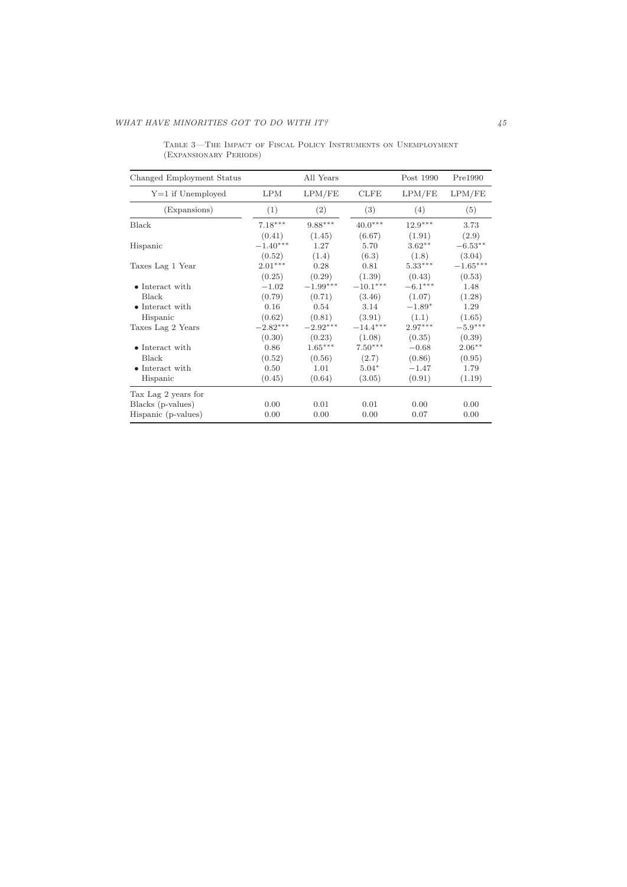Table 3—The Impact of Fiscal Policy Instruments on Unemployment (Expansionary Periods)

| Changed Employment Status | | All Years | | Post 1990 | Pre1990 |
|---|---|---|---|---|---|
| Y=1 if Unemployed | LPM | LPM/FE | CLFE | LPM/FE | LPM/FE |
| (Expansions) | (1) | (2) | (3) | (4) | (5) |
| Black | 7.18*** | 9.88*** | 40.0*** | 12.9*** | 3.73 |
| | (0.41) | (1.45) | (6.67) | (1.91) | (2.9) |
| Hispanic | −1.40*** | 1.27 | 5.70 | 3.62** | −6.53** |
| | (0.52) | (1.4) | (6.3) | (1.8) | (3.04) |
| Taxes Lag 1 Year | 2.01*** | 0.28 | 0.81 | 5.33*** | −1.65*** |
| | (0.25) | (0.29) | (1.39) | (0.43) | (0.53) |
| • Interact with Black | −1.02 | −1.99*** | −10.1*** | −6.1*** | 1.48 |
| | (0.79) | (0.71) | (3.46) | (1.07) | (1.28) |
| • Interact with Hispanic | 0.16 | 0.54 | 3.14 | −1.89* | 1.29 |
| | (0.62) | (0.81) | (3.91) | (1.1) | (1.65) |
| Taxes Lag 2 Years | −2.82*** | −2.92*** | −14.4*** | 2.97*** | −5.9*** |
| | (0.30) | (0.23) | (1.08) | (0.35) | (0.39) |
| • Interact with Black | 0.86 | 1.65*** | 7.50*** | −0.68 | 2.06** |
| | (0.52) | (0.56) | (2.7) | (0.86) | (0.95) |
| • Interact with Hispanic | 0.50 | 1.01 | 5.04* | −1.47 | 1.79 |
| | (0.45) | (0.64) | (3.05) | (0.91) | (1.19) |
| Tax Lag 2 years for | | | | | |
| Blacks (p-values) | 0.00 | 0.01 | 0.01 | 0.00 | 0.00 |
| Hispanic (p-values) | 0.00 | 0.00 | 0.00 | 0.07 | 0.00 |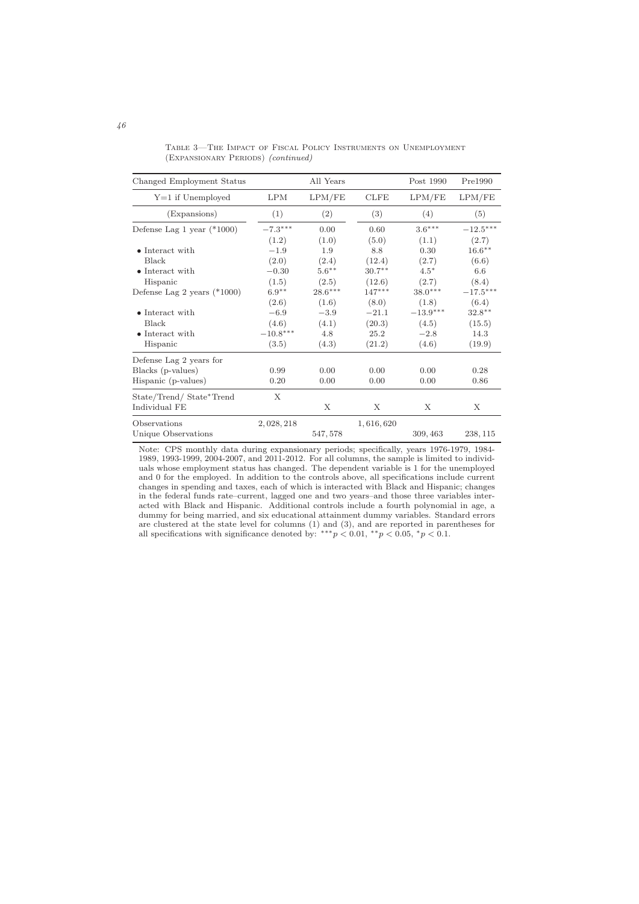Table 3—The Impact of Fiscal Policy Instruments on Unemployment (Expansionary Periods) *(continued)*

| Changed Employment Status | All Years | | | Post 1990 | Pre1990 |
|---|---|---|---|---|---|
| Y=1 if Unemployed | LPM | LPM/FE | CLFE | LPM/FE | LPM/FE |
| (Expansions) | (1) | (2) | (3) | (4) | (5) |
| Defense Lag 1 year (*1000) | $-7.3^{***}$ | 0.00 | 0.60 | $3.6^{***}$ | $-12.5^{***}$ |
| | (1.2) | (1.0) | (5.0) | (1.1) | (2.7) |
| • Interact with Black | $-1.9$ | 1.9 | 8.8 | 0.30 | $16.6^{**}$ |
| | (2.0) | (2.4) | (12.4) | (2.7) | (6.6) |
| • Interact with Hispanic | $-0.30$ | $5.6^{**}$ | $30.7^{**}$ | $4.5^{*}$ | 6.6 |
| | (1.5) | (2.5) | (12.6) | (2.7) | (8.4) |
| Defense Lag 2 years (*1000) | $6.9^{**}$ | $28.6^{***}$ | $147^{***}$ | $38.0^{***}$ | $-17.5^{***}$ |
| | (2.6) | (1.6) | (8.0) | (1.8) | (6.4) |
| • Interact with Black | $-6.9$ | $-3.9$ | $-21.1$ | $-13.9^{***}$ | $32.8^{**}$ |
| | (4.6) | (4.1) | (20.3) | (4.5) | (15.5) |
| • Interact with Hispanic | $-10.8^{***}$ | 4.8 | 25.2 | $-2.8$ | 14.3 |
| | (3.5) | (4.3) | (21.2) | (4.6) | (19.9) |
| Defense Lag 2 years for | | | | | |
| Blacks (p-values) | 0.99 | 0.00 | 0.00 | 0.00 | 0.28 |
| Hispanic (p-values) | 0.20 | 0.00 | 0.00 | 0.00 | 0.86 |
| State/Trend/ State*Trend | X | | | | |
| Individual FE | | X | X | X | X |
| Observations | 2,028,218 | | 1,616,620 | | |
| Unique Observations | | 547,578 | | 309,463 | 238,115 |

Note: CPS monthly data during expansionary periods; specifically, years 1976-1979, 1984-1989, 1993-1999, 2004-2007, and 2011-2012. For all columns, the sample is limited to individuals whose employment status has changed. The dependent variable is 1 for the unemployed and 0 for the employed. In addition to the controls above, all specifications include current changes in spending and taxes, each of which is interacted with Black and Hispanic; changes in the federal funds rate–current, lagged one and two years–and those three variables interacted with Black and Hispanic. Additional controls include a fourth polynomial in age, a dummy for being married, and six educational attainment dummy variables. Standard errors are clustered at the state level for columns (1) and (3), and are reported in parentheses for all specifications with significance denoted by: $^{***}p < 0.01$, $^{**}p < 0.05$, $^{*}p < 0.1$.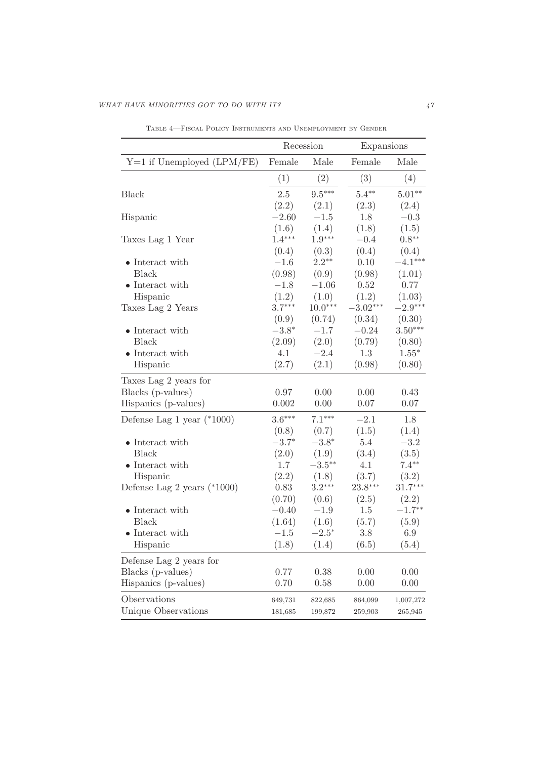Table 4—Fiscal Policy Instruments and Unemployment by Gender

| | Recession | | Expansions | |
|---|---|---|---|---|
| Y=1 if Unemployed (LPM/FE) | Female | Male | Female | Male |
| | (1) | (2) | (3) | (4) |
| Black | 2.5 | 9.5*** | 5.4** | 5.01** |
| | (2.2) | (2.1) | (2.3) | (2.4) |
| Hispanic | −2.60 | −1.5 | 1.8 | −0.3 |
| | (1.6) | (1.4) | (1.8) | (1.5) |
| Taxes Lag 1 Year | 1.4*** | 1.9*** | −0.4 | 0.8** |
| | (0.4) | (0.3) | (0.4) | (0.4) |
| • Interact with Black | −1.6 | 2.2** | 0.10 | −4.1*** |
| | (0.98) | (0.9) | (0.98) | (1.01) |
| • Interact with Hispanic | −1.8 | −1.06 | 0.52 | 0.77 |
| | (1.2) | (1.0) | (1.2) | (1.03) |
| Taxes Lag 2 Years | 3.7*** | 10.0*** | −3.02*** | −2.9*** |
| | (0.9) | (0.74) | (0.34) | (0.30) |
| • Interact with Black | −3.8* | −1.7 | −0.24 | 3.50*** |
| | (2.09) | (2.0) | (0.79) | (0.80) |
| • Interact with Hispanic | 4.1 | −2.4 | 1.3 | 1.55* |
| | (2.7) | (2.1) | (0.98) | (0.80) |
| Taxes Lag 2 years for | | | | |
| Blacks (p-values) | 0.97 | 0.00 | 0.00 | 0.43 |
| Hispanics (p-values) | 0.002 | 0.00 | 0.07 | 0.07 |
| Defense Lag 1 year (*1000) | 3.6*** | 7.1*** | −2.1 | 1.8 |
| | (0.8) | (0.7) | (1.5) | (1.4) |
| • Interact with Black | −3.7* | −3.8* | 5.4 | −3.2 |
| | (2.0) | (1.9) | (3.4) | (3.5) |
| • Interact with Hispanic | 1.7 | −3.5** | 4.1 | 7.4** |
| | (2.2) | (1.8) | (3.7) | (3.2) |
| Defense Lag 2 years (*1000) | 0.83 | 3.2*** | 23.8*** | 31.7*** |
| | (0.70) | (0.6) | (2.5) | (2.2) |
| • Interact with Black | −0.40 | −1.9 | 1.5 | −1.7** |
| | (1.64) | (1.6) | (5.7) | (5.9) |
| • Interact with Hispanic | −1.5 | −2.5* | 3.8 | 6.9 |
| | (1.8) | (1.4) | (6.5) | (5.4) |
| Defense Lag 2 years for | | | | |
| Blacks (p-values) | 0.77 | 0.38 | 0.00 | 0.00 |
| Hispanics (p-values) | 0.70 | 0.58 | 0.00 | 0.00 |
| Observations | 649,731 | 822,685 | 864,099 | 1,007,272 |
| Unique Observations | 181,685 | 199,872 | 259,903 | 265,945 |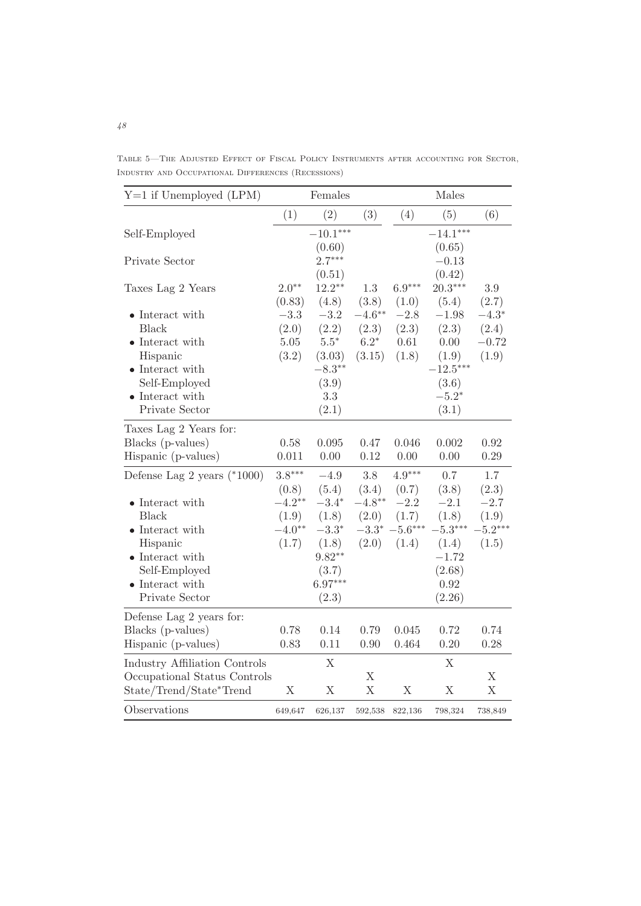Table 5—The Adjusted Effect of Fiscal Policy Instruments after accounting for Sector, Industry and Occupational Differences (Recessions)

| Y=1 if Unemployed (LPM) | Females | | | Males | | |
|---|---|---|---|---|---|---|
| | (1) | (2) | (3) | (4) | (5) | (6) |
| Self-Employed | | $-10.1^{***}$ | | | $-14.1^{***}$ | |
| | | (0.60) | | | (0.65) | |
| Private Sector | | $2.7^{***}$ | | | $-0.13$ | |
| | | (0.51) | | | (0.42) | |
| Taxes Lag 2 Years | $2.0^{**}$ | $12.2^{**}$ | 1.3 | $6.9^{***}$ | $20.3^{***}$ | 3.9 |
| | (0.83) | (4.8) | (3.8) | (1.0) | (5.4) | (2.7) |
| • Interact with Black | $-3.3$ | $-3.2$ | $-4.6^{**}$ | $-2.8$ | $-1.98$ | $-4.3^{*}$ |
| | (2.0) | (2.2) | (2.3) | (2.3) | (2.3) | (2.4) |
| • Interact with Hispanic | 5.05 | $5.5^{*}$ | $6.2^{*}$ | 0.61 | 0.00 | $-0.72$ |
| | (3.2) | (3.03) | (3.15) | (1.8) | (1.9) | (1.9) |
| • Interact with Self-Employed | | $-8.3^{**}$ | | | $-12.5^{***}$ | |
| | | (3.9) | | | (3.6) | |
| • Interact with Private Sector | | 3.3 | | | $-5.2^{*}$ | |
| | | (2.1) | | | (3.1) | |
| Taxes Lag 2 Years for: | | | | | | |
| Blacks (p-values) | 0.58 | 0.095 | 0.47 | 0.046 | 0.002 | 0.92 |
| Hispanic (p-values) | 0.011 | 0.00 | 0.12 | 0.00 | 0.00 | 0.29 |
| Defense Lag 2 years (*1000) | $3.8^{***}$ | $-4.9$ | 3.8 | $4.9^{***}$ | 0.7 | 1.7 |
| | (0.8) | (5.4) | (3.4) | (0.7) | (3.8) | (2.3) |
| • Interact with Black | $-4.2^{**}$ | $-3.4^{*}$ | $-4.8^{**}$ | $-2.2$ | $-2.1$ | $-2.7$ |
| | (1.9) | (1.8) | (2.0) | (1.7) | (1.8) | (1.9) |
| • Interact with Hispanic | $-4.0^{**}$ | $-3.3^{*}$ | $-3.3^{*}$ | $-5.6^{***}$ | $-5.3^{***}$ | $-5.2^{***}$ |
| | (1.7) | (1.8) | (2.0) | (1.4) | (1.4) | (1.5) |
| • Interact with Self-Employed | | $9.82^{**}$ | | | $-1.72$ | |
| | | (3.7) | | | (2.68) | |
| • Interact with Private Sector | | $6.97^{***}$ | | | 0.92 | |
| | | (2.3) | | | (2.26) | |
| Defense Lag 2 years for: | | | | | | |
| Blacks (p-values) | 0.78 | 0.14 | 0.79 | 0.045 | 0.72 | 0.74 |
| Hispanic (p-values) | 0.83 | 0.11 | 0.90 | 0.464 | 0.20 | 0.28 |
| Industry Affiliation Controls | | X | | | X | |
| Occupational Status Controls | | | X | | | X |
| State/Trend/State*Trend | X | X | X | X | X | X |
| Observations | 649,647 | 626,137 | 592,538 | 822,136 | 798,324 | 738,849 |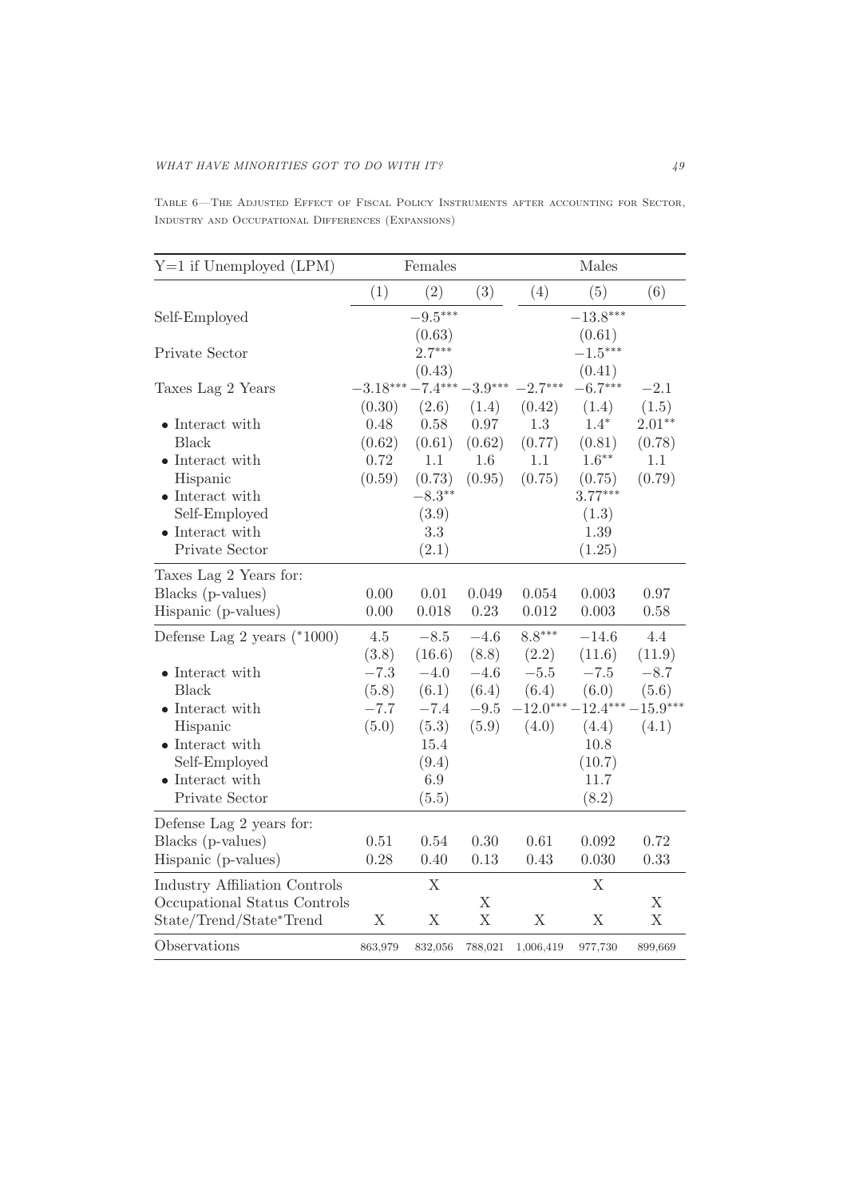Table 6—The Adjusted Effect of Fiscal Policy Instruments after accounting for Sector, Industry and Occupational Differences (Expansions)

| Y=1 if Unemployed (LPM) | Females | | | Males | | |
|---|---|---|---|---|---|---|
| | (1) | (2) | (3) | (4) | (5) | (6) |
| Self-Employed | | $-9.5^{***}$ | | | $-13.8^{***}$ | |
| | | (0.63) | | | (0.61) | |
| Private Sector | | $2.7^{***}$ | | | $-1.5^{***}$ | |
| | | (0.43) | | | (0.41) | |
| Taxes Lag 2 Years | $-3.18^{***}$ | $-7.4^{***}$ | $-3.9^{***}$ | $-2.7^{***}$ | $-6.7^{***}$ | $-2.1$ |
| | (0.30) | (2.6) | (1.4) | (0.42) | (1.4) | (1.5) |
| • Interact with | 0.48 | 0.58 | 0.97 | 1.3 | $1.4^{*}$ | $2.01^{**}$ |
| Black | (0.62) | (0.61) | (0.62) | (0.77) | (0.81) | (0.78) |
| • Interact with | 0.72 | 1.1 | 1.6 | 1.1 | $1.6^{**}$ | 1.1 |
| Hispanic | (0.59) | (0.73) | (0.95) | (0.75) | (0.75) | (0.79) |
| • Interact with | | $-8.3^{**}$ | | | $3.77^{***}$ | |
| Self-Employed | | (3.9) | | | (1.3) | |
| • Interact with | | 3.3 | | | 1.39 | |
| Private Sector | | (2.1) | | | (1.25) | |
| Taxes Lag 2 Years for: | | | | | | |
| Blacks (p-values) | 0.00 | 0.01 | 0.049 | 0.054 | 0.003 | 0.97 |
| Hispanic (p-values) | 0.00 | 0.018 | 0.23 | 0.012 | 0.003 | 0.58 |
| Defense Lag 2 years (*1000) | 4.5 | $-8.5$ | $-4.6$ | $8.8^{***}$ | $-14.6$ | 4.4 |
| | (3.8) | (16.6) | (8.8) | (2.2) | (11.6) | (11.9) |
| • Interact with | $-7.3$ | $-4.0$ | $-4.6$ | $-5.5$ | $-7.5$ | $-8.7$ |
| Black | (5.8) | (6.1) | (6.4) | (6.4) | (6.0) | (5.6) |
| • Interact with | $-7.7$ | $-7.4$ | $-9.5$ | $-12.0^{***}$ | $-12.4^{***}$ | $-15.9^{***}$ |
| Hispanic | (5.0) | (5.3) | (5.9) | (4.0) | (4.4) | (4.1) |
| • Interact with | | 15.4 | | | 10.8 | |
| Self-Employed | | (9.4) | | | (10.7) | |
| • Interact with | | 6.9 | | | 11.7 | |
| Private Sector | | (5.5) | | | (8.2) | |
| Defense Lag 2 years for: | | | | | | |
| Blacks (p-values) | 0.51 | 0.54 | 0.30 | 0.61 | 0.092 | 0.72 |
| Hispanic (p-values) | 0.28 | 0.40 | 0.13 | 0.43 | 0.030 | 0.33 |
| Industry Affiliation Controls | | X | | | X | |
| Occupational Status Controls | | | X | | | X |
| State/Trend/State*Trend | X | X | X | X | X | X |
| Observations | 863,979 | 832,056 | 788,021 | 1,006,419 | 977,730 | 899,669 |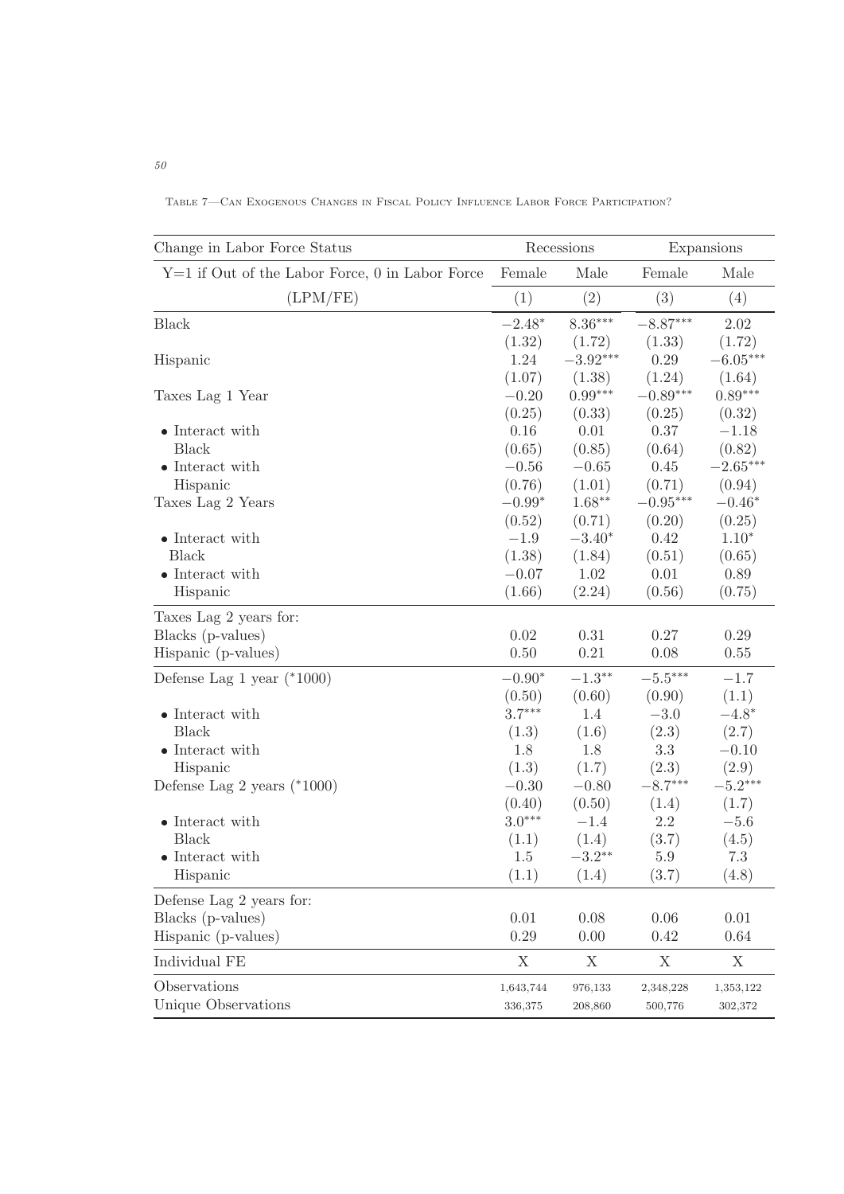Table 7—Can Exogenous Changes in Fiscal Policy Influence Labor Force Participation?

| Change in Labor Force Status | Recessions | | Expansions | |
|---|---|---|---|---|
| Y=1 if Out of the Labor Force, 0 in Labor Force | Female | Male | Female | Male |
| (LPM/FE) | (1) | (2) | (3) | (4) |
| Black | $-2.48^{*}$ | $8.36^{***}$ | $-8.87^{***}$ | 2.02 |
| | (1.32) | (1.72) | (1.33) | (1.72) |
| Hispanic | 1.24 | $-3.92^{***}$ | 0.29 | $-6.05^{***}$ |
| | (1.07) | (1.38) | (1.24) | (1.64) |
| Taxes Lag 1 Year | $-0.20$ | $0.99^{***}$ | $-0.89^{***}$ | $0.89^{***}$ |
| | (0.25) | (0.33) | (0.25) | (0.32) |
| • Interact with Black | 0.16 | 0.01 | 0.37 | $-1.18$ |
| | (0.65) | (0.85) | (0.64) | (0.82) |
| • Interact with Hispanic | $-0.56$ | $-0.65$ | 0.45 | $-2.65^{***}$ |
| | (0.76) | (1.01) | (0.71) | (0.94) |
| Taxes Lag 2 Years | $-0.99^{*}$ | $1.68^{**}$ | $-0.95^{***}$ | $-0.46^{*}$ |
| | (0.52) | (0.71) | (0.20) | (0.25) |
| • Interact with Black | $-1.9$ | $-3.40^{*}$ | 0.42 | $1.10^{*}$ |
| | (1.38) | (1.84) | (0.51) | (0.65) |
| • Interact with Hispanic | $-0.07$ | 1.02 | 0.01 | 0.89 |
| | (1.66) | (2.24) | (0.56) | (0.75) |
| Taxes Lag 2 years for: | | | | |
| Blacks (p-values) | 0.02 | 0.31 | 0.27 | 0.29 |
| Hispanic (p-values) | 0.50 | 0.21 | 0.08 | 0.55 |
| Defense Lag 1 year (*1000) | $-0.90^{*}$ | $-1.3^{**}$ | $-5.5^{***}$ | $-1.7$ |
| | (0.50) | (0.60) | (0.90) | (1.1) |
| • Interact with Black | $3.7^{***}$ | 1.4 | $-3.0$ | $-4.8^{*}$ |
| | (1.3) | (1.6) | (2.3) | (2.7) |
| • Interact with Hispanic | 1.8 | 1.8 | 3.3 | $-0.10$ |
| | (1.3) | (1.7) | (2.3) | (2.9) |
| Defense Lag 2 years (*1000) | $-0.30$ | $-0.80$ | $-8.7^{***}$ | $-5.2^{***}$ |
| | (0.40) | (0.50) | (1.4) | (1.7) |
| • Interact with Black | $3.0^{***}$ | $-1.4$ | 2.2 | $-5.6$ |
| | (1.1) | (1.4) | (3.7) | (4.5) |
| • Interact with Hispanic | 1.5 | $-3.2^{**}$ | 5.9 | 7.3 |
| | (1.1) | (1.4) | (3.7) | (4.8) |
| Defense Lag 2 years for: | | | | |
| Blacks (p-values) | 0.01 | 0.08 | 0.06 | 0.01 |
| Hispanic (p-values) | 0.29 | 0.00 | 0.42 | 0.64 |
| Individual FE | X | X | X | X |
| Observations | 1,643,744 | 976,133 | 2,348,228 | 1,353,122 |
| Unique Observations | 336,375 | 208,860 | 500,776 | 302,372 |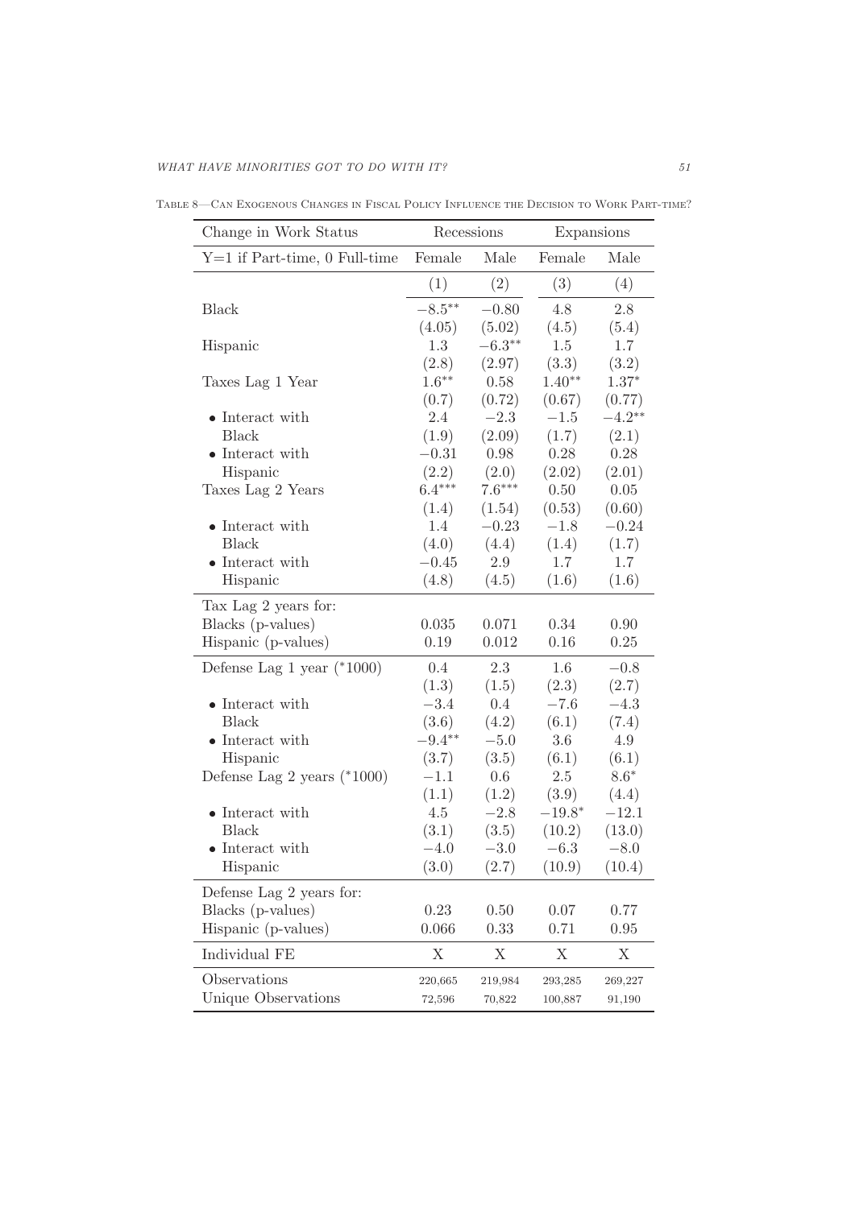Table 8—Can Exogenous Changes in Fiscal Policy Influence the Decision to Work Part-time?

| Change in Work Status | Recessions | | Expansions | |
|---|---|---|---|---|
| Y=1 if Part-time, 0 Full-time | Female | Male | Female | Male |
| | (1) | (2) | (3) | (4) |
| Black | $-8.5^{**}$ | $-0.80$ | 4.8 | 2.8 |
| | (4.05) | (5.02) | (4.5) | (5.4) |
| Hispanic | 1.3 | $-6.3^{**}$ | 1.5 | 1.7 |
| | (2.8) | (2.97) | (3.3) | (3.2) |
| Taxes Lag 1 Year | $1.6^{**}$ | 0.58 | $1.40^{**}$ | $1.37^{*}$ |
| | (0.7) | (0.72) | (0.67) | (0.77) |
| • Interact with Black | 2.4 | $-2.3$ | $-1.5$ | $-4.2^{**}$ |
| | (1.9) | (2.09) | (1.7) | (2.1) |
| • Interact with Hispanic | $-0.31$ | 0.98 | 0.28 | 0.28 |
| | (2.2) | (2.0) | (2.02) | (2.01) |
| Taxes Lag 2 Years | $6.4^{***}$ | $7.6^{***}$ | 0.50 | 0.05 |
| | (1.4) | (1.54) | (0.53) | (0.60) |
| • Interact with Black | 1.4 | $-0.23$ | $-1.8$ | $-0.24$ |
| | (4.0) | (4.4) | (1.4) | (1.7) |
| • Interact with Hispanic | $-0.45$ | 2.9 | 1.7 | 1.7 |
| | (4.8) | (4.5) | (1.6) | (1.6) |
| Tax Lag 2 years for: | | | | |
| Blacks (p-values) | 0.035 | 0.071 | 0.34 | 0.90 |
| Hispanic (p-values) | 0.19 | 0.012 | 0.16 | 0.25 |
| Defense Lag 1 year (*1000) | 0.4 | 2.3 | 1.6 | $-0.8$ |
| | (1.3) | (1.5) | (2.3) | (2.7) |
| • Interact with Black | $-3.4$ | 0.4 | $-7.6$ | $-4.3$ |
| | (3.6) | (4.2) | (6.1) | (7.4) |
| • Interact with Hispanic | $-9.4^{**}$ | $-5.0$ | 3.6 | 4.9 |
| | (3.7) | (3.5) | (6.1) | (6.1) |
| Defense Lag 2 years (*1000) | $-1.1$ | 0.6 | 2.5 | $8.6^{*}$ |
| | (1.1) | (1.2) | (3.9) | (4.4) |
| • Interact with Black | 4.5 | $-2.8$ | $-19.8^{*}$ | $-12.1$ |
| | (3.1) | (3.5) | (10.2) | (13.0) |
| • Interact with Hispanic | $-4.0$ | $-3.0$ | $-6.3$ | $-8.0$ |
| | (3.0) | (2.7) | (10.9) | (10.4) |
| Defense Lag 2 years for: | | | | |
| Blacks (p-values) | 0.23 | 0.50 | 0.07 | 0.77 |
| Hispanic (p-values) | 0.066 | 0.33 | 0.71 | 0.95 |
| Individual FE | X | X | X | X |
| Observations | 220,665 | 219,984 | 293,285 | 269,227 |
| Unique Observations | 72,596 | 70,822 | 100,887 | 91,190 |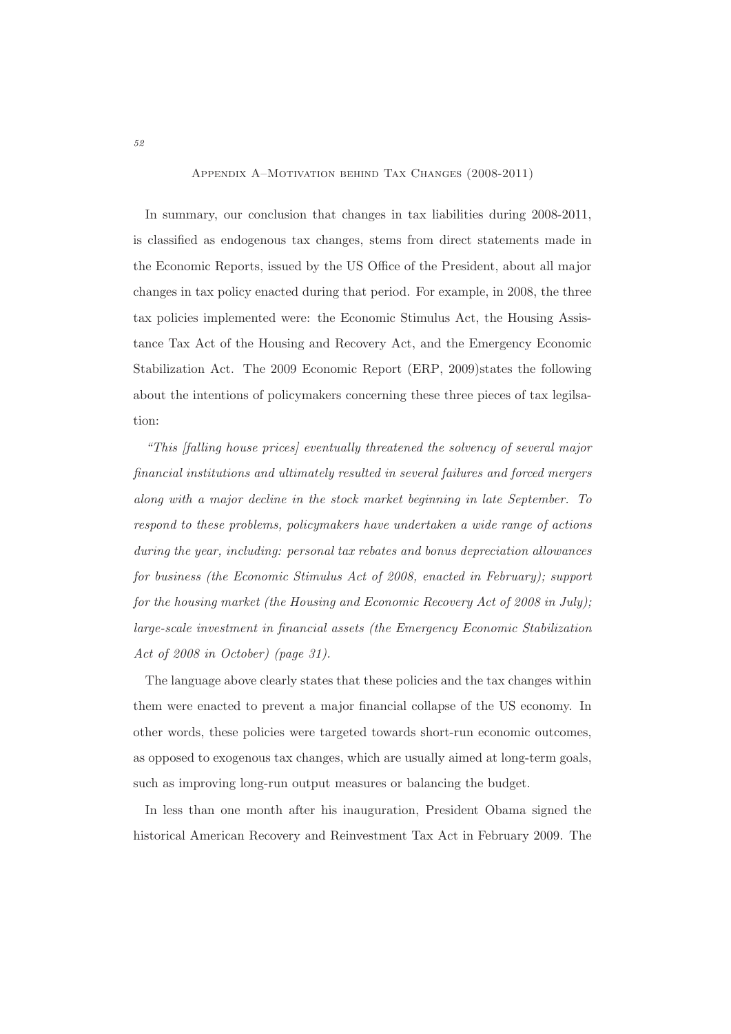## Appendix A–Motivation behind Tax Changes (2008-2011)

In summary, our conclusion that changes in tax liabilities during 2008-2011, is classified as endogenous tax changes, stems from direct statements made in the Economic Reports, issued by the US Office of the President, about all major changes in tax policy enacted during that period. For example, in 2008, the three tax policies implemented were: the Economic Stimulus Act, the Housing Assistance Tax Act of the Housing and Recovery Act, and the Emergency Economic Stabilization Act. The 2009 Economic Report (ERP, 2009)states the following about the intentions of policymakers concerning these three pieces of tax legilsation:

*"This [falling house prices] eventually threatened the solvency of several major financial institutions and ultimately resulted in several failures and forced mergers along with a major decline in the stock market beginning in late September. To respond to these problems, policymakers have undertaken a wide range of actions during the year, including: personal tax rebates and bonus depreciation allowances for business (the Economic Stimulus Act of 2008, enacted in February); support for the housing market (the Housing and Economic Recovery Act of 2008 in July); large-scale investment in financial assets (the Emergency Economic Stabilization Act of 2008 in October) (page 31).*

The language above clearly states that these policies and the tax changes within them were enacted to prevent a major financial collapse of the US economy. In other words, these policies were targeted towards short-run economic outcomes, as opposed to exogenous tax changes, which are usually aimed at long-term goals, such as improving long-run output measures or balancing the budget.

In less than one month after his inauguration, President Obama signed the historical American Recovery and Reinvestment Tax Act in February 2009. The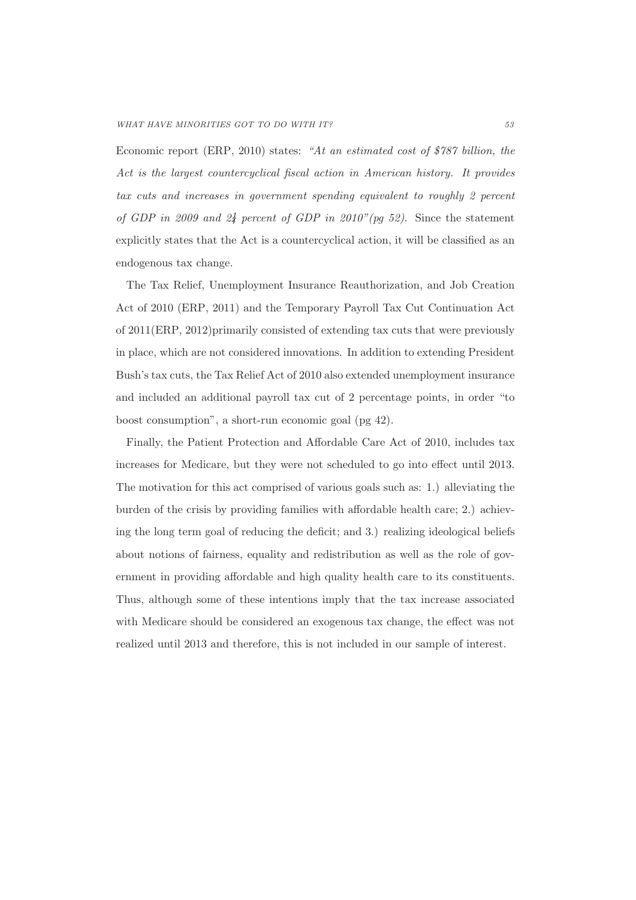Economic report (ERP, 2010) states: *"At an estimated cost of $787 billion, the Act is the largest countercyclical fiscal action in American history. It provides tax cuts and increases in government spending equivalent to roughly 2 percent of GDP in 2009 and $2\frac{1}{4}$ percent of GDP in 2010"(pg 52).* Since the statement explicitly states that the Act is a countercyclical action, it will be classified as an endogenous tax change.

The Tax Relief, Unemployment Insurance Reauthorization, and Job Creation Act of 2010 (ERP, 2011) and the Temporary Payroll Tax Cut Continuation Act of 2011(ERP, 2012)primarily consisted of extending tax cuts that were previously in place, which are not considered innovations. In addition to extending President Bush's tax cuts, the Tax Relief Act of 2010 also extended unemployment insurance and included an additional payroll tax cut of 2 percentage points, in order "to boost consumption", a short-run economic goal (pg 42).

Finally, the Patient Protection and Affordable Care Act of 2010, includes tax increases for Medicare, but they were not scheduled to go into effect until 2013. The motivation for this act comprised of various goals such as: 1.) alleviating the burden of the crisis by providing families with affordable health care; 2.) achieving the long term goal of reducing the deficit; and 3.) realizing ideological beliefs about notions of fairness, equality and redistribution as well as the role of government in providing affordable and high quality health care to its constituents. Thus, although some of these intentions imply that the tax increase associated with Medicare should be considered an exogenous tax change, the effect was not realized until 2013 and therefore, this is not included in our sample of interest.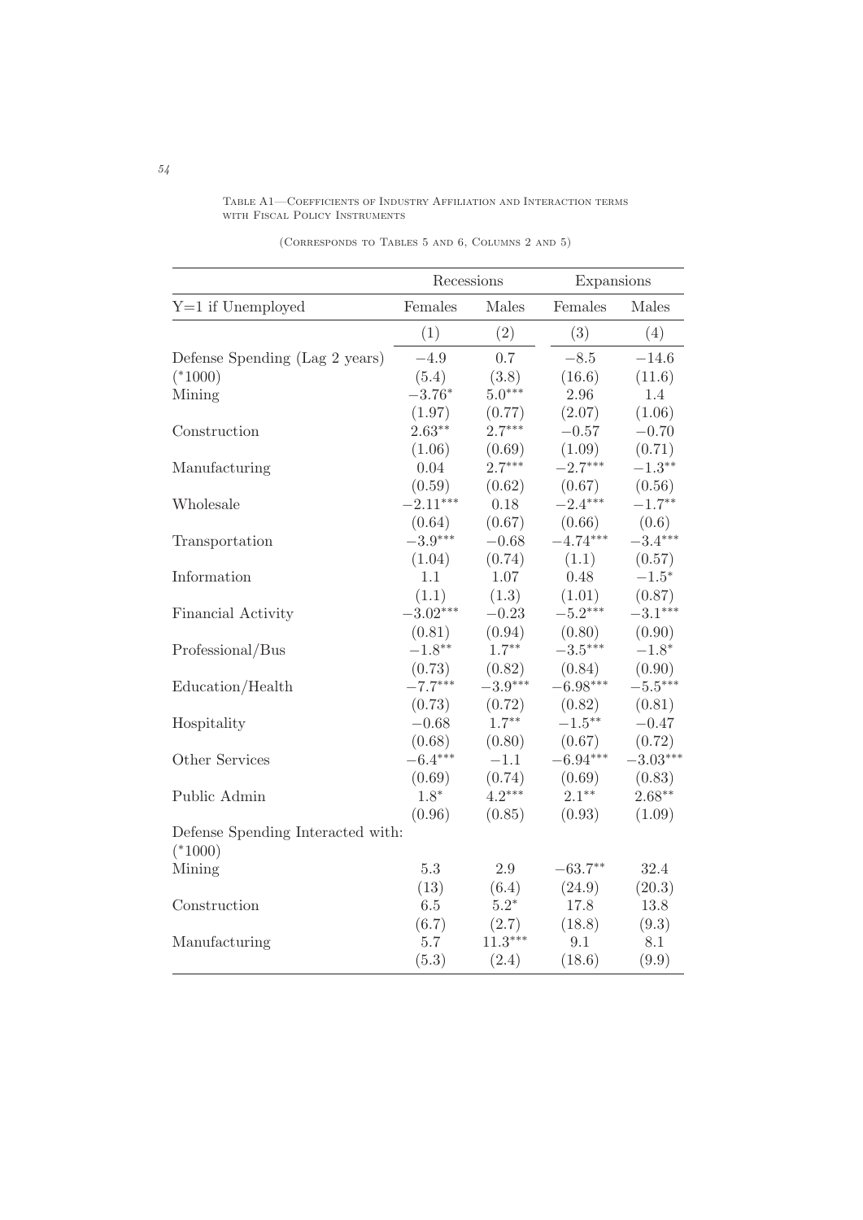Table A1—Coefficients of Industry Affiliation and Interaction terms with Fiscal Policy Instruments

(Corresponds to Tables 5 and 6, Columns 2 and 5)

| | Recessions | | Expansions | |
|---|---|---|---|---|
| Y=1 if Unemployed | Females | Males | Females | Males |
| | (1) | (2) | (3) | (4) |
| Defense Spending (Lag 2 years) | −4.9 | 0.7 | −8.5 | −14.6 |
| (*1000) | (5.4) | (3.8) | (16.6) | (11.6) |
| Mining | −3.76* | 5.0*** | 2.96 | 1.4 |
| | (1.97) | (0.77) | (2.07) | (1.06) |
| Construction | 2.63** | 2.7*** | −0.57 | −0.70 |
| | (1.06) | (0.69) | (1.09) | (0.71) |
| Manufacturing | 0.04 | 2.7*** | −2.7*** | −1.3** |
| | (0.59) | (0.62) | (0.67) | (0.56) |
| Wholesale | −2.11*** | 0.18 | −2.4*** | −1.7** |
| | (0.64) | (0.67) | (0.66) | (0.6) |
| Transportation | −3.9*** | −0.68 | −4.74*** | −3.4*** |
| | (1.04) | (0.74) | (1.1) | (0.57) |
| Information | 1.1 | 1.07 | 0.48 | −1.5* |
| | (1.1) | (1.3) | (1.01) | (0.87) |
| Financial Activity | −3.02*** | −0.23 | −5.2*** | −3.1*** |
| | (0.81) | (0.94) | (0.80) | (0.90) |
| Professional/Bus | −1.8** | 1.7** | −3.5*** | −1.8* |
| | (0.73) | (0.82) | (0.84) | (0.90) |
| Education/Health | −7.7*** | −3.9*** | −6.98*** | −5.5*** |
| | (0.73) | (0.72) | (0.82) | (0.81) |
| Hospitality | −0.68 | 1.7** | −1.5** | −0.47 |
| | (0.68) | (0.80) | (0.67) | (0.72) |
| Other Services | −6.4*** | −1.1 | −6.94*** | −3.03*** |
| | (0.69) | (0.74) | (0.69) | (0.83) |
| Public Admin | 1.8* | 4.2*** | 2.1** | 2.68** |
| | (0.96) | (0.85) | (0.93) | (1.09) |
| Defense Spending Interacted with: | | | | |
| (*1000) | | | | |
| Mining | 5.3 | 2.9 | −63.7** | 32.4 |
| | (13) | (6.4) | (24.9) | (20.3) |
| Construction | 6.5 | 5.2* | 17.8 | 13.8 |
| | (6.7) | (2.7) | (18.8) | (9.3) |
| Manufacturing | 5.7 | 11.3*** | 9.1 | 8.1 |
| | (5.3) | (2.4) | (18.6) | (9.9) |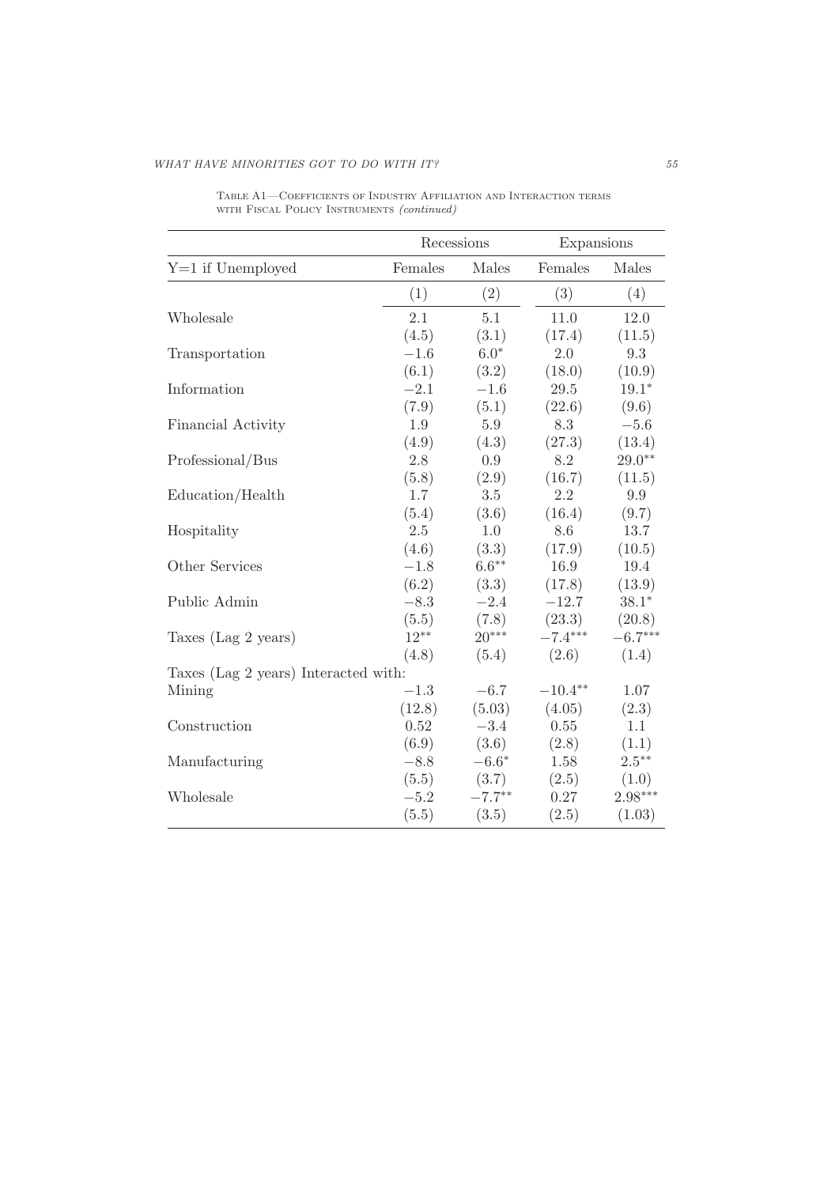Table A1—Coefficients of Industry Affiliation and Interaction terms with Fiscal Policy Instruments *(continued)*

| | Recessions | | Expansions | |
|---|---|---|---|---|
| Y=1 if Unemployed | Females | Males | Females | Males |
| | (1) | (2) | (3) | (4) |
| Wholesale | 2.1 | 5.1 | 11.0 | 12.0 |
| | (4.5) | (3.1) | (17.4) | (11.5) |
| Transportation | −1.6 | 6.0* | 2.0 | 9.3 |
| | (6.1) | (3.2) | (18.0) | (10.9) |
| Information | −2.1 | −1.6 | 29.5 | 19.1* |
| | (7.9) | (5.1) | (22.6) | (9.6) |
| Financial Activity | 1.9 | 5.9 | 8.3 | −5.6 |
| | (4.9) | (4.3) | (27.3) | (13.4) |
| Professional/Bus | 2.8 | 0.9 | 8.2 | 29.0** |
| | (5.8) | (2.9) | (16.7) | (11.5) |
| Education/Health | 1.7 | 3.5 | 2.2 | 9.9 |
| | (5.4) | (3.6) | (16.4) | (9.7) |
| Hospitality | 2.5 | 1.0 | 8.6 | 13.7 |
| | (4.6) | (3.3) | (17.9) | (10.5) |
| Other Services | −1.8 | 6.6** | 16.9 | 19.4 |
| | (6.2) | (3.3) | (17.8) | (13.9) |
| Public Admin | −8.3 | −2.4 | −12.7 | 38.1* |
| | (5.5) | (7.8) | (23.3) | (20.8) |
| Taxes (Lag 2 years) | 12** | 20*** | −7.4*** | −6.7*** |
| | (4.8) | (5.4) | (2.6) | (1.4) |
| Taxes (Lag 2 years) Interacted with: | | | | |
| Mining | −1.3 | −6.7 | −10.4** | 1.07 |
| | (12.8) | (5.03) | (4.05) | (2.3) |
| Construction | 0.52 | −3.4 | 0.55 | 1.1 |
| | (6.9) | (3.6) | (2.8) | (1.1) |
| Manufacturing | −8.8 | −6.6* | 1.58 | 2.5** |
| | (5.5) | (3.7) | (2.5) | (1.0) |
| Wholesale | −5.2 | −7.7** | 0.27 | 2.98*** |
| | (5.5) | (3.5) | (2.5) | (1.03) |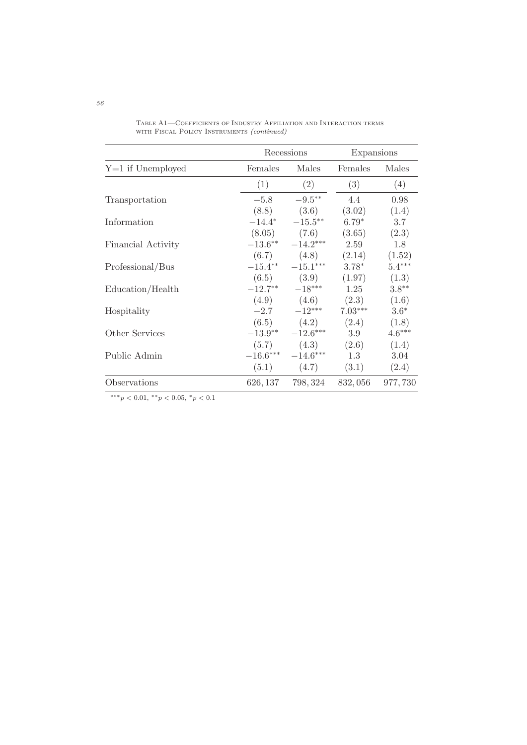Table A1—Coefficients of Industry Affiliation and Interaction terms with Fiscal Policy Instruments *(continued)*

| | Recessions | | Expansions | |
|---|---|---|---|---|
| Y=1 if Unemployed | Females | Males | Females | Males |
| | (1) | (2) | (3) | (4) |
| Transportation | $-5.8$ | $-9.5^{**}$ | 4.4 | 0.98 |
| | (8.8) | (3.6) | (3.02) | (1.4) |
| Information | $-14.4^{*}$ | $-15.5^{**}$ | $6.79^{*}$ | 3.7 |
| | (8.05) | (7.6) | (3.65) | (2.3) |
| Financial Activity | $-13.6^{**}$ | $-14.2^{***}$ | 2.59 | 1.8 |
| | (6.7) | (4.8) | (2.14) | (1.52) |
| Professional/Bus | $-15.4^{**}$ | $-15.1^{***}$ | $3.78^{*}$ | $5.4^{***}$ |
| | (6.5) | (3.9) | (1.97) | (1.3) |
| Education/Health | $-12.7^{**}$ | $-18^{***}$ | 1.25 | $3.8^{**}$ |
| | (4.9) | (4.6) | (2.3) | (1.6) |
| Hospitality | $-2.7$ | $-12^{***}$ | $7.03^{***}$ | $3.6^{*}$ |
| | (6.5) | (4.2) | (2.4) | (1.8) |
| Other Services | $-13.9^{**}$ | $-12.6^{***}$ | 3.9 | $4.6^{***}$ |
| | (5.7) | (4.3) | (2.6) | (1.4) |
| Public Admin | $-16.6^{***}$ | $-14.6^{***}$ | 1.3 | 3.04 |
| | (5.1) | (4.7) | (3.1) | (2.4) |
| Observations | 626,137 | 798,324 | 832,056 | 977,730 |

$^{***}p < 0.01$, $^{**}p < 0.05$, $^{*}p < 0.1$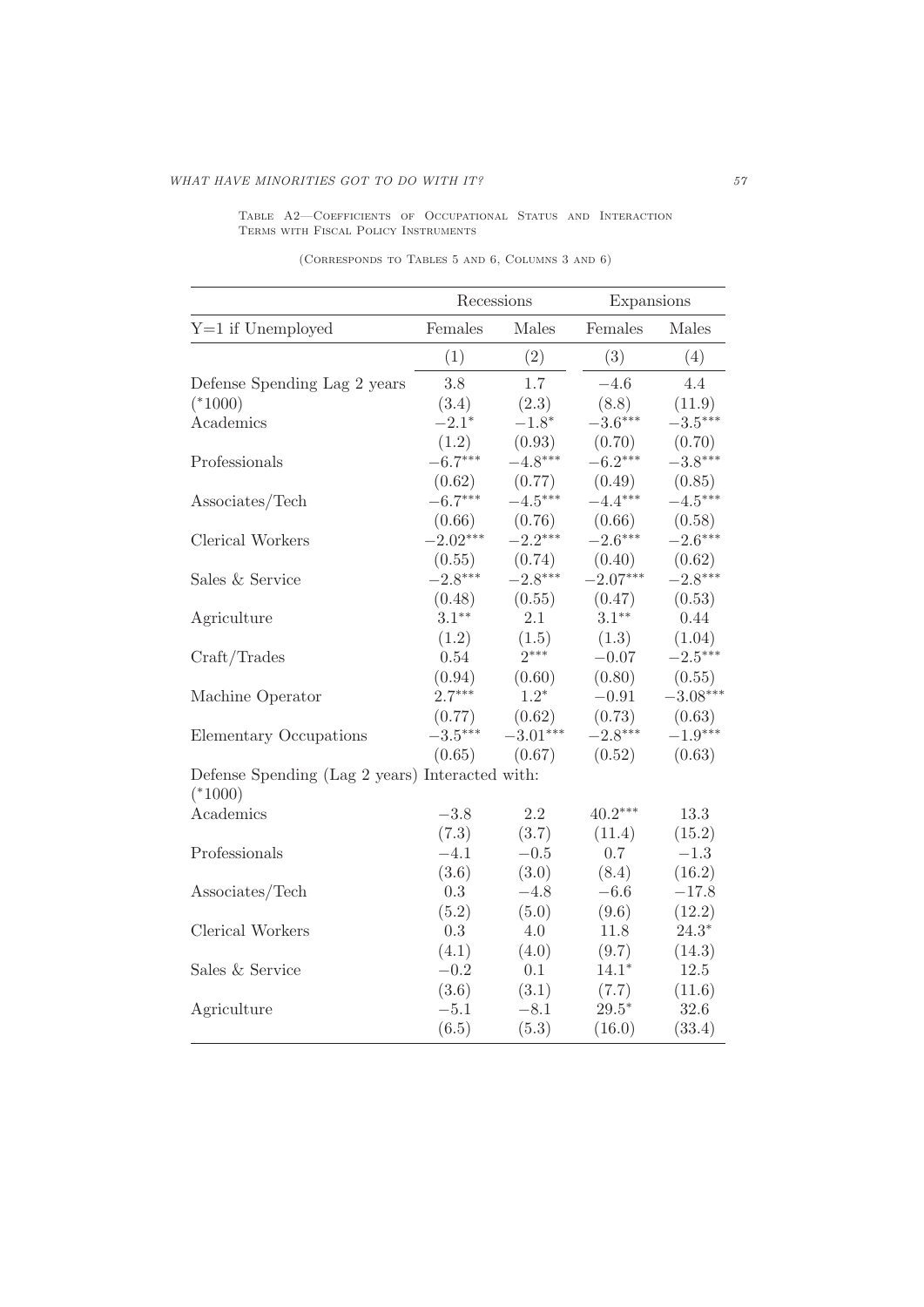Table A2—Coefficients of Occupational Status and Interaction Terms with Fiscal Policy Instruments

(Corresponds to Tables 5 and 6, Columns 3 and 6)

| | Recessions | | Expansions | |
|---|---|---|---|---|
| Y=1 if Unemployed | Females | Males | Females | Males |
| | (1) | (2) | (3) | (4) |
| Defense Spending Lag 2 years | 3.8 | 1.7 | −4.6 | 4.4 |
| (*1000) | (3.4) | (2.3) | (8.8) | (11.9) |
| Academics | −2.1* | −1.8* | −3.6*** | −3.5*** |
| | (1.2) | (0.93) | (0.70) | (0.70) |
| Professionals | −6.7*** | −4.8*** | −6.2*** | −3.8*** |
| | (0.62) | (0.77) | (0.49) | (0.85) |
| Associates/Tech | −6.7*** | −4.5*** | −4.4*** | −4.5*** |
| | (0.66) | (0.76) | (0.66) | (0.58) |
| Clerical Workers | −2.02*** | −2.2*** | −2.6*** | −2.6*** |
| | (0.55) | (0.74) | (0.40) | (0.62) |
| Sales & Service | −2.8*** | −2.8*** | −2.07*** | −2.8*** |
| | (0.48) | (0.55) | (0.47) | (0.53) |
| Agriculture | 3.1** | 2.1 | 3.1** | 0.44 |
| | (1.2) | (1.5) | (1.3) | (1.04) |
| Craft/Trades | 0.54 | 2*** | −0.07 | −2.5*** |
| | (0.94) | (0.60) | (0.80) | (0.55) |
| Machine Operator | 2.7*** | 1.2* | −0.91 | −3.08*** |
| | (0.77) | (0.62) | (0.73) | (0.63) |
| Elementary Occupations | −3.5*** | −3.01*** | −2.8*** | −1.9*** |
| | (0.65) | (0.67) | (0.52) | (0.63) |
| Defense Spending (Lag 2 years) Interacted with: (*1000) | | | | |
| Academics | −3.8 | 2.2 | 40.2*** | 13.3 |
| | (7.3) | (3.7) | (11.4) | (15.2) |
| Professionals | −4.1 | −0.5 | 0.7 | −1.3 |
| | (3.6) | (3.0) | (8.4) | (16.2) |
| Associates/Tech | 0.3 | −4.8 | −6.6 | −17.8 |
| | (5.2) | (5.0) | (9.6) | (12.2) |
| Clerical Workers | 0.3 | 4.0 | 11.8 | 24.3* |
| | (4.1) | (4.0) | (9.7) | (14.3) |
| Sales & Service | −0.2 | 0.1 | 14.1* | 12.5 |
| | (3.6) | (3.1) | (7.7) | (11.6) |
| Agriculture | −5.1 | −8.1 | 29.5* | 32.6 |
| | (6.5) | (5.3) | (16.0) | (33.4) |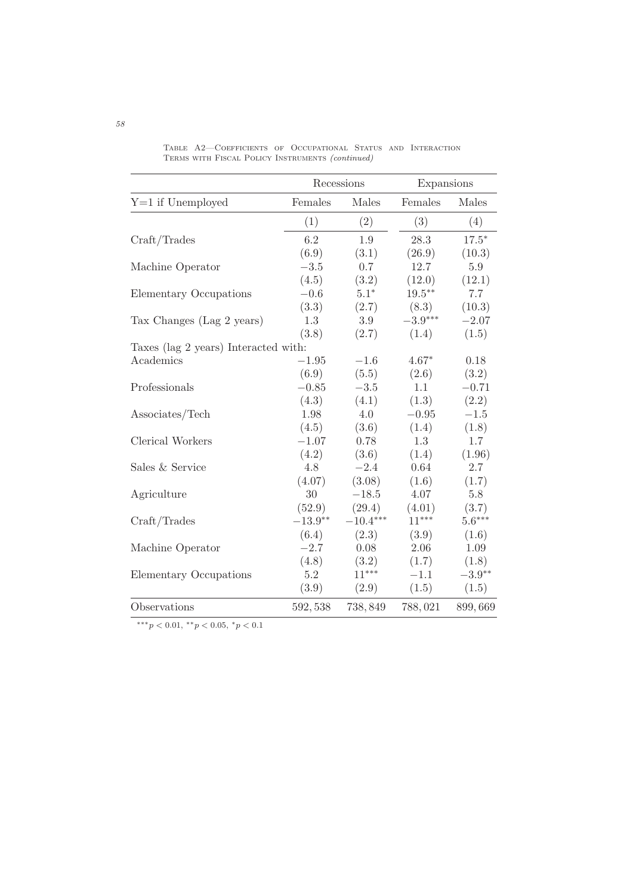Table A2—Coefficients of Occupational Status and Interaction Terms with Fiscal Policy Instruments *(continued)*

| | Recessions | | Expansions | |
|---|---|---|---|---|
| Y=1 if Unemployed | Females | Males | Females | Males |
| | (1) | (2) | (3) | (4) |
| Craft/Trades | 6.2 | 1.9 | 28.3 | $17.5^{*}$ |
| | (6.9) | (3.1) | (26.9) | (10.3) |
| Machine Operator | $-3.5$ | 0.7 | 12.7 | 5.9 |
| | (4.5) | (3.2) | (12.0) | (12.1) |
| Elementary Occupations | $-0.6$ | $5.1^{*}$ | $19.5^{**}$ | 7.7 |
| | (3.3) | (2.7) | (8.3) | (10.3) |
| Tax Changes (Lag 2 years) | 1.3 | 3.9 | $-3.9^{***}$ | $-2.07$ |
| | (3.8) | (2.7) | (1.4) | (1.5) |
| Taxes (lag 2 years) Interacted with: | | | | |
| Academics | $-1.95$ | $-1.6$ | $4.67^{*}$ | 0.18 |
| | (6.9) | (5.5) | (2.6) | (3.2) |
| Professionals | $-0.85$ | $-3.5$ | 1.1 | $-0.71$ |
| | (4.3) | (4.1) | (1.3) | (2.2) |
| Associates/Tech | 1.98 | 4.0 | $-0.95$ | $-1.5$ |
| | (4.5) | (3.6) | (1.4) | (1.8) |
| Clerical Workers | $-1.07$ | 0.78 | 1.3 | 1.7 |
| | (4.2) | (3.6) | (1.4) | (1.96) |
| Sales & Service | 4.8 | $-2.4$ | 0.64 | 2.7 |
| | (4.07) | (3.08) | (1.6) | (1.7) |
| Agriculture | 30 | $-18.5$ | 4.07 | 5.8 |
| | (52.9) | (29.4) | (4.01) | (3.7) |
| Craft/Trades | $-13.9^{**}$ | $-10.4^{***}$ | $11^{***}$ | $5.6^{***}$ |
| | (6.4) | (2.3) | (3.9) | (1.6) |
| Machine Operator | $-2.7$ | 0.08 | 2.06 | 1.09 |
| | (4.8) | (3.2) | (1.7) | (1.8) |
| Elementary Occupations | 5.2 | $11^{***}$ | $-1.1$ | $-3.9^{**}$ |
| | (3.9) | (2.9) | (1.5) | (1.5) |
| Observations | 592,538 | 738,849 | 788,021 | 899,669 |

$^{***}p < 0.01$, $^{**}p < 0.05$, $^{*}p < 0.1$